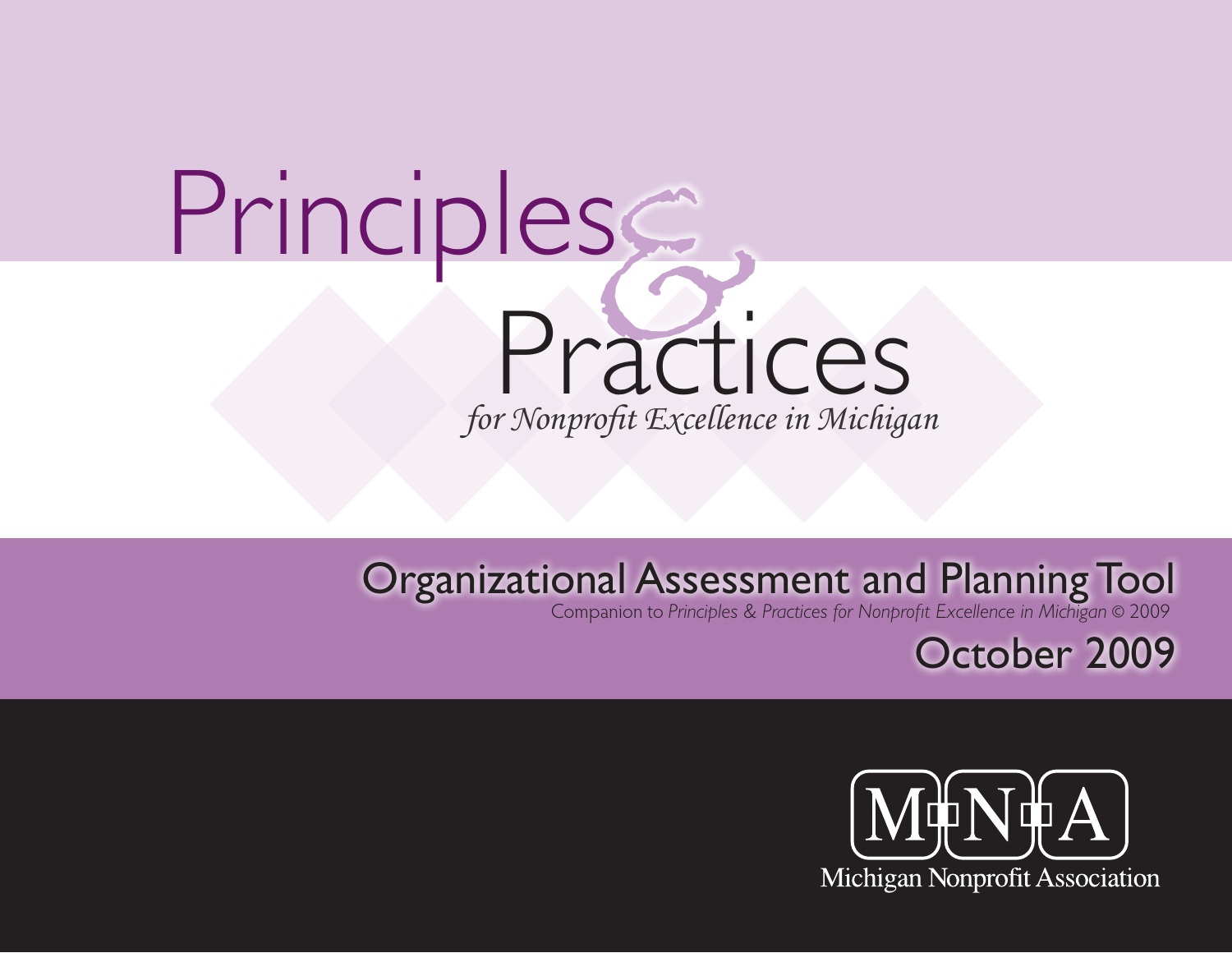# Principles & Practices

*for Nonprofit Excellence in Michigan*

## Organizational Assessment and Planning Tool

Companion to *Principles & Practices for Nonprofit Excellence in Michigan* © 2009

October 2009

MNA

Michigan Nonprofit Association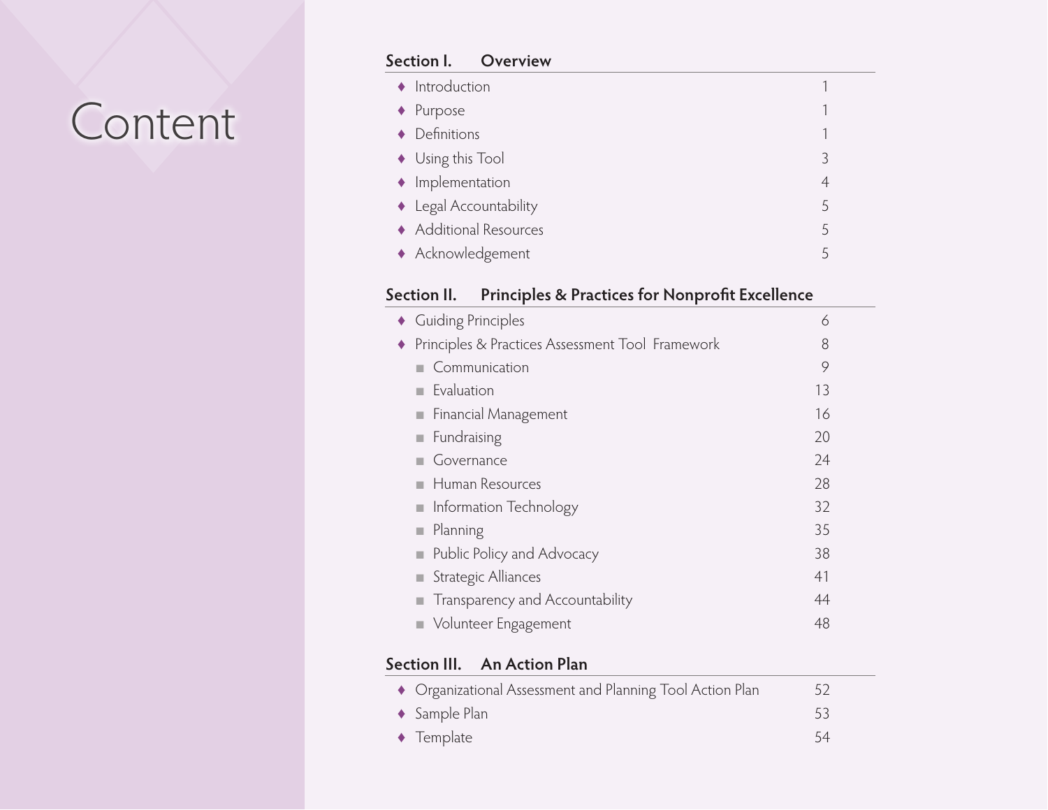# Content

## Section I. Overview

- Introduction 1
- Purpose 1
- Definitions 1
- Using this Tool 3
- Implementation 4
- Legal Accountability 5
- Additional Resources 5
- Acknowledgement 5

## Section II. Principles & Practices for Nonprofit Excellence

- Guiding Principles 6
- Principles & Practices Assessment Tool Framework 8
  - Communication 9
  - Evaluation 13
  - Financial Management 16
  - Fundraising 20
  - Governance 24
  - Human Resources 28
  - Information Technology 32
  - Planning 35
  - Public Policy and Advocacy 38
  - Strategic Alliances 41
  - Transparency and Accountability 44
  - Volunteer Engagement 48

## Section III. An Action Plan

- Organizational Assessment and Planning Tool Action Plan 52
- Sample Plan 53
- Template 54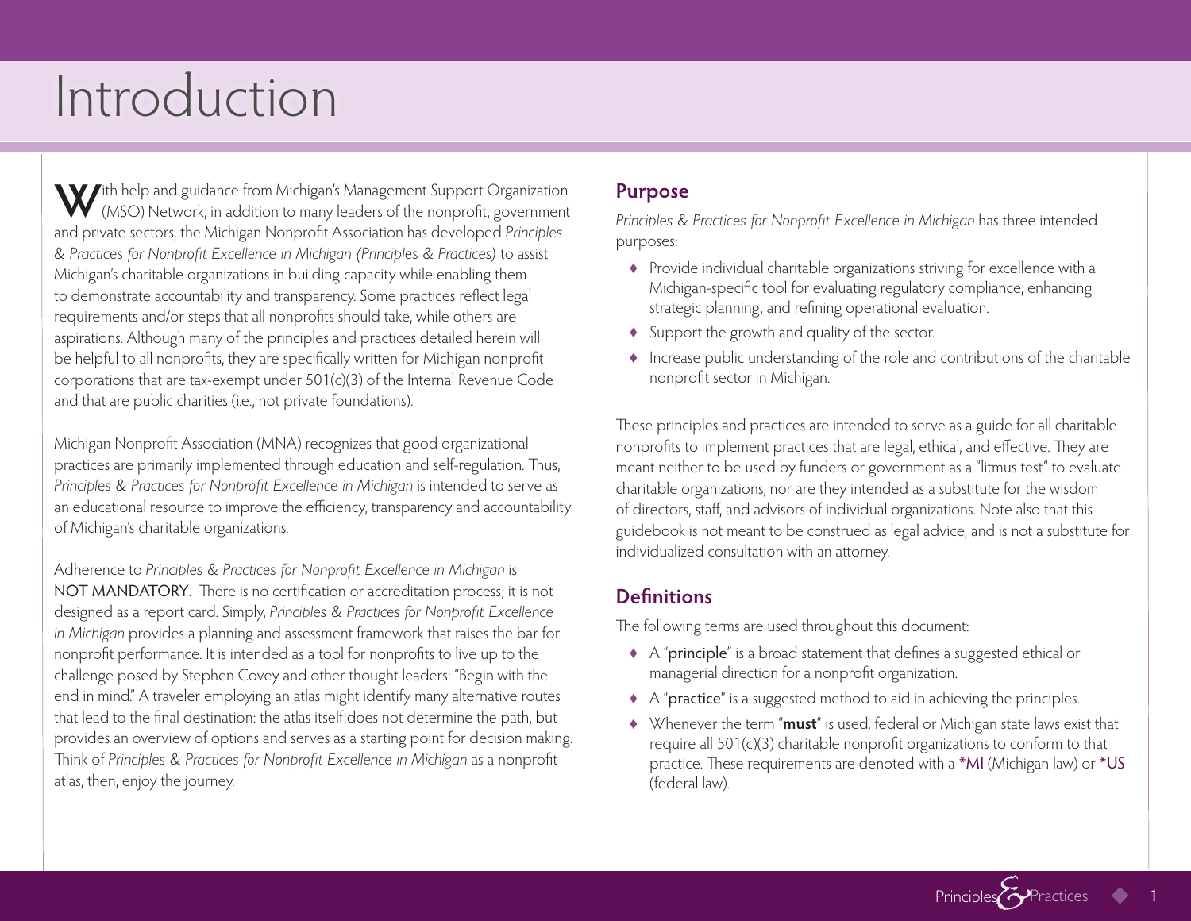# Introduction

With help and guidance from Michigan's Management Support Organization (MSO) Network, in addition to many leaders of the nonprofit, government and private sectors, the Michigan Nonprofit Association has developed *Principles & Practices for Nonprofit Excellence in Michigan (Principles & Practices)* to assist Michigan's charitable organizations in building capacity while enabling them to demonstrate accountability and transparency. Some practices reflect legal requirements and/or steps that all nonprofits should take, while others are aspirations. Although many of the principles and practices detailed herein will be helpful to all nonprofits, they are specifically written for Michigan nonprofit corporations that are tax-exempt under 501(c)(3) of the Internal Revenue Code and that are public charities (i.e., not private foundations).

Michigan Nonprofit Association (MNA) recognizes that good organizational practices are primarily implemented through education and self-regulation. Thus, *Principles & Practices for Nonprofit Excellence in Michigan* is intended to serve as an educational resource to improve the efficiency, transparency and accountability of Michigan's charitable organizations.

Adherence to *Principles & Practices for Nonprofit Excellence in Michigan* is NOT MANDATORY. There is no certification or accreditation process; it is not designed as a report card. Simply, *Principles & Practices for Nonprofit Excellence in Michigan* provides a planning and assessment framework that raises the bar for nonprofit performance. It is intended as a tool for nonprofits to live up to the challenge posed by Stephen Covey and other thought leaders: "Begin with the end in mind." A traveler employing an atlas might identify many alternative routes that lead to the final destination: the atlas itself does not determine the path, but provides an overview of options and serves as a starting point for decision making. Think of *Principles & Practices for Nonprofit Excellence in Michigan* as a nonprofit atlas, then, enjoy the journey.

## Purpose

*Principles & Practices for Nonprofit Excellence in Michigan* has three intended purposes:

- Provide individual charitable organizations striving for excellence with a Michigan-specific tool for evaluating regulatory compliance, enhancing strategic planning, and refining operational evaluation.
- Support the growth and quality of the sector.
- Increase public understanding of the role and contributions of the charitable nonprofit sector in Michigan.

These principles and practices are intended to serve as a guide for all charitable nonprofits to implement practices that are legal, ethical, and effective. They are meant neither to be used by funders or government as a "litmus test" to evaluate charitable organizations, nor are they intended as a substitute for the wisdom of directors, staff, and advisors of individual organizations. Note also that this guidebook is not meant to be construed as legal advice, and is not a substitute for individualized consultation with an attorney.

## Definitions

The following terms are used throughout this document:

- A "principle" is a broad statement that defines a suggested ethical or managerial direction for a nonprofit organization.
- A "practice" is a suggested method to aid in achieving the principles.
- Whenever the term "**must**" is used, federal or Michigan state laws exist that require all 501(c)(3) charitable nonprofit organizations to conform to that practice. These requirements are denoted with a *MI (Michigan law) or *US (federal law).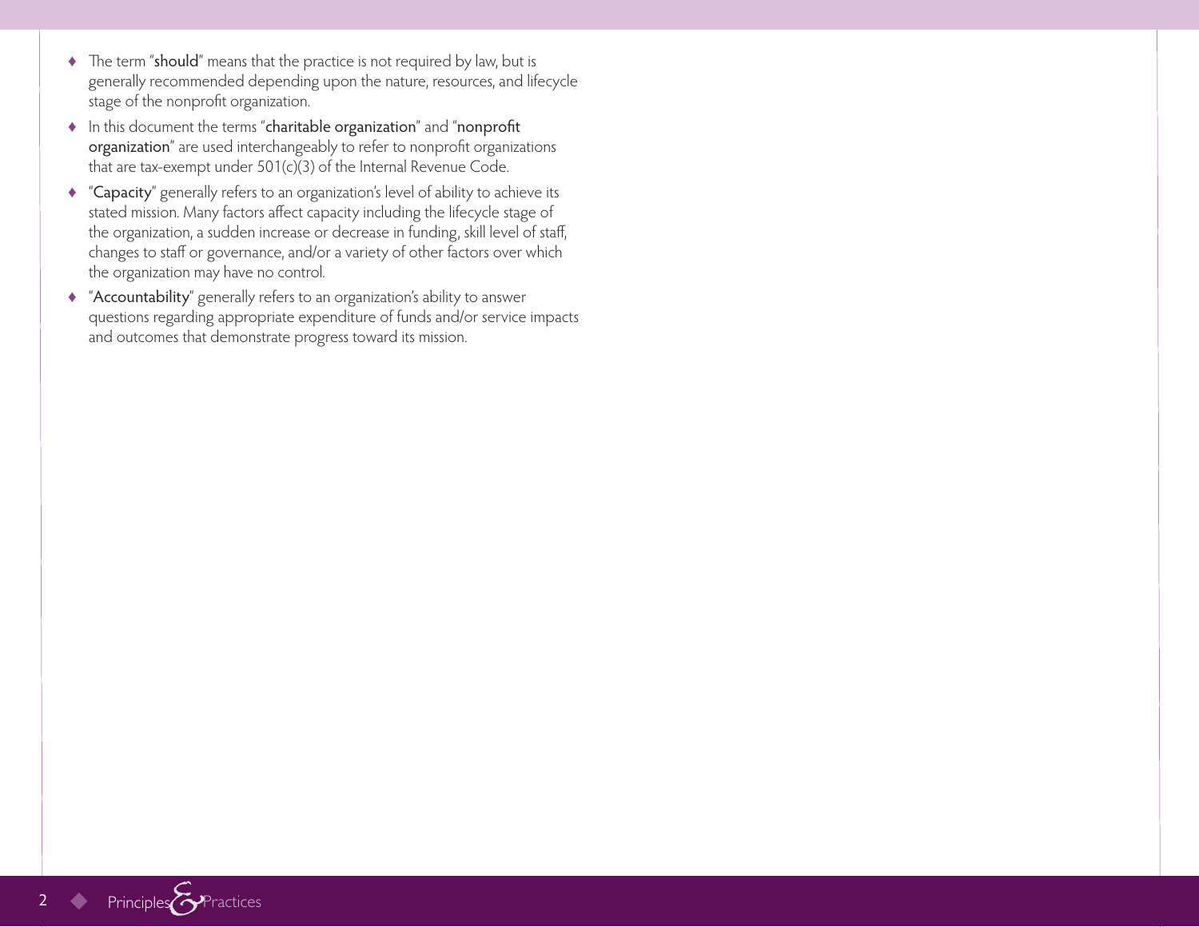- The term "**should**" means that the practice is not required by law, but is generally recommended depending upon the nature, resources, and lifecycle stage of the nonprofit organization.
- In this document the terms "**charitable organization**" and "**nonprofit organization**" are used interchangeably to refer to nonprofit organizations that are tax-exempt under 501(c)(3) of the Internal Revenue Code.
- "**Capacity**" generally refers to an organization's level of ability to achieve its stated mission. Many factors affect capacity including the lifecycle stage of the organization, a sudden increase or decrease in funding, skill level of staff, changes to staff or governance, and/or a variety of other factors over which the organization may have no control.
- "**Accountability**" generally refers to an organization's ability to answer questions regarding appropriate expenditure of funds and/or service impacts and outcomes that demonstrate progress toward its mission.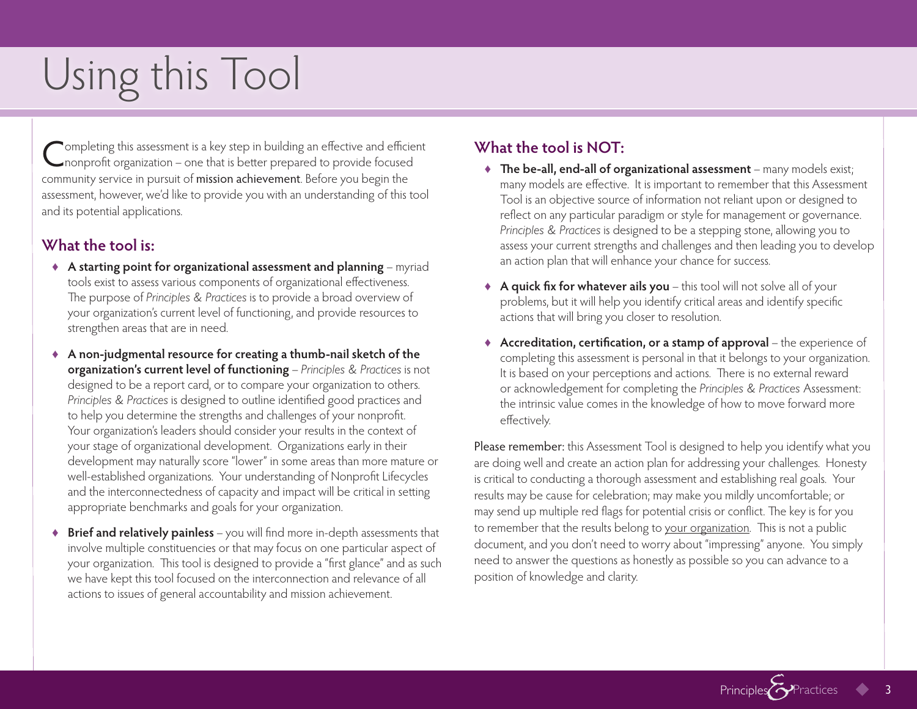# Using this Tool

Completing this assessment is a key step in building an effective and efficient nonprofit organization – one that is better prepared to provide focused community service in pursuit of mission achievement. Before you begin the assessment, however, we'd like to provide you with an understanding of this tool and its potential applications.

## What the tool is:

- **A starting point for organizational assessment and planning** – myriad tools exist to assess various components of organizational effectiveness. The purpose of *Principles & Practices* is to provide a broad overview of your organization's current level of functioning, and provide resources to strengthen areas that are in need.

- **A non-judgmental resource for creating a thumb-nail sketch of the organization's current level of functioning** – *Principles & Practices* is not designed to be a report card, or to compare your organization to others. *Principles & Practices* is designed to outline identified good practices and to help you determine the strengths and challenges of your nonprofit. Your organization's leaders should consider your results in the context of your stage of organizational development. Organizations early in their development may naturally score "lower" in some areas than more mature or well-established organizations. Your understanding of Nonprofit Lifecycles and the interconnectedness of capacity and impact will be critical in setting appropriate benchmarks and goals for your organization.

- **Brief and relatively painless** – you will find more in-depth assessments that involve multiple constituencies or that may focus on one particular aspect of your organization. This tool is designed to provide a "first glance" and as such we have kept this tool focused on the interconnection and relevance of all actions to issues of general accountability and mission achievement.

## What the tool is NOT:

- **The be-all, end-all of organizational assessment** – many models exist; many models are effective. It is important to remember that this Assessment Tool is an objective source of information not reliant upon or designed to reflect on any particular paradigm or style for management or governance. *Principles & Practices* is designed to be a stepping stone, allowing you to assess your current strengths and challenges and then leading you to develop an action plan that will enhance your chance for success.

- **A quick fix for whatever ails you** – this tool will not solve all of your problems, but it will help you identify critical areas and identify specific actions that will bring you closer to resolution.

- **Accreditation, certification, or a stamp of approval** – the experience of completing this assessment is personal in that it belongs to your organization. It is based on your perceptions and actions. There is no external reward or acknowledgement for completing the *Principles & Practices* Assessment: the intrinsic value comes in the knowledge of how to move forward more effectively.

Please remember: this Assessment Tool is designed to help you identify what you are doing well and create an action plan for addressing your challenges. Honesty is critical to conducting a thorough assessment and establishing real goals. Your results may be cause for celebration; may make you mildly uncomfortable; or may send up multiple red flags for potential crisis or conflict. The key is for you to remember that the results belong to your organization. This is not a public document, and you don't need to worry about "impressing" anyone. You simply need to answer the questions as honestly as possible so you can advance to a position of knowledge and clarity.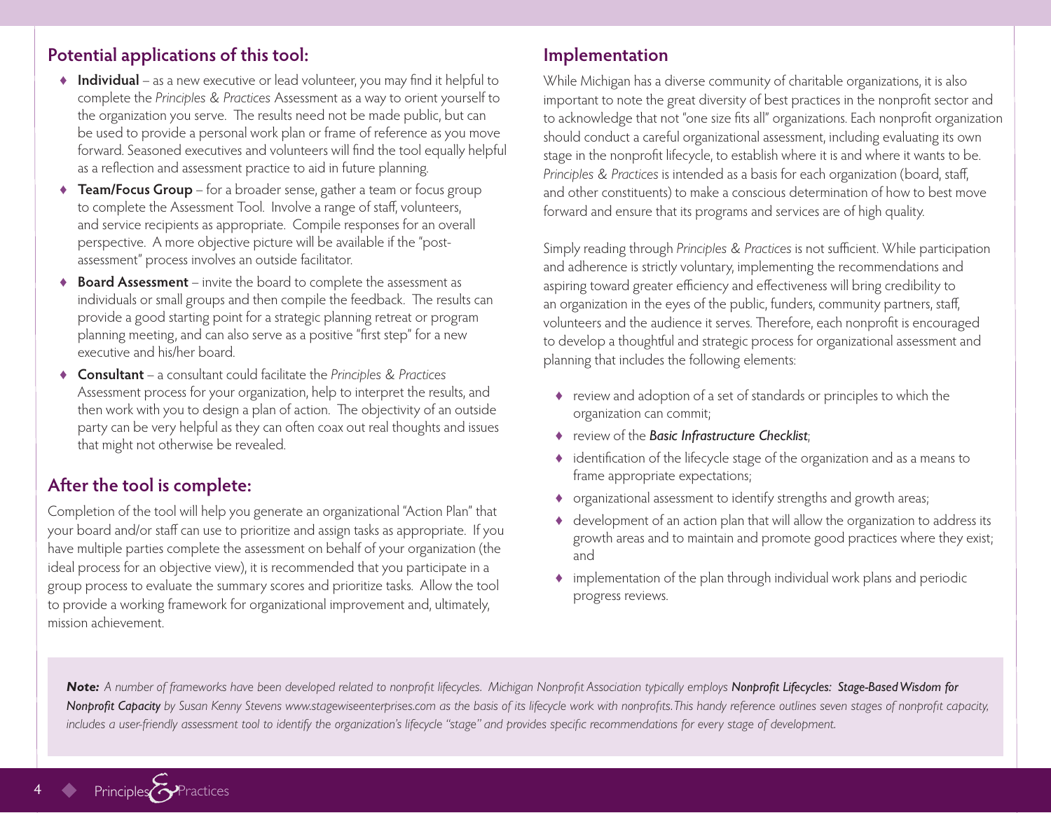## Potential applications of this tool:

- **Individual** – as a new executive or lead volunteer, you may find it helpful to complete the *Principles & Practices* Assessment as a way to orient yourself to the organization you serve. The results need not be made public, but can be used to provide a personal work plan or frame of reference as you move forward. Seasoned executives and volunteers will find the tool equally helpful as a reflection and assessment practice to aid in future planning.
- **Team/Focus Group** – for a broader sense, gather a team or focus group to complete the Assessment Tool. Involve a range of staff, volunteers, and service recipients as appropriate. Compile responses for an overall perspective. A more objective picture will be available if the "post-assessment" process involves an outside facilitator.
- **Board Assessment** – invite the board to complete the assessment as individuals or small groups and then compile the feedback. The results can provide a good starting point for a strategic planning retreat or program planning meeting, and can also serve as a positive "first step" for a new executive and his/her board.
- **Consultant** – a consultant could facilitate the *Principles & Practices* Assessment process for your organization, help to interpret the results, and then work with you to design a plan of action. The objectivity of an outside party can be very helpful as they can often coax out real thoughts and issues that might not otherwise be revealed.

## After the tool is complete:

Completion of the tool will help you generate an organizational "Action Plan" that your board and/or staff can use to prioritize and assign tasks as appropriate. If you have multiple parties complete the assessment on behalf of your organization (the ideal process for an objective view), it is recommended that you participate in a group process to evaluate the summary scores and prioritize tasks. Allow the tool to provide a working framework for organizational improvement and, ultimately, mission achievement.

## Implementation

While Michigan has a diverse community of charitable organizations, it is also important to note the great diversity of best practices in the nonprofit sector and to acknowledge that not "one size fits all" organizations. Each nonprofit organization should conduct a careful organizational assessment, including evaluating its own stage in the nonprofit lifecycle, to establish where it is and where it wants to be. *Principles & Practices* is intended as a basis for each organization (board, staff, and other constituents) to make a conscious determination of how to best move forward and ensure that its programs and services are of high quality.

Simply reading through *Principles & Practices* is not sufficient. While participation and adherence is strictly voluntary, implementing the recommendations and aspiring toward greater efficiency and effectiveness will bring credibility to an organization in the eyes of the public, funders, community partners, staff, volunteers and the audience it serves. Therefore, each nonprofit is encouraged to develop a thoughtful and strategic process for organizational assessment and planning that includes the following elements:

- review and adoption of a set of standards or principles to which the organization can commit;
- review of the ***Basic Infrastructure Checklist***;
- identification of the lifecycle stage of the organization and as a means to frame appropriate expectations;
- organizational assessment to identify strengths and growth areas;
- development of an action plan that will allow the organization to address its growth areas and to maintain and promote good practices where they exist; and
- implementation of the plan through individual work plans and periodic progress reviews.

***Note:*** *A number of frameworks have been developed related to nonprofit lifecycles. Michigan Nonprofit Association typically employs* ***Nonprofit Lifecycles: Stage-Based Wisdom for Nonprofit Capacity*** *by Susan Kenny Stevens www.stagewiseenterprises.com as the basis of its lifecycle work with nonprofits. This handy reference outlines seven stages of nonprofit capacity, includes a user-friendly assessment tool to identify the organization's lifecycle "stage" and provides specific recommendations for every stage of development.*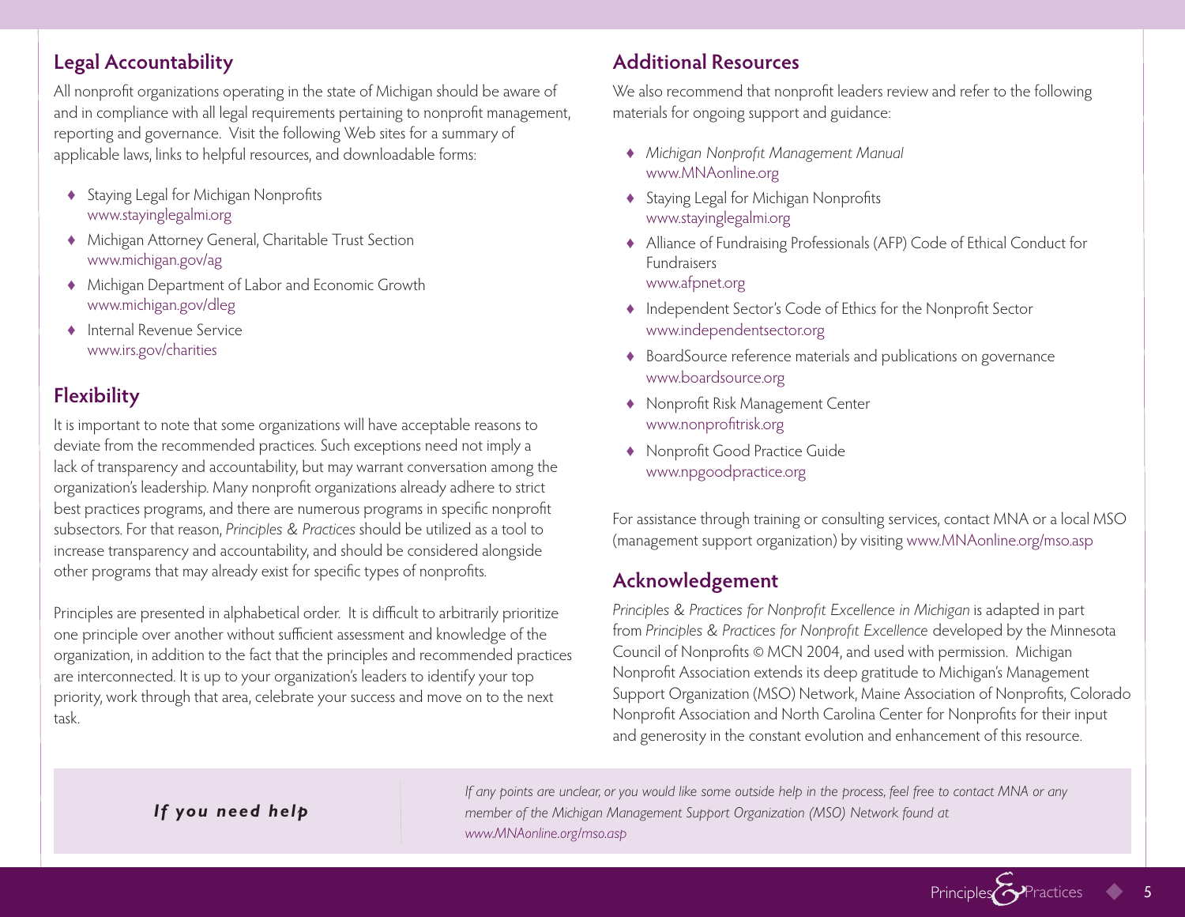## Legal Accountability

All nonprofit organizations operating in the state of Michigan should be aware of and in compliance with all legal requirements pertaining to nonprofit management, reporting and governance. Visit the following Web sites for a summary of applicable laws, links to helpful resources, and downloadable forms:

- Staying Legal for Michigan Nonprofits
  www.stayinglegalmi.org
- Michigan Attorney General, Charitable Trust Section
  www.michigan.gov/ag
- Michigan Department of Labor and Economic Growth
  www.michigan.gov/dleg
- Internal Revenue Service
  www.irs.gov/charities

## Flexibility

It is important to note that some organizations will have acceptable reasons to deviate from the recommended practices. Such exceptions need not imply a lack of transparency and accountability, but may warrant conversation among the organization's leadership. Many nonprofit organizations already adhere to strict best practices programs, and there are numerous programs in specific nonprofit subsectors. For that reason, *Principles & Practices* should be utilized as a tool to increase transparency and accountability, and should be considered alongside other programs that may already exist for specific types of nonprofits.

Principles are presented in alphabetical order. It is difficult to arbitrarily prioritize one principle over another without sufficient assessment and knowledge of the organization, in addition to the fact that the principles and recommended practices are interconnected. It is up to your organization's leaders to identify your top priority, work through that area, celebrate your success and move on to the next task.

## Additional Resources

We also recommend that nonprofit leaders review and refer to the following materials for ongoing support and guidance:

- *Michigan Nonprofit Management Manual*
  www.MNAonline.org
- Staying Legal for Michigan Nonprofits
  www.stayinglegalmi.org
- Alliance of Fundraising Professionals (AFP) Code of Ethical Conduct for Fundraisers
  www.afpnet.org
- Independent Sector's Code of Ethics for the Nonprofit Sector
  www.independentsector.org
- BoardSource reference materials and publications on governance
  www.boardsource.org
- Nonprofit Risk Management Center
  www.nonprofitrisk.org
- Nonprofit Good Practice Guide
  www.npgoodpractice.org

For assistance through training or consulting services, contact MNA or a local MSO (management support organization) by visiting www.MNAonline.org/mso.asp

## Acknowledgement

*Principles & Practices for Nonprofit Excellence in Michigan* is adapted in part from *Principles & Practices for Nonprofit Excellence* developed by the Minnesota Council of Nonprofits © MCN 2004, and used with permission. Michigan Nonprofit Association extends its deep gratitude to Michigan's Management Support Organization (MSO) Network, Maine Association of Nonprofits, Colorado Nonprofit Association and North Carolina Center for Nonprofits for their input and generosity in the constant evolution and enhancement of this resource.

***If you need help***

*If any points are unclear, or you would like some outside help in the process, feel free to contact MNA or any member of the Michigan Management Support Organization (MSO) Network found at www.MNAonline.org/mso.asp*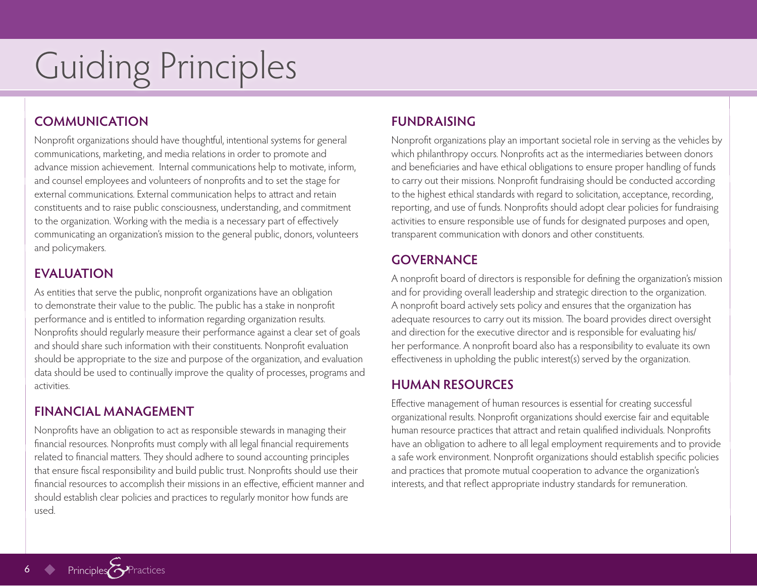# Guiding Principles

## COMMUNICATION

Nonprofit organizations should have thoughtful, intentional systems for general communications, marketing, and media relations in order to promote and advance mission achievement. Internal communications help to motivate, inform, and counsel employees and volunteers of nonprofits and to set the stage for external communications. External communication helps to attract and retain constituents and to raise public consciousness, understanding, and commitment to the organization. Working with the media is a necessary part of effectively communicating an organization's mission to the general public, donors, volunteers and policymakers.

## EVALUATION

As entities that serve the public, nonprofit organizations have an obligation to demonstrate their value to the public. The public has a stake in nonprofit performance and is entitled to information regarding organization results. Nonprofits should regularly measure their performance against a clear set of goals and should share such information with their constituents. Nonprofit evaluation should be appropriate to the size and purpose of the organization, and evaluation data should be used to continually improve the quality of processes, programs and activities.

## FINANCIAL MANAGEMENT

Nonprofits have an obligation to act as responsible stewards in managing their financial resources. Nonprofits must comply with all legal financial requirements related to financial matters. They should adhere to sound accounting principles that ensure fiscal responsibility and build public trust. Nonprofits should use their financial resources to accomplish their missions in an effective, efficient manner and should establish clear policies and practices to regularly monitor how funds are used.

## FUNDRAISING

Nonprofit organizations play an important societal role in serving as the vehicles by which philanthropy occurs. Nonprofits act as the intermediaries between donors and beneficiaries and have ethical obligations to ensure proper handling of funds to carry out their missions. Nonprofit fundraising should be conducted according to the highest ethical standards with regard to solicitation, acceptance, recording, reporting, and use of funds. Nonprofits should adopt clear policies for fundraising activities to ensure responsible use of funds for designated purposes and open, transparent communication with donors and other constituents.

## GOVERNANCE

A nonprofit board of directors is responsible for defining the organization's mission and for providing overall leadership and strategic direction to the organization. A nonprofit board actively sets policy and ensures that the organization has adequate resources to carry out its mission. The board provides direct oversight and direction for the executive director and is responsible for evaluating his/her performance. A nonprofit board also has a responsibility to evaluate its own effectiveness in upholding the public interest(s) served by the organization.

## HUMAN RESOURCES

Effective management of human resources is essential for creating successful organizational results. Nonprofit organizations should exercise fair and equitable human resource practices that attract and retain qualified individuals. Nonprofits have an obligation to adhere to all legal employment requirements and to provide a safe work environment. Nonprofit organizations should establish specific policies and practices that promote mutual cooperation to advance the organization's interests, and that reflect appropriate industry standards for remuneration.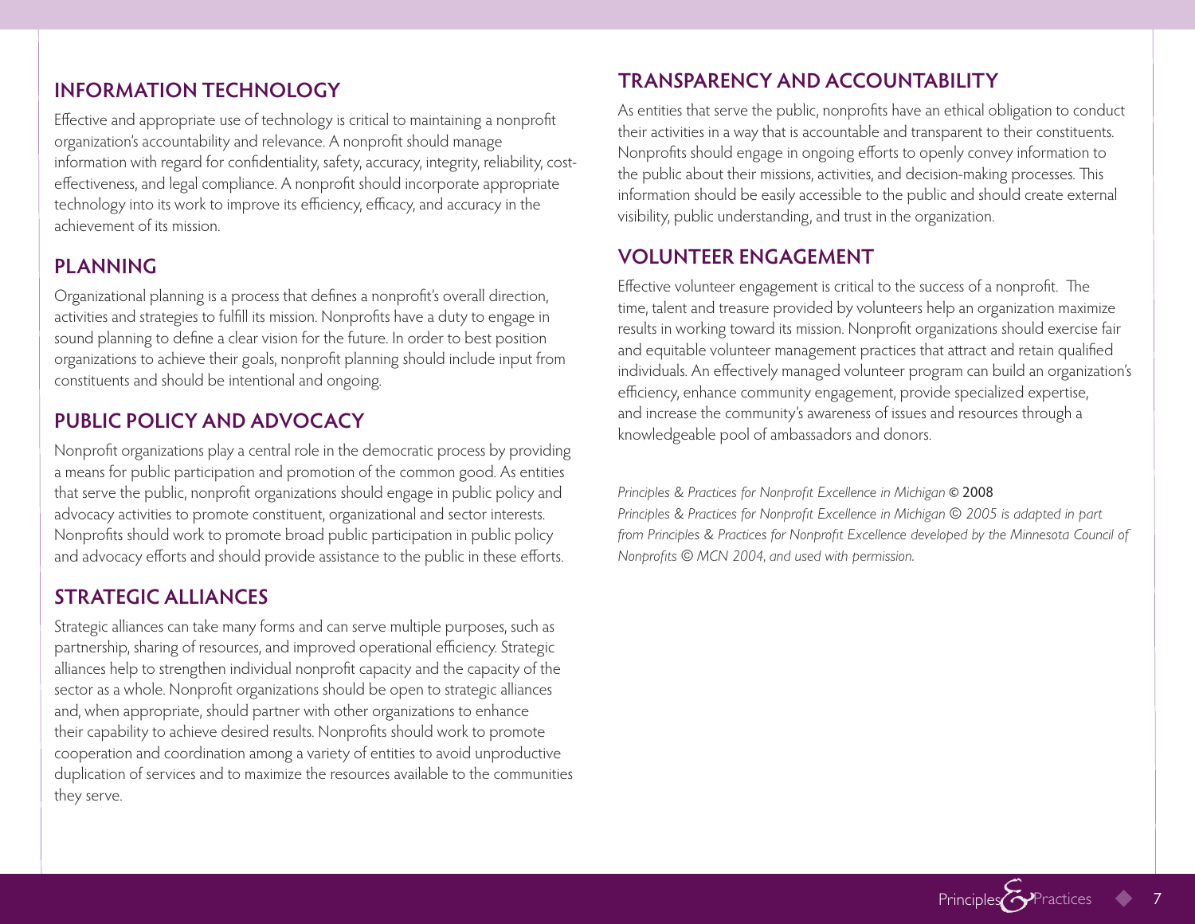## INFORMATION TECHNOLOGY

Effective and appropriate use of technology is critical to maintaining a nonprofit organization's accountability and relevance. A nonprofit should manage information with regard for confidentiality, safety, accuracy, integrity, reliability, cost-effectiveness, and legal compliance. A nonprofit should incorporate appropriate technology into its work to improve its efficiency, efficacy, and accuracy in the achievement of its mission.

## PLANNING

Organizational planning is a process that defines a nonprofit's overall direction, activities and strategies to fulfill its mission. Nonprofits have a duty to engage in sound planning to define a clear vision for the future. In order to best position organizations to achieve their goals, nonprofit planning should include input from constituents and should be intentional and ongoing.

## PUBLIC POLICY AND ADVOCACY

Nonprofit organizations play a central role in the democratic process by providing a means for public participation and promotion of the common good. As entities that serve the public, nonprofit organizations should engage in public policy and advocacy activities to promote constituent, organizational and sector interests. Nonprofits should work to promote broad public participation in public policy and advocacy efforts and should provide assistance to the public in these efforts.

## STRATEGIC ALLIANCES

Strategic alliances can take many forms and can serve multiple purposes, such as partnership, sharing of resources, and improved operational efficiency. Strategic alliances help to strengthen individual nonprofit capacity and the capacity of the sector as a whole. Nonprofit organizations should be open to strategic alliances and, when appropriate, should partner with other organizations to enhance their capability to achieve desired results. Nonprofits should work to promote cooperation and coordination among a variety of entities to avoid unproductive duplication of services and to maximize the resources available to the communities they serve.

## TRANSPARENCY AND ACCOUNTABILITY

As entities that serve the public, nonprofits have an ethical obligation to conduct their activities in a way that is accountable and transparent to their constituents. Nonprofits should engage in ongoing efforts to openly convey information to the public about their missions, activities, and decision-making processes. This information should be easily accessible to the public and should create external visibility, public understanding, and trust in the organization.

## VOLUNTEER ENGAGEMENT

Effective volunteer engagement is critical to the success of a nonprofit. The time, talent and treasure provided by volunteers help an organization maximize results in working toward its mission. Nonprofit organizations should exercise fair and equitable volunteer management practices that attract and retain qualified individuals. An effectively managed volunteer program can build an organization's efficiency, enhance community engagement, provide specialized expertise, and increase the community's awareness of issues and resources through a knowledgeable pool of ambassadors and donors.

*Principles & Practices for Nonprofit Excellence in Michigan* © 2008
*Principles & Practices for Nonprofit Excellence in Michigan © 2005 is adapted in part from Principles & Practices for Nonprofit Excellence developed by the Minnesota Council of Nonprofits © MCN 2004, and used with permission.*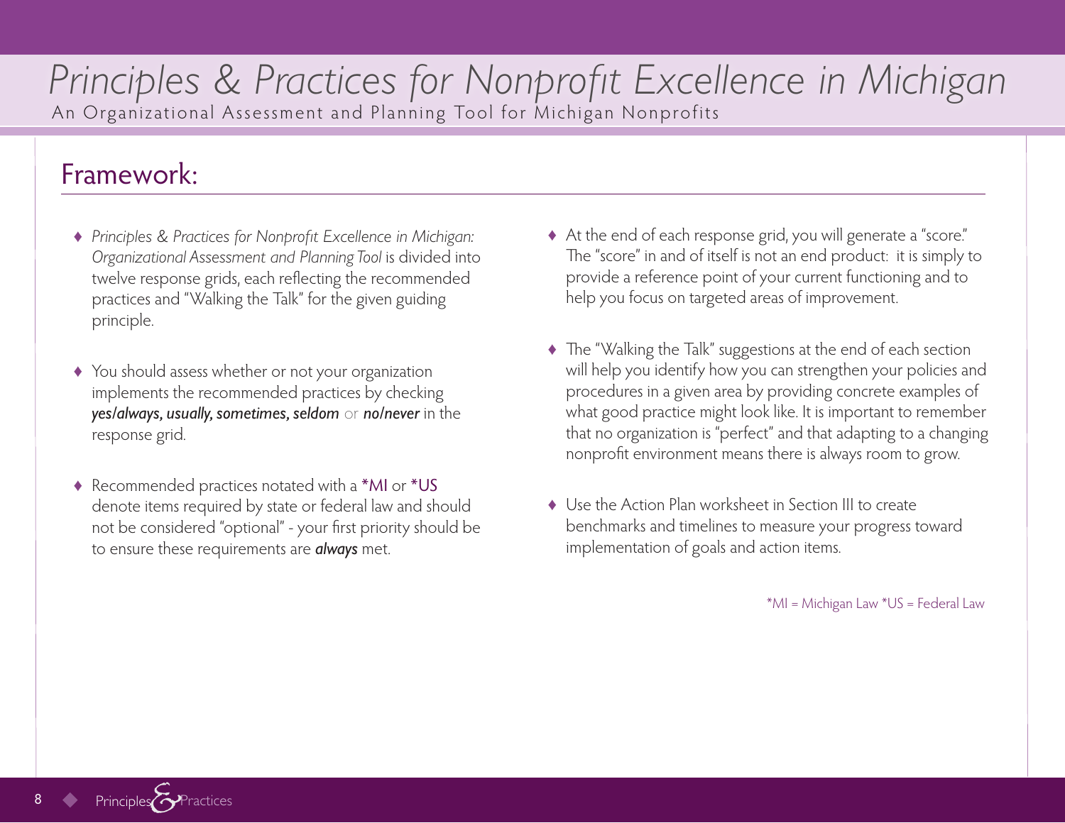## Framework:

- *Principles & Practices for Nonprofit Excellence in Michigan: Organizational Assessment and Planning Tool* is divided into twelve response grids, each reflecting the recommended practices and "Walking the Talk" for the given guiding principle.

- You should assess whether or not your organization implements the recommended practices by checking ***yes/always, usually, sometimes, seldom*** or ***no/never*** in the response grid.

- Recommended practices notated with a *MI or *US denote items required by state or federal law and should not be considered "optional" - your first priority should be to ensure these requirements are ***always*** met.

- At the end of each response grid, you will generate a "score." The "score" in and of itself is not an end product: it is simply to provide a reference point of your current functioning and to help you focus on targeted areas of improvement.

- The "Walking the Talk" suggestions at the end of each section will help you identify how you can strengthen your policies and procedures in a given area by providing concrete examples of what good practice might look like. It is important to remember that no organization is "perfect" and that adapting to a changing nonprofit environment means there is always room to grow.

- Use the Action Plan worksheet in Section III to create benchmarks and timelines to measure your progress toward implementation of goals and action items.

*MI = Michigan Law *US = Federal Law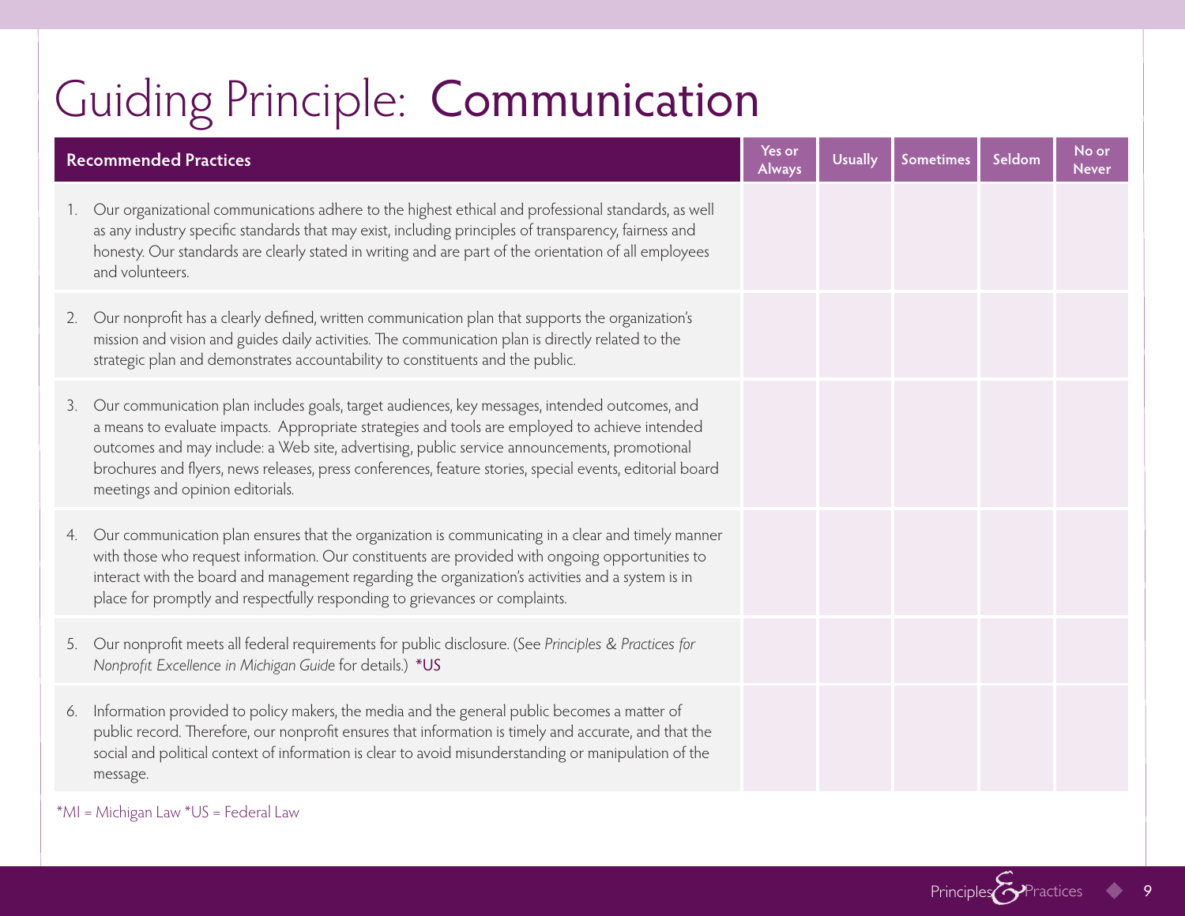# Guiding Principle: Communication

| Recommended Practices | Yes or Always | Usually | Sometimes | Seldom | No or Never |
|---|---|---|---|---|---|
| 1. Our organizational communications adhere to the highest ethical and professional standards, as well as any industry specific standards that may exist, including principles of transparency, fairness and honesty. Our standards are clearly stated in writing and are part of the orientation of all employees and volunteers. | | | | | |
| 2. Our nonprofit has a clearly defined, written communication plan that supports the organization's mission and vision and guides daily activities. The communication plan is directly related to the strategic plan and demonstrates accountability to constituents and the public. | | | | | |
| 3. Our communication plan includes goals, target audiences, key messages, intended outcomes, and a means to evaluate impacts. Appropriate strategies and tools are employed to achieve intended outcomes and may include: a Web site, advertising, public service announcements, promotional brochures and flyers, news releases, press conferences, feature stories, special events, editorial board meetings and opinion editorials. | | | | | |
| 4. Our communication plan ensures that the organization is communicating in a clear and timely manner with those who request information. Our constituents are provided with ongoing opportunities to interact with the board and management regarding the organization's activities and a system is in place for promptly and respectfully responding to grievances or complaints. | | | | | |
| 5. Our nonprofit meets all federal requirements for public disclosure. (See *Principles & Practices for Nonprofit Excellence in Michigan Guide* for details.) *US | | | | | |
| 6. Information provided to policy makers, the media and the general public becomes a matter of public record. Therefore, our nonprofit ensures that information is timely and accurate, and that the social and political context of information is clear to avoid misunderstanding or manipulation of the message. | | | | | |

*MI = Michigan Law *US = Federal Law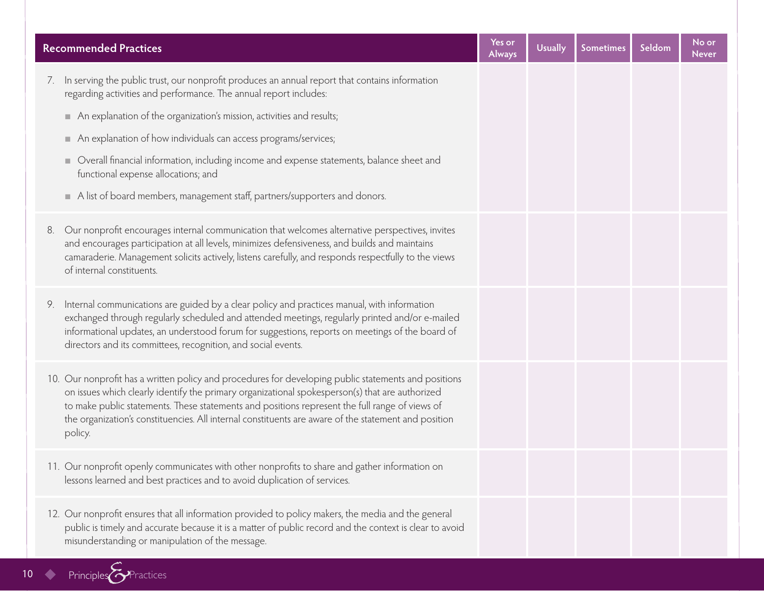| Recommended Practices | Yes or Always | Usually | Sometimes | Seldom | No or Never |
|---|---|---|---|---|---|
| 7. In serving the public trust, our nonprofit produces an annual report that contains information regarding activities and performance. The annual report includes:<br>■ An explanation of the organization's mission, activities and results;<br>■ An explanation of how individuals can access programs/services;<br>■ Overall financial information, including income and expense statements, balance sheet and functional expense allocations; and<br>■ A list of board members, management staff, partners/supporters and donors. | | | | | |
| 8. Our nonprofit encourages internal communication that welcomes alternative perspectives, invites and encourages participation at all levels, minimizes defensiveness, and builds and maintains camaraderie. Management solicits actively, listens carefully, and responds respectfully to the views of internal constituents. | | | | | |
| 9. Internal communications are guided by a clear policy and practices manual, with information exchanged through regularly scheduled and attended meetings, regularly printed and/or e-mailed informational updates, an understood forum for suggestions, reports on meetings of the board of directors and its committees, recognition, and social events. | | | | | |
| 10. Our nonprofit has a written policy and procedures for developing public statements and positions on issues which clearly identify the primary organizational spokesperson(s) that are authorized to make public statements. These statements and positions represent the full range of views of the organization's constituencies. All internal constituents are aware of the statement and position policy. | | | | | |
| 11. Our nonprofit openly communicates with other nonprofits to share and gather information on lessons learned and best practices and to avoid duplication of services. | | | | | |
| 12. Our nonprofit ensures that all information provided to policy makers, the media and the general public is timely and accurate because it is a matter of public record and the context is clear to avoid misunderstanding or manipulation of the message. | | | | | |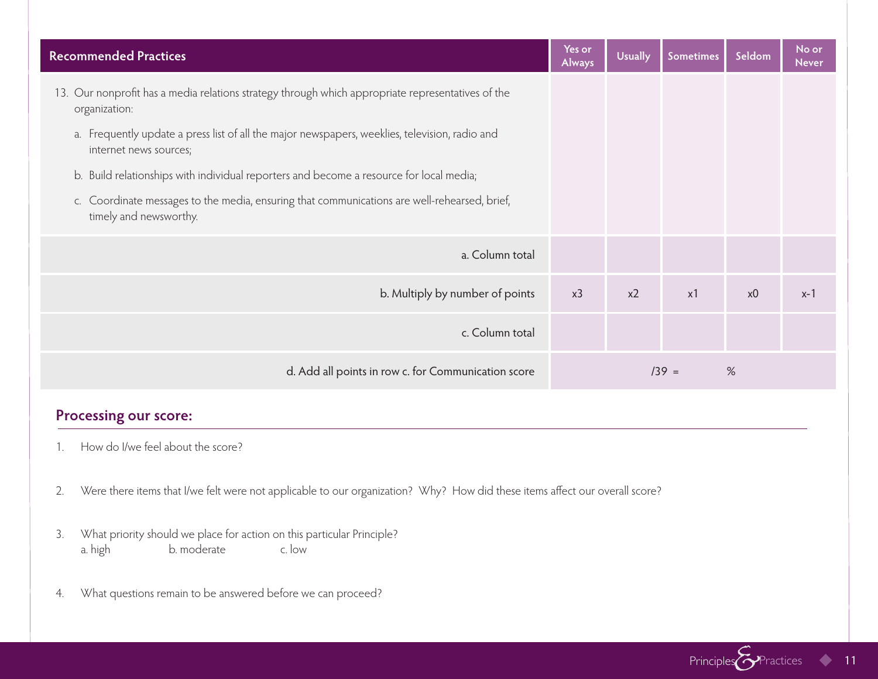| Recommended Practices | Yes or Always | Usually | Sometimes | Seldom | No or Never |
|---|---|---|---|---|---|
| 13. Our nonprofit has a media relations strategy through which appropriate representatives of the organization:<br>a. Frequently update a press list of all the major newspapers, weeklies, television, radio and internet news sources;<br>b. Build relationships with individual reporters and become a resource for local media;<br>c. Coordinate messages to the media, ensuring that communications are well-rehearsed, brief, timely and newsworthy. | | | | | |
| a. Column total | | | | | |
| b. Multiply by number of points | x3 | x2 | x1 | x0 | x-1 |
| c. Column total | | | | | |
| d. Add all points in row c. for Communication score | /39 = | | % | | |

## Processing our score:

1. How do I/we feel about the score?

2. Were there items that I/we felt were not applicable to our organization? Why? How did these items affect our overall score?

3. What priority should we place for action on this particular Principle?
   a. high  b. moderate  c. low

4. What questions remain to be answered before we can proceed?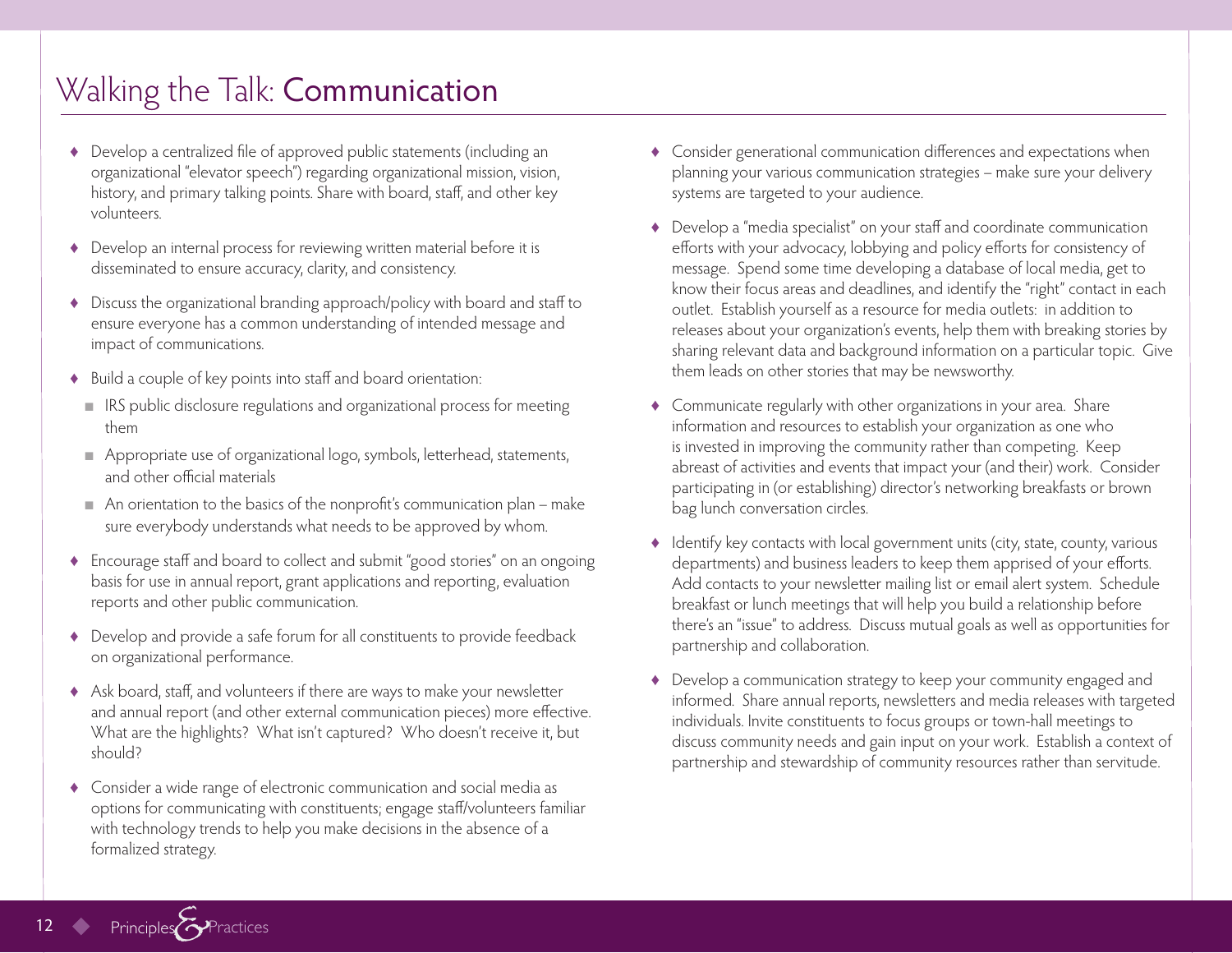# Walking the Talk: **Communication**

- Develop a centralized file of approved public statements (including an organizational "elevator speech") regarding organizational mission, vision, history, and primary talking points. Share with board, staff, and other key volunteers.
- Develop an internal process for reviewing written material before it is disseminated to ensure accuracy, clarity, and consistency.
- Discuss the organizational branding approach/policy with board and staff to ensure everyone has a common understanding of intended message and impact of communications.
- Build a couple of key points into staff and board orientation:
  - IRS public disclosure regulations and organizational process for meeting them
  - Appropriate use of organizational logo, symbols, letterhead, statements, and other official materials
  - An orientation to the basics of the nonprofit's communication plan – make sure everybody understands what needs to be approved by whom.
- Encourage staff and board to collect and submit "good stories" on an ongoing basis for use in annual report, grant applications and reporting, evaluation reports and other public communication.
- Develop and provide a safe forum for all constituents to provide feedback on organizational performance.
- Ask board, staff, and volunteers if there are ways to make your newsletter and annual report (and other external communication pieces) more effective. What are the highlights? What isn't captured? Who doesn't receive it, but should?
- Consider a wide range of electronic communication and social media as options for communicating with constituents; engage staff/volunteers familiar with technology trends to help you make decisions in the absence of a formalized strategy.
- Consider generational communication differences and expectations when planning your various communication strategies – make sure your delivery systems are targeted to your audience.
- Develop a "media specialist" on your staff and coordinate communication efforts with your advocacy, lobbying and policy efforts for consistency of message. Spend some time developing a database of local media, get to know their focus areas and deadlines, and identify the "right" contact in each outlet. Establish yourself as a resource for media outlets: in addition to releases about your organization's events, help them with breaking stories by sharing relevant data and background information on a particular topic. Give them leads on other stories that may be newsworthy.
- Communicate regularly with other organizations in your area. Share information and resources to establish your organization as one who is invested in improving the community rather than competing. Keep abreast of activities and events that impact your (and their) work. Consider participating in (or establishing) director's networking breakfasts or brown bag lunch conversation circles.
- Identify key contacts with local government units (city, state, county, various departments) and business leaders to keep them apprised of your efforts. Add contacts to your newsletter mailing list or email alert system. Schedule breakfast or lunch meetings that will help you build a relationship before there's an "issue" to address. Discuss mutual goals as well as opportunities for partnership and collaboration.
- Develop a communication strategy to keep your community engaged and informed. Share annual reports, newsletters and media releases with targeted individuals. Invite constituents to focus groups or town-hall meetings to discuss community needs and gain input on your work. Establish a context of partnership and stewardship of community resources rather than servitude.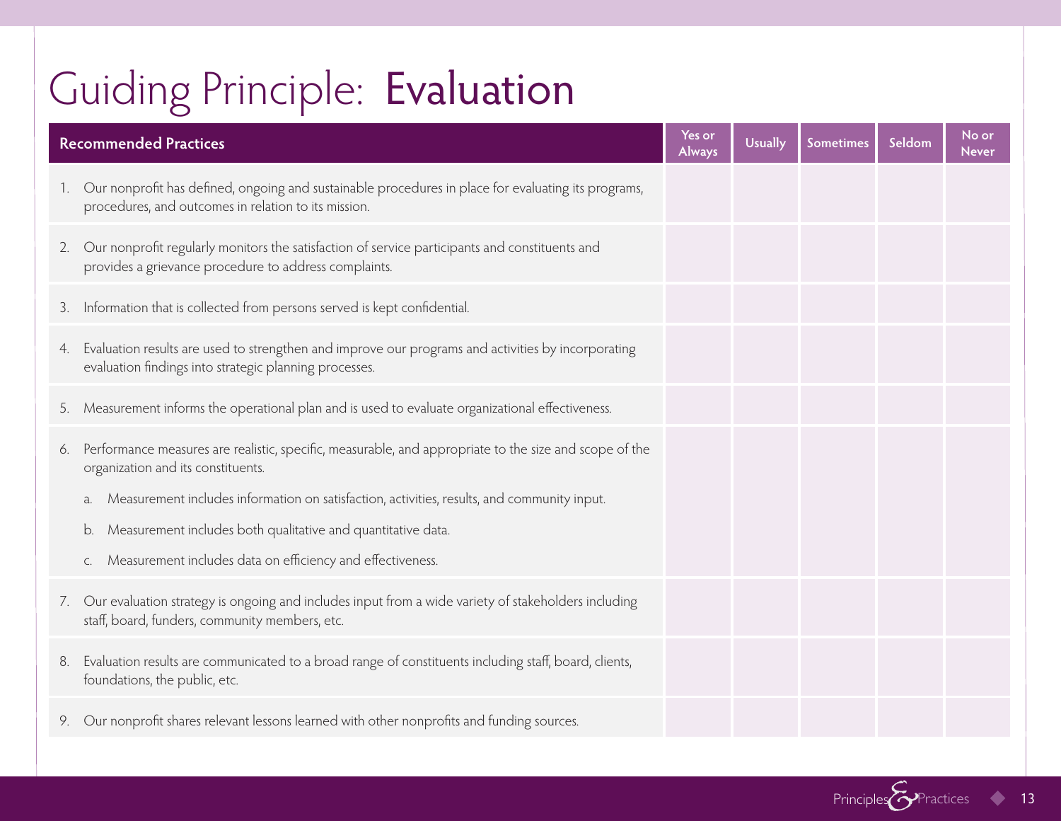# Guiding Principle: Evaluation

| Recommended Practices | Yes or Always | Usually | Sometimes | Seldom | No or Never |
|---|---|---|---|---|---|
| 1. Our nonprofit has defined, ongoing and sustainable procedures in place for evaluating its programs, procedures, and outcomes in relation to its mission. | | | | | |
| 2. Our nonprofit regularly monitors the satisfaction of service participants and constituents and provides a grievance procedure to address complaints. | | | | | |
| 3. Information that is collected from persons served is kept confidential. | | | | | |
| 4. Evaluation results are used to strengthen and improve our programs and activities by incorporating evaluation findings into strategic planning processes. | | | | | |
| 5. Measurement informs the operational plan and is used to evaluate organizational effectiveness. | | | | | |
| 6. Performance measures are realistic, specific, measurable, and appropriate to the size and scope of the organization and its constituents.<br>a. Measurement includes information on satisfaction, activities, results, and community input.<br>b. Measurement includes both qualitative and quantitative data.<br>c. Measurement includes data on efficiency and effectiveness. | | | | | |
| 7. Our evaluation strategy is ongoing and includes input from a wide variety of stakeholders including staff, board, funders, community members, etc. | | | | | |
| 8. Evaluation results are communicated to a broad range of constituents including staff, board, clients, foundations, the public, etc. | | | | | |
| 9. Our nonprofit shares relevant lessons learned with other nonprofits and funding sources. | | | | | |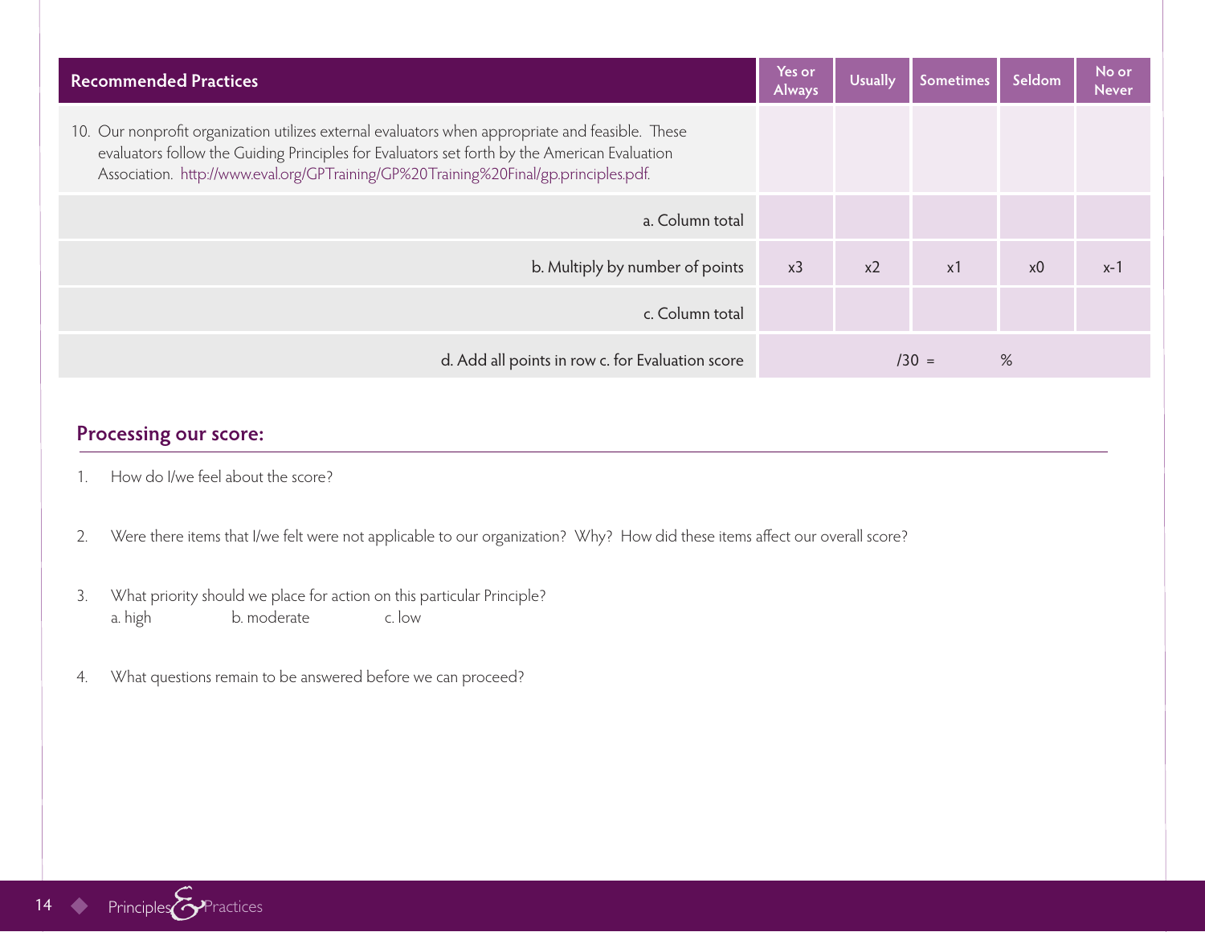| Recommended Practices | Yes or Always | Usually | Sometimes | Seldom | No or Never |
|---|---|---|---|---|---|
| 10. Our nonprofit organization utilizes external evaluators when appropriate and feasible. These evaluators follow the Guiding Principles for Evaluators set forth by the American Evaluation Association. http://www.eval.org/GPTraining/GP%20Training%20Final/gp.principles.pdf. | | | | | |
| a. Column total | | | | | |
| b. Multiply by number of points | x3 | x2 | x1 | x0 | x-1 |
| c. Column total | | | | | |
| d. Add all points in row c. for Evaluation score | /30 = | | % | | |

## Processing our score:

1. How do I/we feel about the score?

2. Were there items that I/we felt were not applicable to our organization? Why? How did these items affect our overall score?

3. What priority should we place for action on this particular Principle?
   a. high      b. moderate      c. low

4. What questions remain to be answered before we can proceed?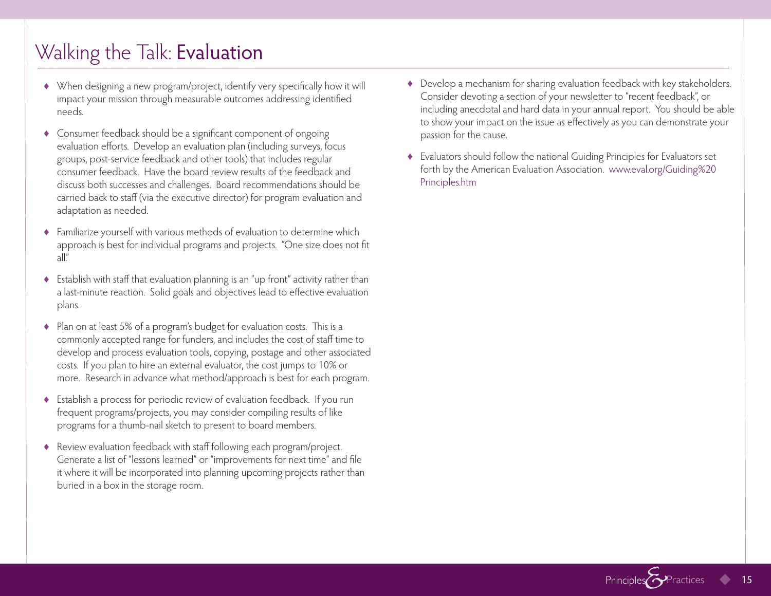# Walking the Talk: Evaluation

- When designing a new program/project, identify very specifically how it will impact your mission through measurable outcomes addressing identified needs.
- Consumer feedback should be a significant component of ongoing evaluation efforts. Develop an evaluation plan (including surveys, focus groups, post-service feedback and other tools) that includes regular consumer feedback. Have the board review results of the feedback and discuss both successes and challenges. Board recommendations should be carried back to staff (via the executive director) for program evaluation and adaptation as needed.
- Familiarize yourself with various methods of evaluation to determine which approach is best for individual programs and projects. "One size does not fit all."
- Establish with staff that evaluation planning is an "up front" activity rather than a last-minute reaction. Solid goals and objectives lead to effective evaluation plans.
- Plan on at least 5% of a program's budget for evaluation costs. This is a commonly accepted range for funders, and includes the cost of staff time to develop and process evaluation tools, copying, postage and other associated costs. If you plan to hire an external evaluator, the cost jumps to 10% or more. Research in advance what method/approach is best for each program.
- Establish a process for periodic review of evaluation feedback. If you run frequent programs/projects, you may consider compiling results of like programs for a thumb-nail sketch to present to board members.
- Review evaluation feedback with staff following each program/project. Generate a list of "lessons learned" or "improvements for next time" and file it where it will be incorporated into planning upcoming projects rather than buried in a box in the storage room.
- Develop a mechanism for sharing evaluation feedback with key stakeholders. Consider devoting a section of your newsletter to "recent feedback", or including anecdotal and hard data in your annual report. You should be able to show your impact on the issue as effectively as you can demonstrate your passion for the cause.
- Evaluators should follow the national Guiding Principles for Evaluators set forth by the American Evaluation Association. www.eval.org/Guiding%20Principles.htm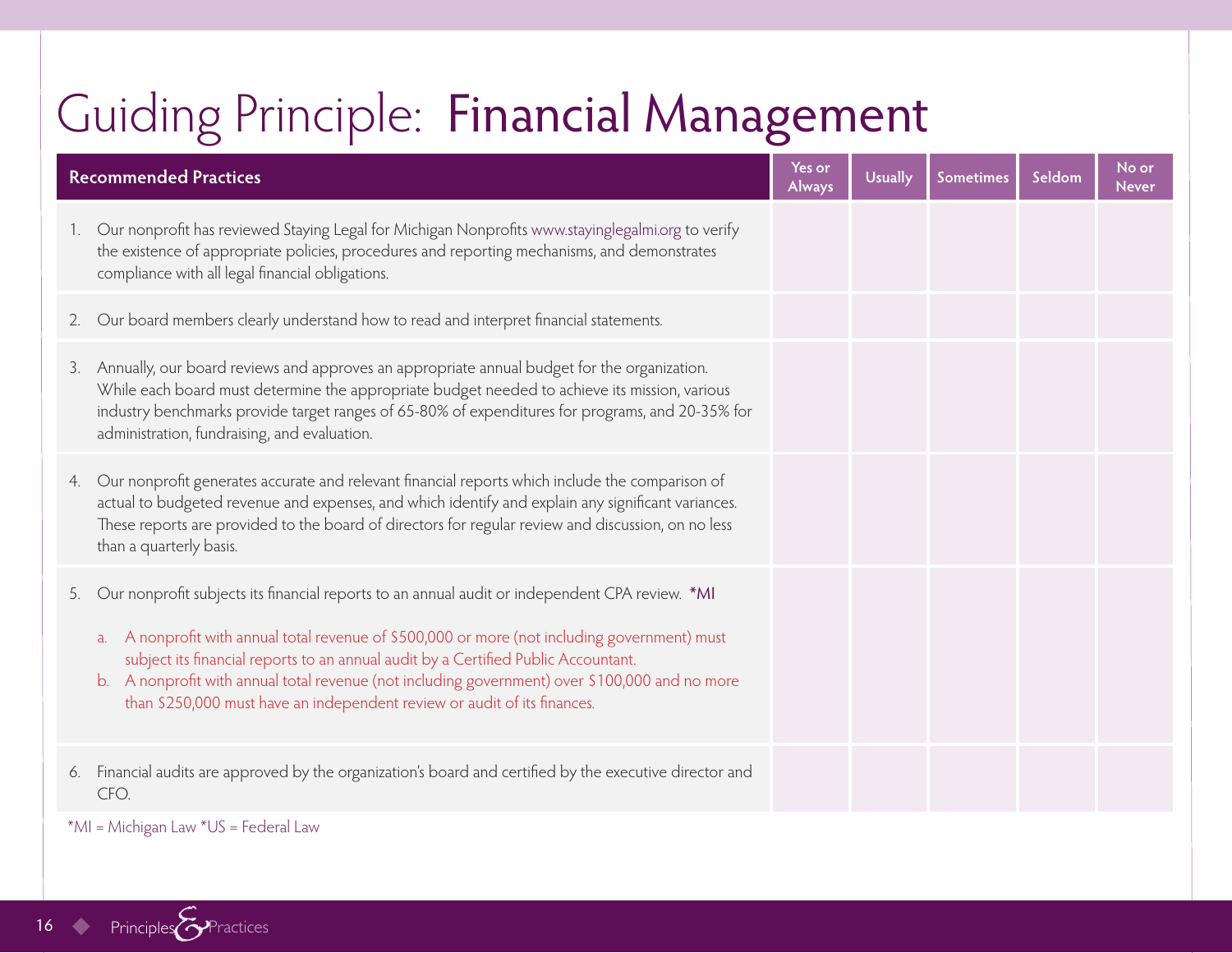# Guiding Principle: Financial Management

| Recommended Practices | Yes or Always | Usually | Sometimes | Seldom | No or Never |
|---|---|---|---|---|---|
| 1. Our nonprofit has reviewed Staying Legal for Michigan Nonprofits www.stayinglegalmi.org to verify the existence of appropriate policies, procedures and reporting mechanisms, and demonstrates compliance with all legal financial obligations. | | | | | |
| 2. Our board members clearly understand how to read and interpret financial statements. | | | | | |
| 3. Annually, our board reviews and approves an appropriate annual budget for the organization. While each board must determine the appropriate budget needed to achieve its mission, various industry benchmarks provide target ranges of 65-80% of expenditures for programs, and 20-35% for administration, fundraising, and evaluation. | | | | | |
| 4. Our nonprofit generates accurate and relevant financial reports which include the comparison of actual to budgeted revenue and expenses, and which identify and explain any significant variances. These reports are provided to the board of directors for regular review and discussion, on no less than a quarterly basis. | | | | | |
| 5. Our nonprofit subjects its financial reports to an annual audit or independent CPA review. *MI<br>a. A nonprofit with annual total revenue of $500,000 or more (not including government) must subject its financial reports to an annual audit by a Certified Public Accountant.<br>b. A nonprofit with annual total revenue (not including government) over $100,000 and no more than $250,000 must have an independent review or audit of its finances. | | | | | |
| 6. Financial audits are approved by the organization's board and certified by the executive director and CFO. | | | | | |

*MI = Michigan Law *US = Federal Law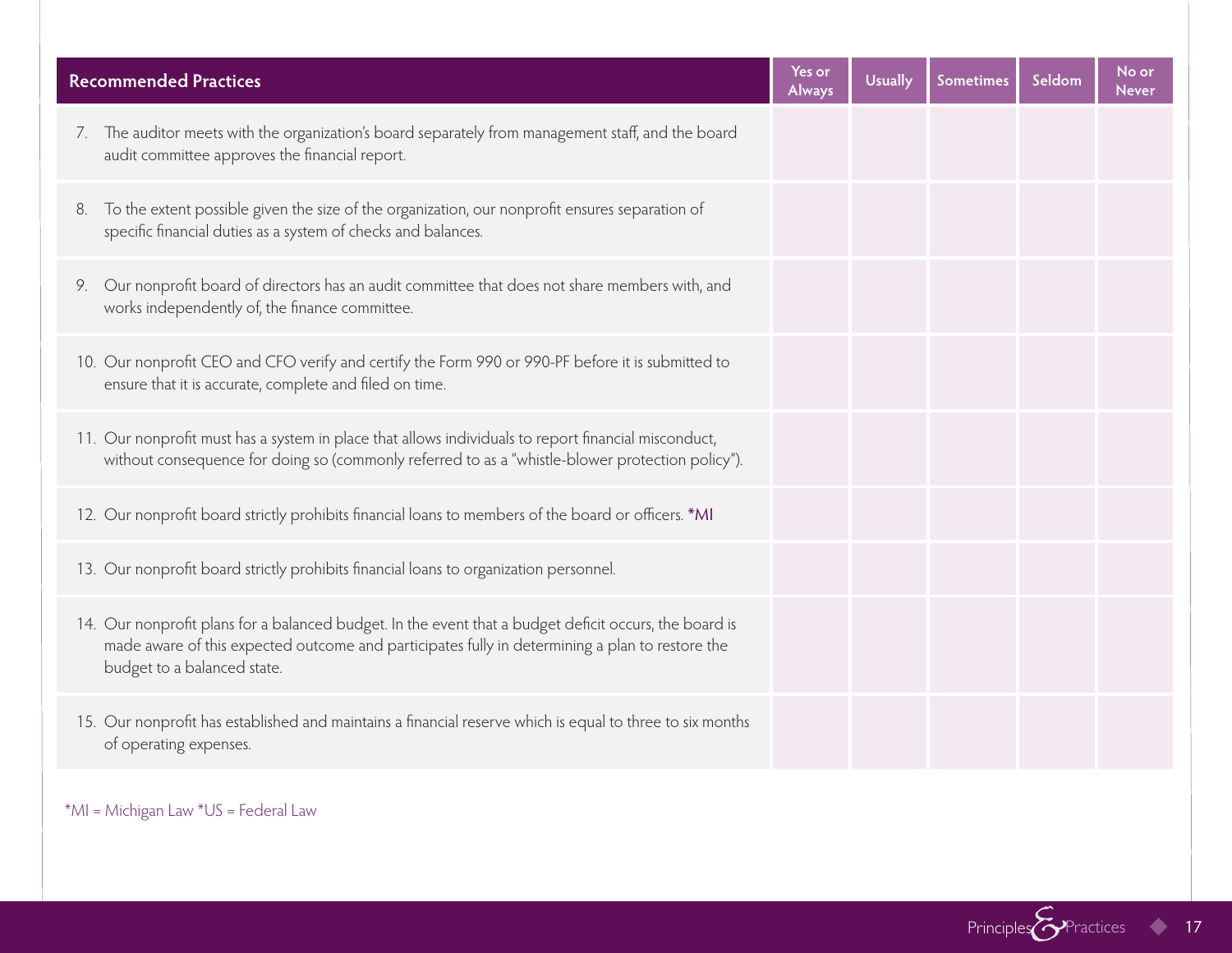| Recommended Practices | Yes or Always | Usually | Sometimes | Seldom | No or Never |
|---|---|---|---|---|---|
| 7. The auditor meets with the organization's board separately from management staff, and the board audit committee approves the financial report. | | | | | |
| 8. To the extent possible given the size of the organization, our nonprofit ensures separation of specific financial duties as a system of checks and balances. | | | | | |
| 9. Our nonprofit board of directors has an audit committee that does not share members with, and works independently of, the finance committee. | | | | | |
| 10. Our nonprofit CEO and CFO verify and certify the Form 990 or 990-PF before it is submitted to ensure that it is accurate, complete and filed on time. | | | | | |
| 11. Our nonprofit must has a system in place that allows individuals to report financial misconduct, without consequence for doing so (commonly referred to as a "whistle-blower protection policy"). | | | | | |
| 12. Our nonprofit board strictly prohibits financial loans to members of the board or officers. *MI | | | | | |
| 13. Our nonprofit board strictly prohibits financial loans to organization personnel. | | | | | |
| 14. Our nonprofit plans for a balanced budget. In the event that a budget deficit occurs, the board is made aware of this expected outcome and participates fully in determining a plan to restore the budget to a balanced state. | | | | | |
| 15. Our nonprofit has established and maintains a financial reserve which is equal to three to six months of operating expenses. | | | | | |

*MI = Michigan Law *US = Federal Law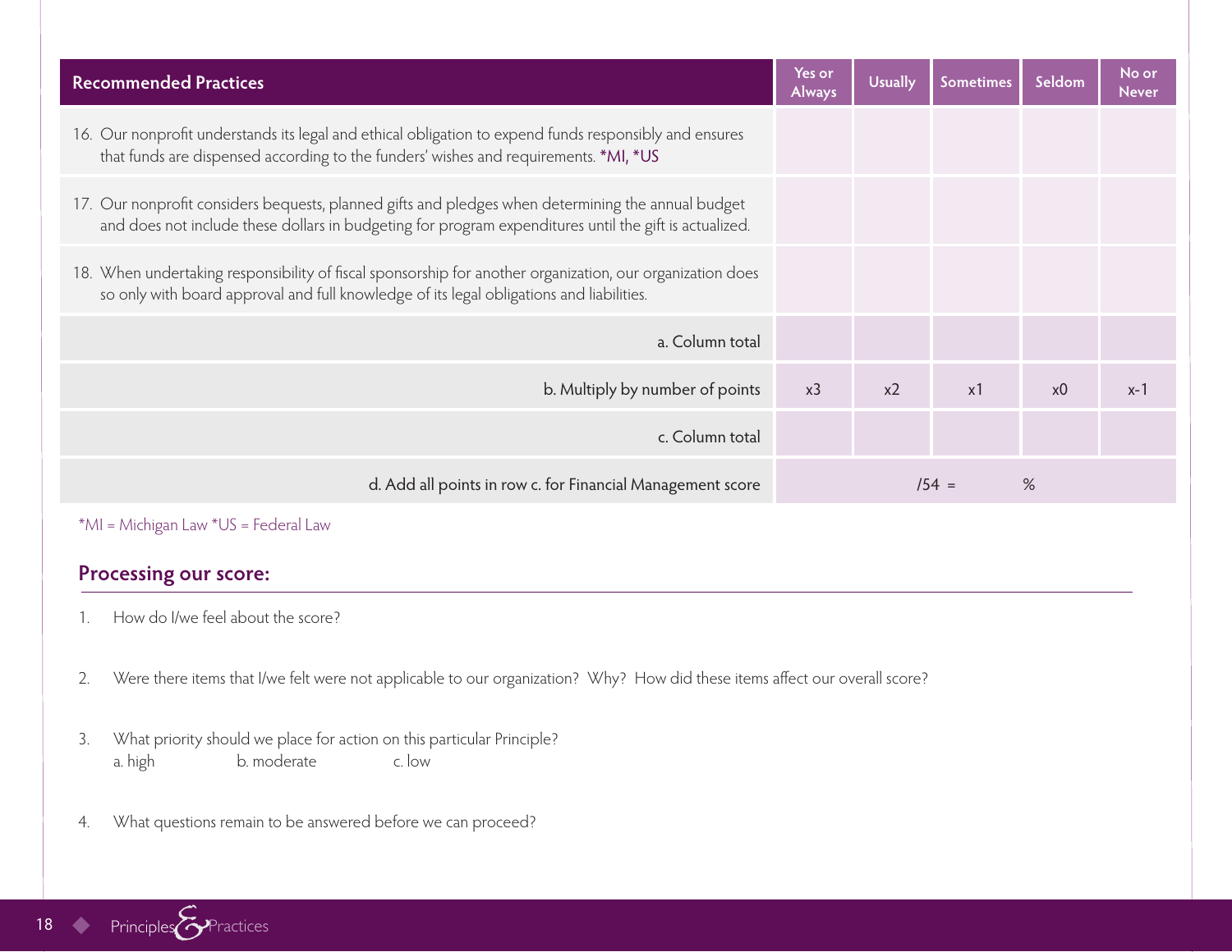| Recommended Practices | Yes or Always | Usually | Sometimes | Seldom | No or Never |
|---|---|---|---|---|---|
| 16. Our nonprofit understands its legal and ethical obligation to expend funds responsibly and ensures that funds are dispensed according to the funders' wishes and requirements. *MI, *US | | | | | |
| 17. Our nonprofit considers bequests, planned gifts and pledges when determining the annual budget and does not include these dollars in budgeting for program expenditures until the gift is actualized. | | | | | |
| 18. When undertaking responsibility of fiscal sponsorship for another organization, our organization does so only with board approval and full knowledge of its legal obligations and liabilities. | | | | | |
| a. Column total | | | | | |
| b. Multiply by number of points | x3 | x2 | x1 | x0 | x-1 |
| c. Column total | | | | | |
| d. Add all points in row c. for Financial Management score | /54 = | | % | | |

*MI = Michigan Law *US = Federal Law

## Processing our score:

1. How do I/we feel about the score?

2. Were there items that I/we felt were not applicable to our organization? Why? How did these items affect our overall score?

3. What priority should we place for action on this particular Principle?
   a. high b. moderate c. low

4. What questions remain to be answered before we can proceed?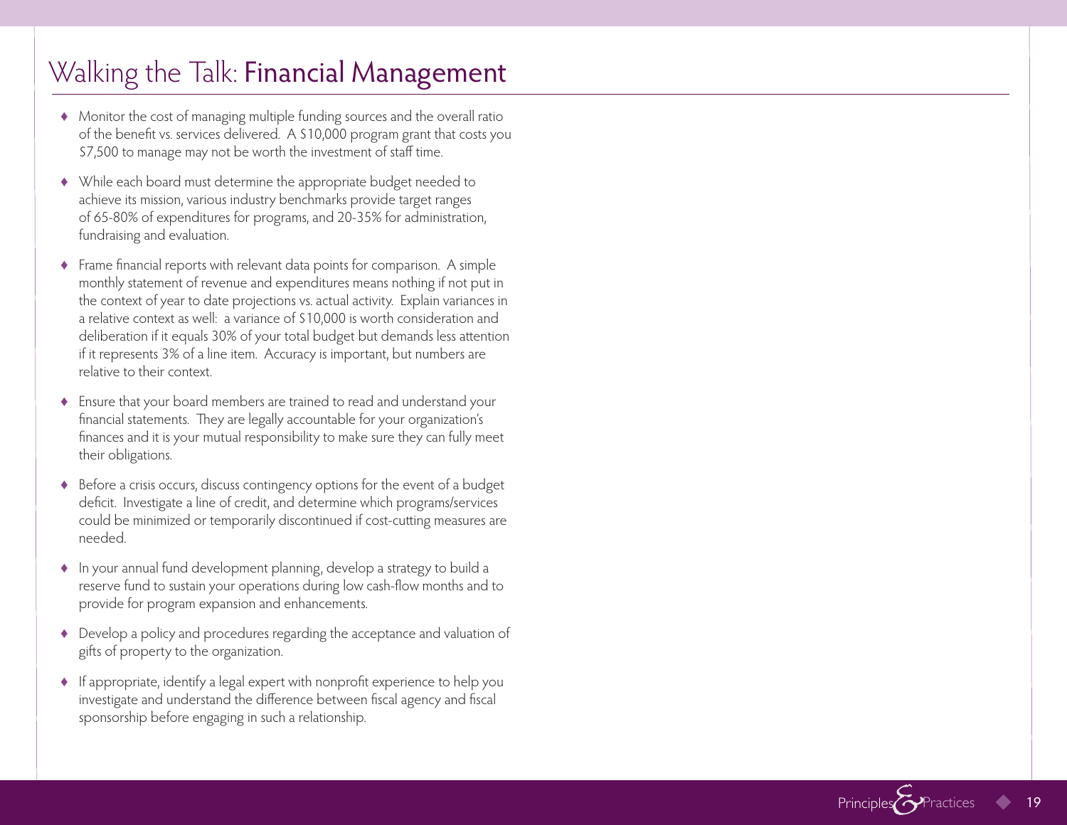# Walking the Talk: Financial Management

- Monitor the cost of managing multiple funding sources and the overall ratio of the benefit vs. services delivered. A $10,000 program grant that costs you $7,500 to manage may not be worth the investment of staff time.

- While each board must determine the appropriate budget needed to achieve its mission, various industry benchmarks provide target ranges of 65-80% of expenditures for programs, and 20-35% for administration, fundraising and evaluation.

- Frame financial reports with relevant data points for comparison. A simple monthly statement of revenue and expenditures means nothing if not put in the context of year to date projections vs. actual activity. Explain variances in a relative context as well: a variance of $10,000 is worth consideration and deliberation if it equals 30% of your total budget but demands less attention if it represents 3% of a line item. Accuracy is important, but numbers are relative to their context.

- Ensure that your board members are trained to read and understand your financial statements. They are legally accountable for your organization's finances and it is your mutual responsibility to make sure they can fully meet their obligations.

- Before a crisis occurs, discuss contingency options for the event of a budget deficit. Investigate a line of credit, and determine which programs/services could be minimized or temporarily discontinued if cost-cutting measures are needed.

- In your annual fund development planning, develop a strategy to build a reserve fund to sustain your operations during low cash-flow months and to provide for program expansion and enhancements.

- Develop a policy and procedures regarding the acceptance and valuation of gifts of property to the organization.

- If appropriate, identify a legal expert with nonprofit experience to help you investigate and understand the difference between fiscal agency and fiscal sponsorship before engaging in such a relationship.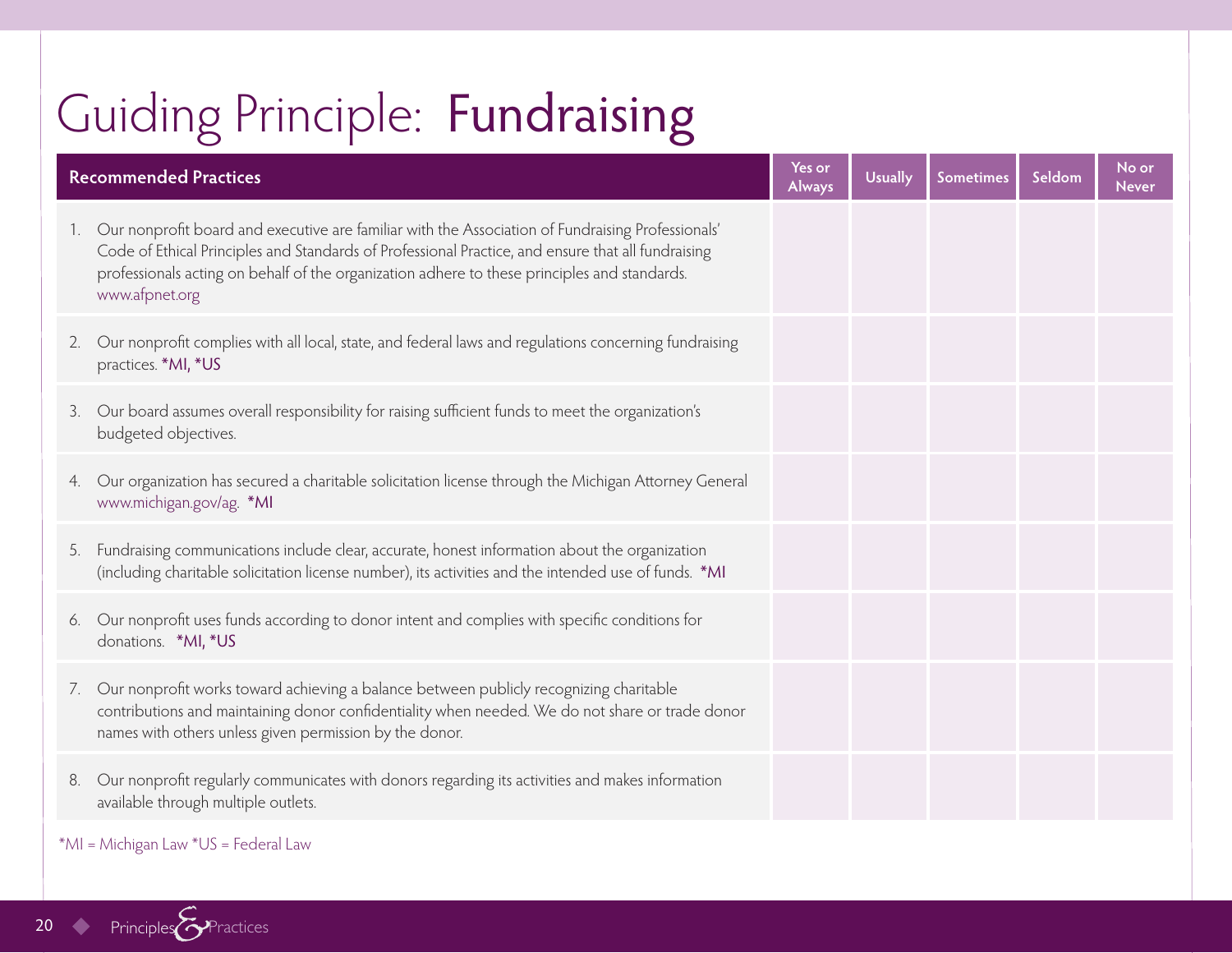# Guiding Principle: **Fundraising**

| Recommended Practices | Yes or Always | Usually | Sometimes | Seldom | No or Never |
|---|---|---|---|---|---|
| 1. Our nonprofit board and executive are familiar with the Association of Fundraising Professionals' Code of Ethical Principles and Standards of Professional Practice, and ensure that all fundraising professionals acting on behalf of the organization adhere to these principles and standards. www.afpnet.org | | | | | |
| 2. Our nonprofit complies with all local, state, and federal laws and regulations concerning fundraising practices. *MI, *US | | | | | |
| 3. Our board assumes overall responsibility for raising sufficient funds to meet the organization's budgeted objectives. | | | | | |
| 4. Our organization has secured a charitable solicitation license through the Michigan Attorney General www.michigan.gov/ag. *MI | | | | | |
| 5. Fundraising communications include clear, accurate, honest information about the organization (including charitable solicitation license number), its activities and the intended use of funds. *MI | | | | | |
| 6. Our nonprofit uses funds according to donor intent and complies with specific conditions for donations. *MI, *US | | | | | |
| 7. Our nonprofit works toward achieving a balance between publicly recognizing charitable contributions and maintaining donor confidentiality when needed. We do not share or trade donor names with others unless given permission by the donor. | | | | | |
| 8. Our nonprofit regularly communicates with donors regarding its activities and makes information available through multiple outlets. | | | | | |

*MI = Michigan Law *US = Federal Law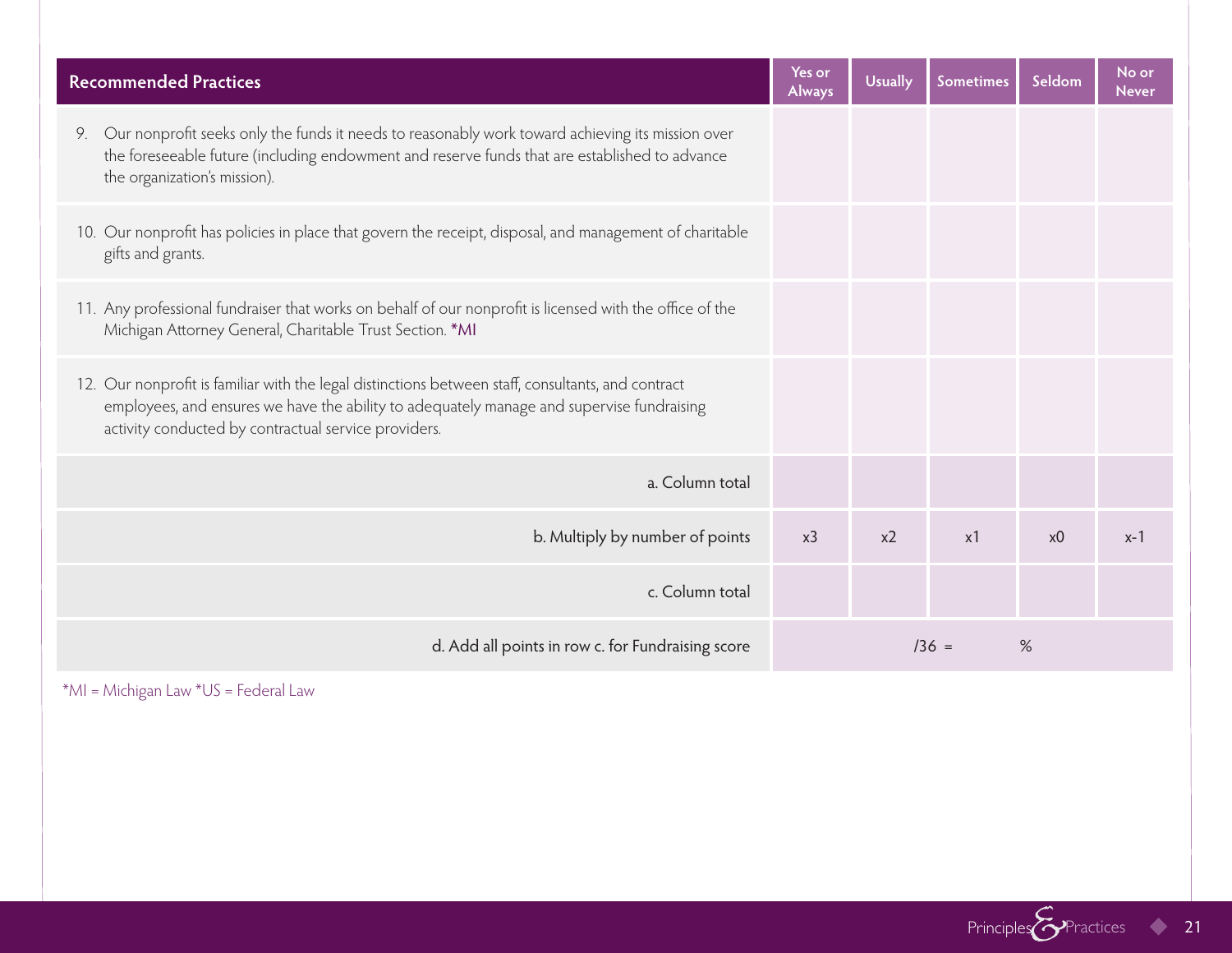| Recommended Practices | Yes or Always | Usually | Sometimes | Seldom | No or Never |
|---|---|---|---|---|---|
| 9. Our nonprofit seeks only the funds it needs to reasonably work toward achieving its mission over the foreseeable future (including endowment and reserve funds that are established to advance the organization's mission). | | | | | |
| 10. Our nonprofit has policies in place that govern the receipt, disposal, and management of charitable gifts and grants. | | | | | |
| 11. Any professional fundraiser that works on behalf of our nonprofit is licensed with the office of the Michigan Attorney General, Charitable Trust Section. *MI | | | | | |
| 12. Our nonprofit is familiar with the legal distinctions between staff, consultants, and contract employees, and ensures we have the ability to adequately manage and supervise fundraising activity conducted by contractual service providers. | | | | | |
| a. Column total | | | | | |
| b. Multiply by number of points | x3 | x2 | x1 | x0 | x-1 |
| c. Column total | | | | | |
| d. Add all points in row c. for Fundraising score | /36 = | | % | | |

*MI = Michigan Law *US = Federal Law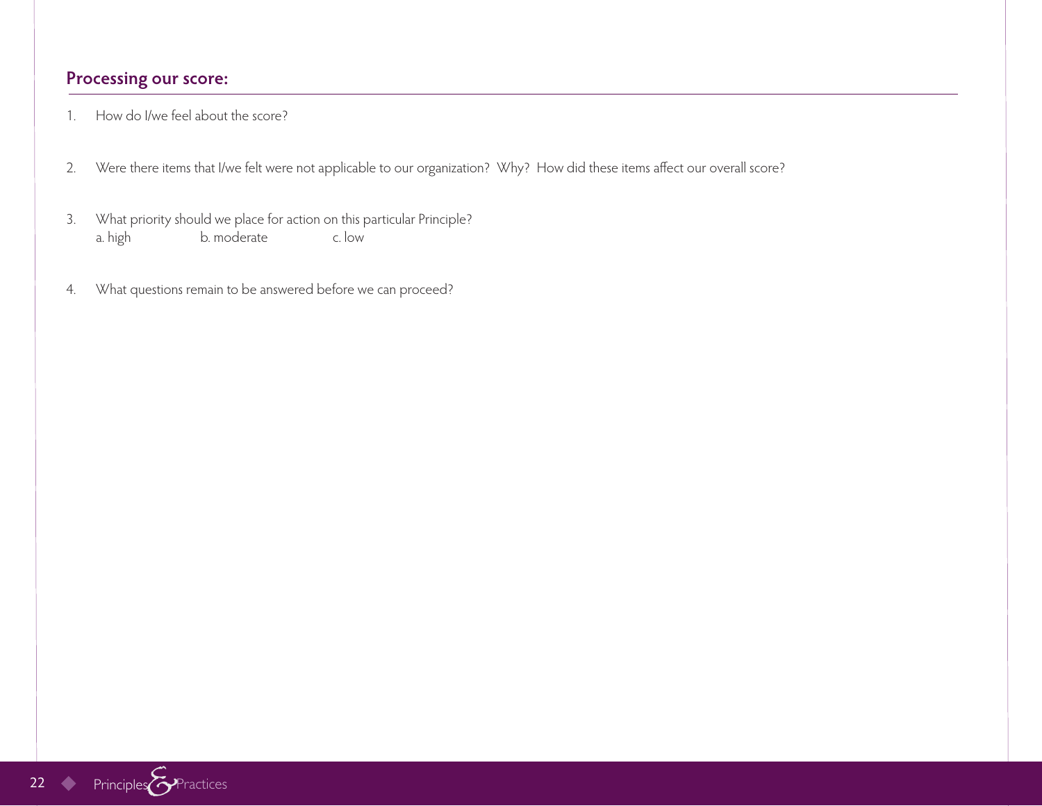## Processing our score:

1. How do I/we feel about the score?

2. Were there items that I/we felt were not applicable to our organization? Why? How did these items affect our overall score?

3. What priority should we place for action on this particular Principle?
   a. high b. moderate c. low

4. What questions remain to be answered before we can proceed?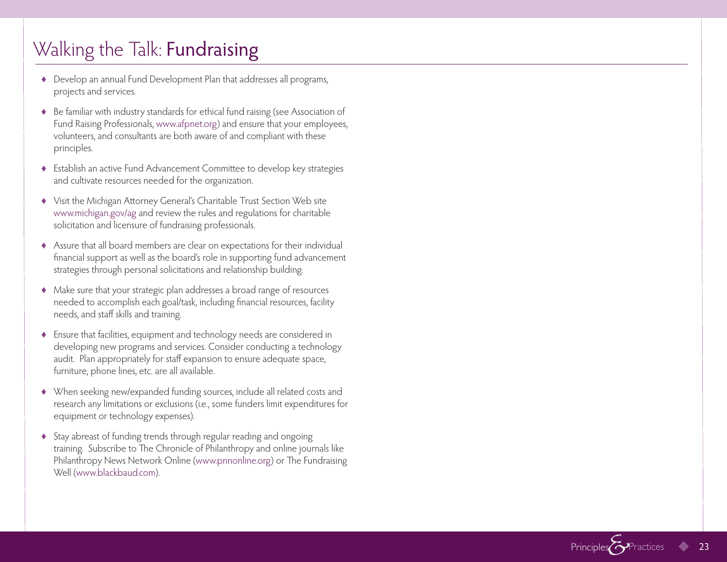# Walking the Talk: **Fundraising**

- Develop an annual Fund Development Plan that addresses all programs, projects and services.
- Be familiar with industry standards for ethical fund raising (see Association of Fund Raising Professionals, www.afpnet.org) and ensure that your employees, volunteers, and consultants are both aware of and compliant with these principles.
- Establish an active Fund Advancement Committee to develop key strategies and cultivate resources needed for the organization.
- Visit the Michigan Attorney General's Charitable Trust Section Web site www.michigan.gov/ag and review the rules and regulations for charitable solicitation and licensure of fundraising professionals.
- Assure that all board members are clear on expectations for their individual financial support as well as the board's role in supporting fund advancement strategies through personal solicitations and relationship building.
- Make sure that your strategic plan addresses a broad range of resources needed to accomplish each goal/task, including financial resources, facility needs, and staff skills and training.
- Ensure that facilities, equipment and technology needs are considered in developing new programs and services. Consider conducting a technology audit. Plan appropriately for staff expansion to ensure adequate space, furniture, phone lines, etc. are all available.
- When seeking new/expanded funding sources, include all related costs and research any limitations or exclusions (i.e., some funders limit expenditures for equipment or technology expenses).
- Stay abreast of funding trends through regular reading and ongoing training. Subscribe to The Chronicle of Philanthropy and online journals like Philanthropy News Network Online (www.pnnonline.org) or The Fundraising Well (www.blackbaud.com).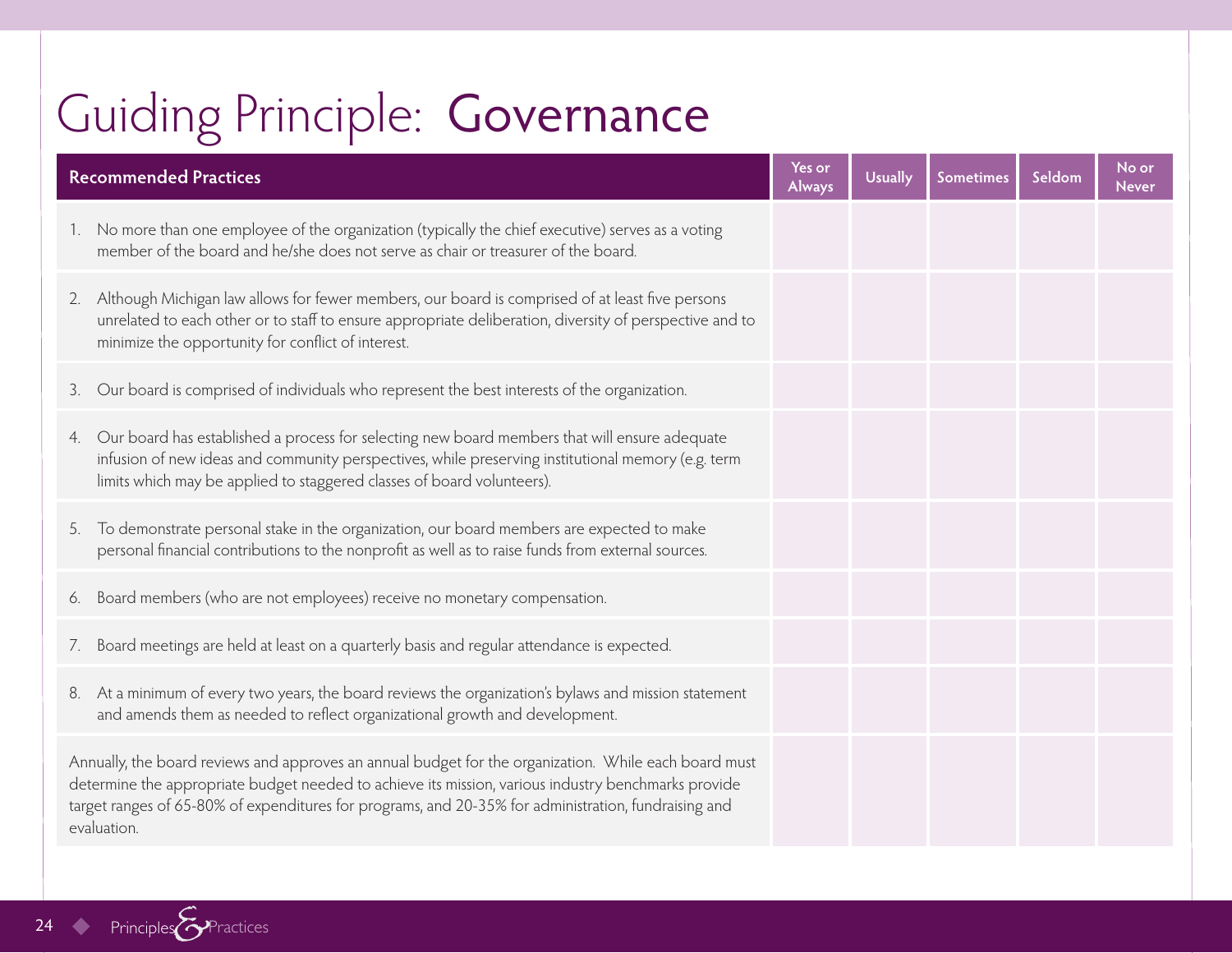# Guiding Principle: Governance

| Recommended Practices | Yes or Always | Usually | Sometimes | Seldom | No or Never |
|---|---|---|---|---|---|
| 1. No more than one employee of the organization (typically the chief executive) serves as a voting member of the board and he/she does not serve as chair or treasurer of the board. | | | | | |
| 2. Although Michigan law allows for fewer members, our board is comprised of at least five persons unrelated to each other or to staff to ensure appropriate deliberation, diversity of perspective and to minimize the opportunity for conflict of interest. | | | | | |
| 3. Our board is comprised of individuals who represent the best interests of the organization. | | | | | |
| 4. Our board has established a process for selecting new board members that will ensure adequate infusion of new ideas and community perspectives, while preserving institutional memory (e.g. term limits which may be applied to staggered classes of board volunteers). | | | | | |
| 5. To demonstrate personal stake in the organization, our board members are expected to make personal financial contributions to the nonprofit as well as to raise funds from external sources. | | | | | |
| 6. Board members (who are not employees) receive no monetary compensation. | | | | | |
| 7. Board meetings are held at least on a quarterly basis and regular attendance is expected. | | | | | |
| 8. At a minimum of every two years, the board reviews the organization's bylaws and mission statement and amends them as needed to reflect organizational growth and development. | | | | | |
| Annually, the board reviews and approves an annual budget for the organization. While each board must determine the appropriate budget needed to achieve its mission, various industry benchmarks provide target ranges of 65-80% of expenditures for programs, and 20-35% for administration, fundraising and evaluation. | | | | | |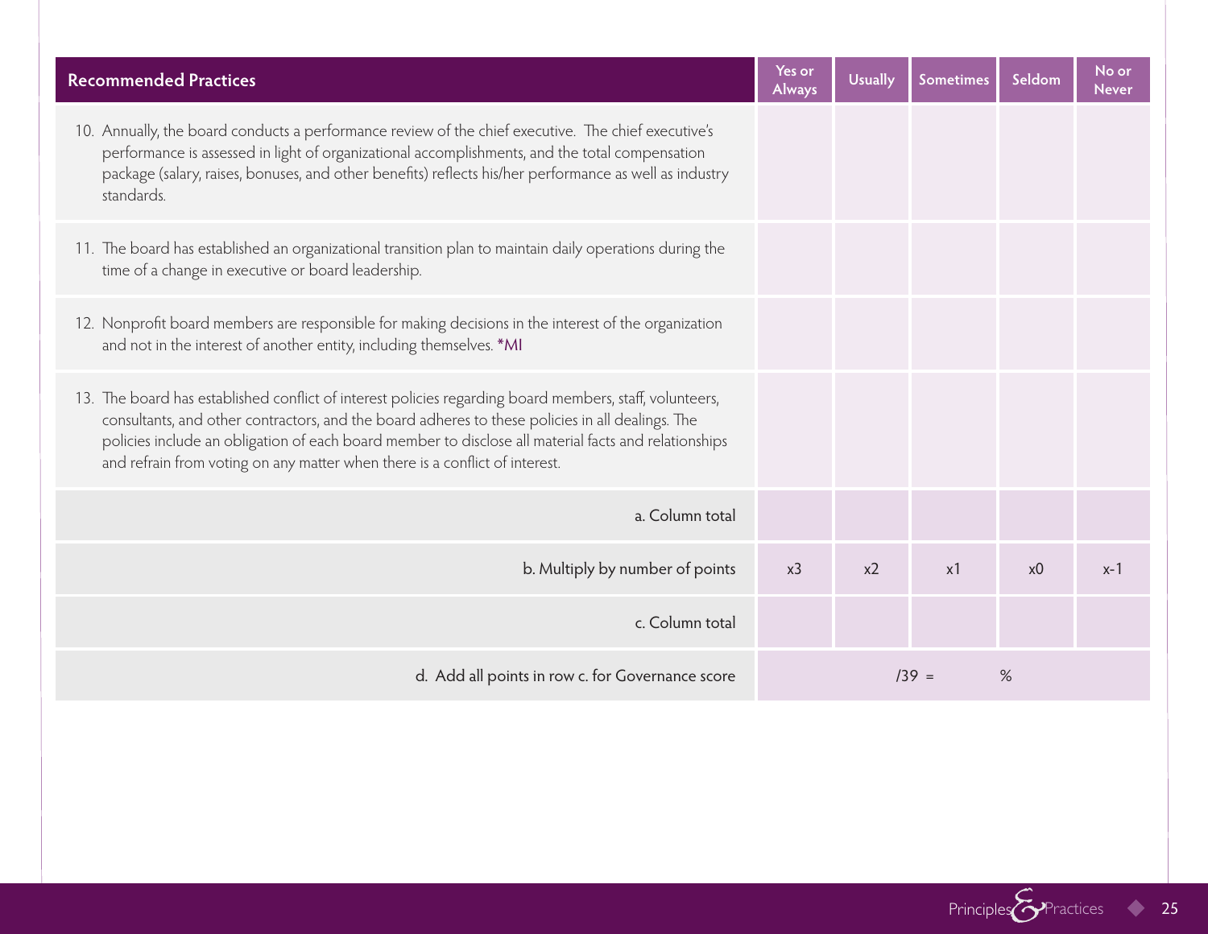| Recommended Practices | Yes or Always | Usually | Sometimes | Seldom | No or Never |
|---|---|---|---|---|---|
| 10. Annually, the board conducts a performance review of the chief executive. The chief executive's performance is assessed in light of organizational accomplishments, and the total compensation package (salary, raises, bonuses, and other benefits) reflects his/her performance as well as industry standards. | | | | | |
| 11. The board has established an organizational transition plan to maintain daily operations during the time of a change in executive or board leadership. | | | | | |
| 12. Nonprofit board members are responsible for making decisions in the interest of the organization and not in the interest of another entity, including themselves. *MI | | | | | |
| 13. The board has established conflict of interest policies regarding board members, staff, volunteers, consultants, and other contractors, and the board adheres to these policies in all dealings. The policies include an obligation of each board member to disclose all material facts and relationships and refrain from voting on any matter when there is a conflict of interest. | | | | | |
| a. Column total | | | | | |
| b. Multiply by number of points | x3 | x2 | x1 | x0 | x-1 |
| c. Column total | | | | | |
| d. Add all points in row c. for Governance score | /39 = | | % | | |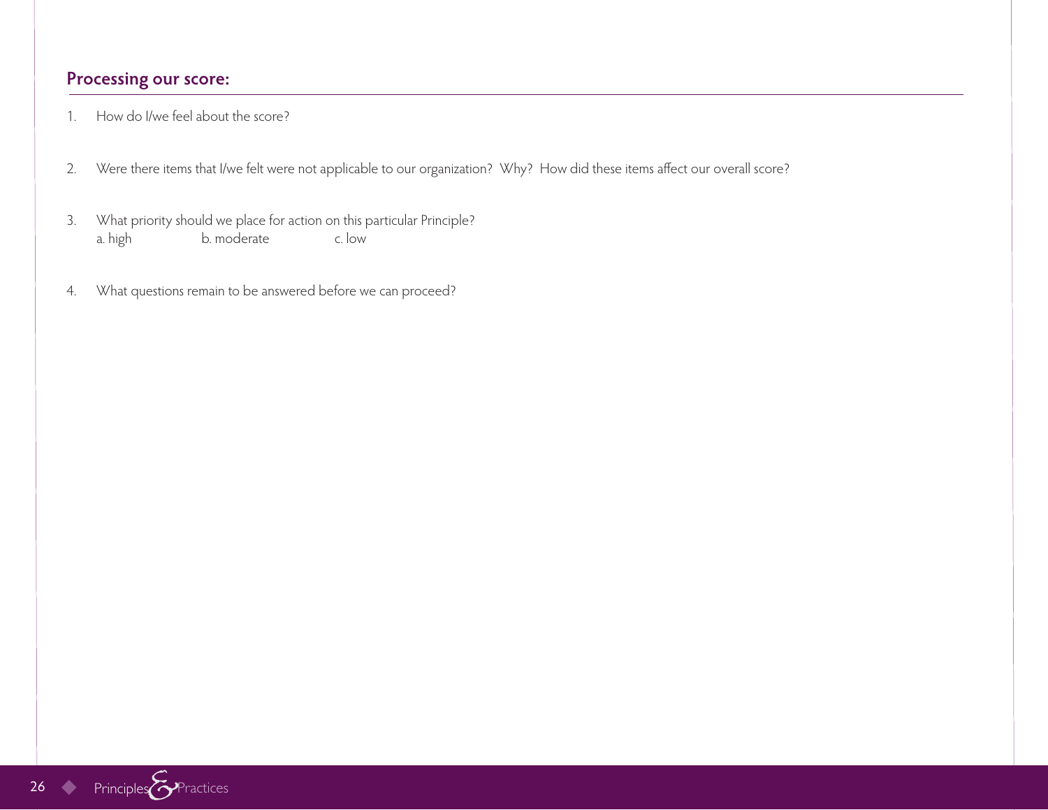## Processing our score:

1. How do I/we feel about the score?

2. Were there items that I/we felt were not applicable to our organization? Why? How did these items affect our overall score?

3. What priority should we place for action on this particular Principle?
   a. high b. moderate c. low

4. What questions remain to be answered before we can proceed?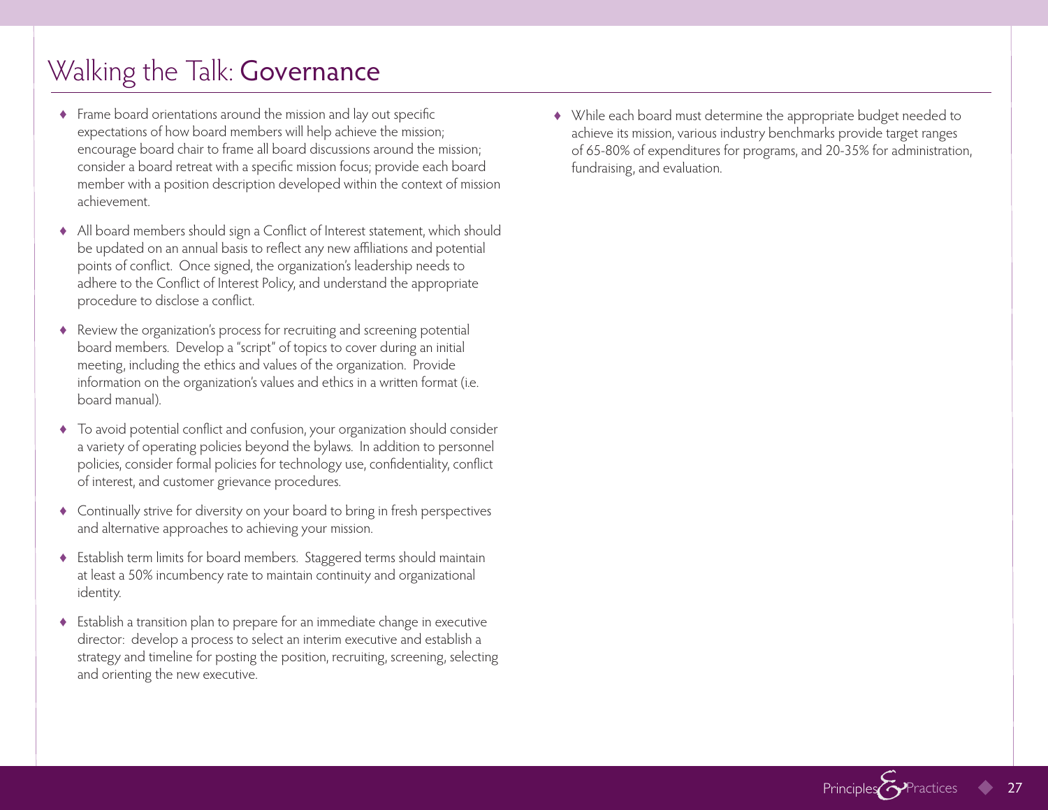# Walking the Talk: Governance

- Frame board orientations around the mission and lay out specific expectations of how board members will help achieve the mission; encourage board chair to frame all board discussions around the mission; consider a board retreat with a specific mission focus; provide each board member with a position description developed within the context of mission achievement.

- All board members should sign a Conflict of Interest statement, which should be updated on an annual basis to reflect any new affiliations and potential points of conflict. Once signed, the organization's leadership needs to adhere to the Conflict of Interest Policy, and understand the appropriate procedure to disclose a conflict.

- Review the organization's process for recruiting and screening potential board members. Develop a "script" of topics to cover during an initial meeting, including the ethics and values of the organization. Provide information on the organization's values and ethics in a written format (i.e. board manual).

- To avoid potential conflict and confusion, your organization should consider a variety of operating policies beyond the bylaws. In addition to personnel policies, consider formal policies for technology use, confidentiality, conflict of interest, and customer grievance procedures.

- Continually strive for diversity on your board to bring in fresh perspectives and alternative approaches to achieving your mission.

- Establish term limits for board members. Staggered terms should maintain at least a 50% incumbency rate to maintain continuity and organizational identity.

- Establish a transition plan to prepare for an immediate change in executive director: develop a process to select an interim executive and establish a strategy and timeline for posting the position, recruiting, screening, selecting and orienting the new executive.

- While each board must determine the appropriate budget needed to achieve its mission, various industry benchmarks provide target ranges of 65-80% of expenditures for programs, and 20-35% for administration, fundraising, and evaluation.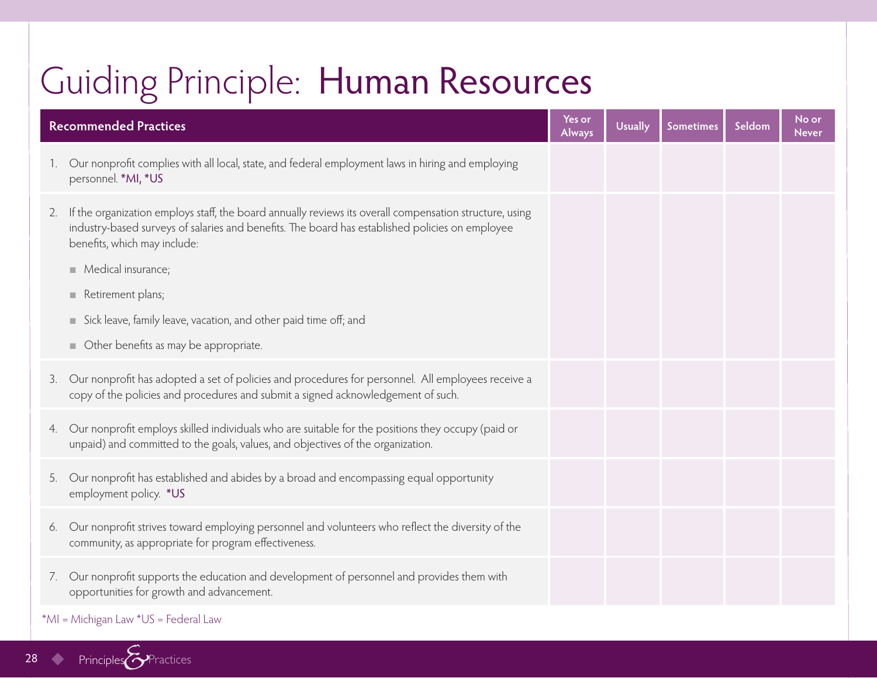# Guiding Principle: Human Resources

| Recommended Practices | Yes or Always | Usually | Sometimes | Seldom | No or Never |
|---|---|---|---|---|---|
| 1. Our nonprofit complies with all local, state, and federal employment laws in hiring and employing personnel. *MI, *US | | | | | |
| 2. If the organization employs staff, the board annually reviews its overall compensation structure, using industry-based surveys of salaries and benefits. The board has established policies on employee benefits, which may include: <br>■ Medical insurance; <br>■ Retirement plans; <br>■ Sick leave, family leave, vacation, and other paid time off; and <br>■ Other benefits as may be appropriate. | | | | | |
| 3. Our nonprofit has adopted a set of policies and procedures for personnel. All employees receive a copy of the policies and procedures and submit a signed acknowledgement of such. | | | | | |
| 4. Our nonprofit employs skilled individuals who are suitable for the positions they occupy (paid or unpaid) and committed to the goals, values, and objectives of the organization. | | | | | |
| 5. Our nonprofit has established and abides by a broad and encompassing equal opportunity employment policy. *US | | | | | |
| 6. Our nonprofit strives toward employing personnel and volunteers who reflect the diversity of the community, as appropriate for program effectiveness. | | | | | |
| 7. Our nonprofit supports the education and development of personnel and provides them with opportunities for growth and advancement. | | | | | |

*MI = Michigan Law *US = Federal Law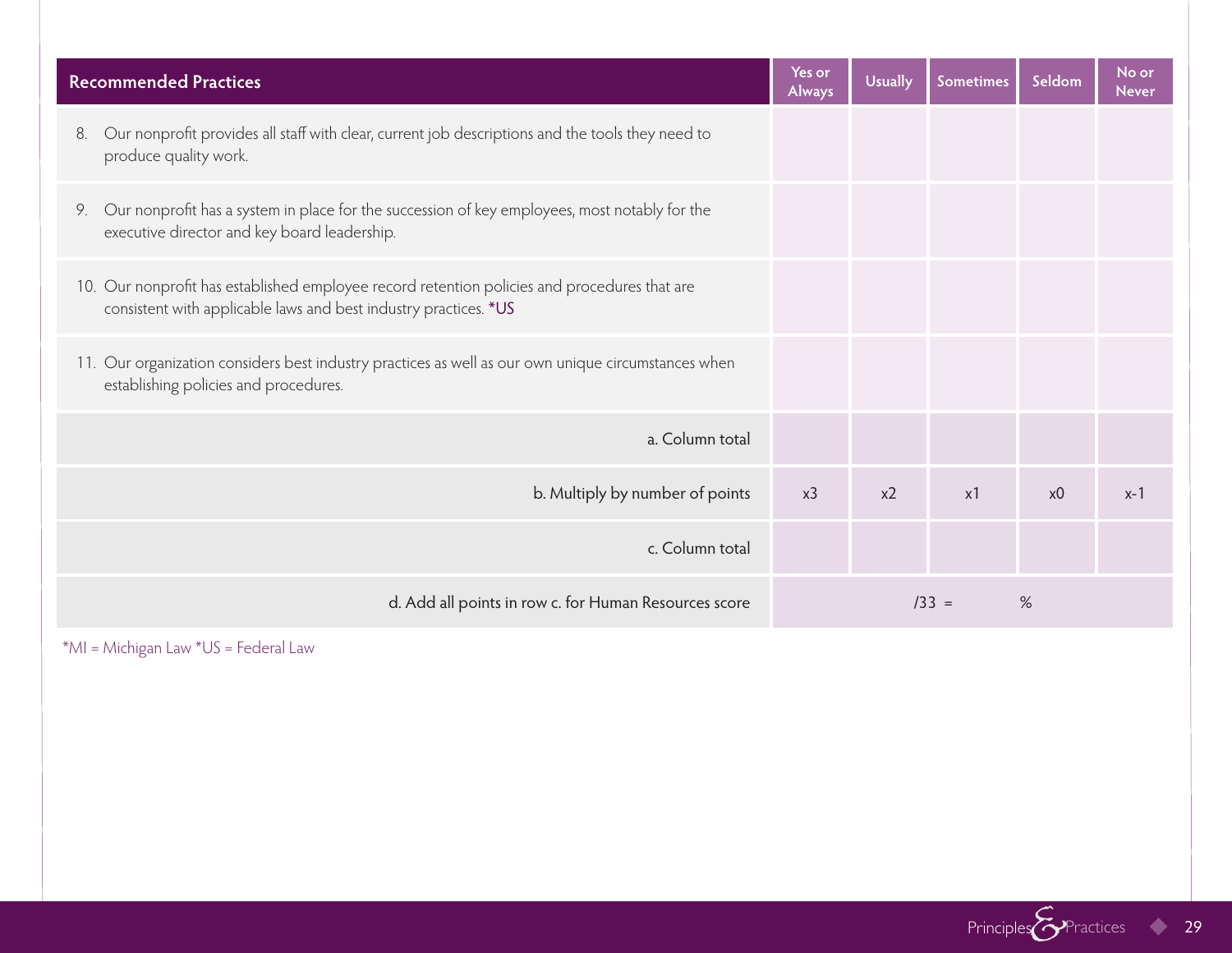| Recommended Practices | Yes or Always | Usually | Sometimes | Seldom | No or Never |
|---|---|---|---|---|---|
| 8. Our nonprofit provides all staff with clear, current job descriptions and the tools they need to produce quality work. | | | | | |
| 9. Our nonprofit has a system in place for the succession of key employees, most notably for the executive director and key board leadership. | | | | | |
| 10. Our nonprofit has established employee record retention policies and procedures that are consistent with applicable laws and best industry practices. *US | | | | | |
| 11. Our organization considers best industry practices as well as our own unique circumstances when establishing policies and procedures. | | | | | |
| a. Column total | | | | | |
| b. Multiply by number of points | x3 | x2 | x1 | x0 | x-1 |
| c. Column total | | | | | |
| d. Add all points in row c. for Human Resources score | /33 = | | % | | |

*MI = Michigan Law *US = Federal Law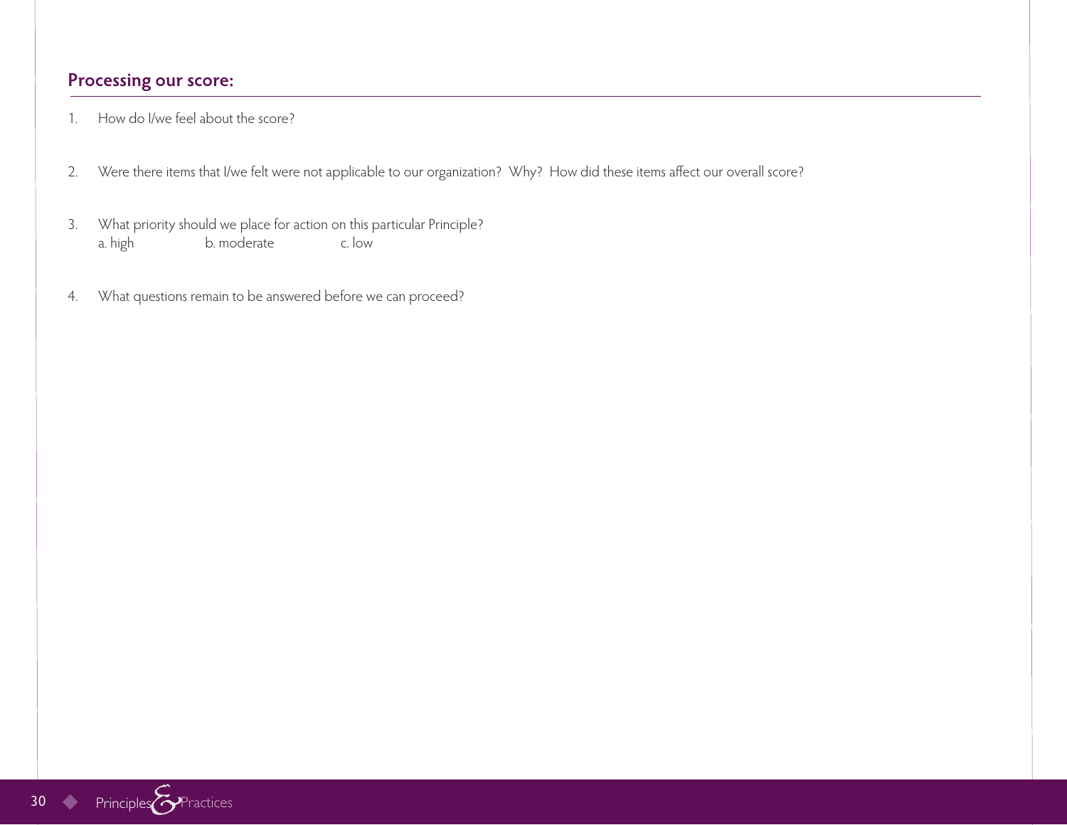## Processing our score:

1. How do I/we feel about the score?

2. Were there items that I/we felt were not applicable to our organization? Why? How did these items affect our overall score?

3. What priority should we place for action on this particular Principle?
   a. high　　　　b. moderate　　　　c. low

4. What questions remain to be answered before we can proceed?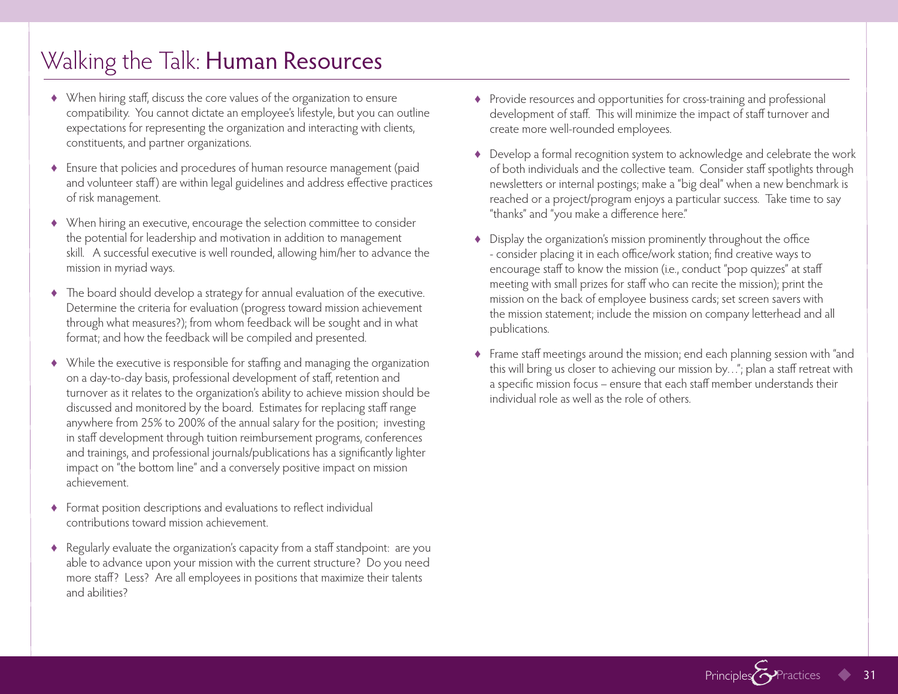# Walking the Talk: Human Resources

- When hiring staff, discuss the core values of the organization to ensure compatibility. You cannot dictate an employee's lifestyle, but you can outline expectations for representing the organization and interacting with clients, constituents, and partner organizations.
- Ensure that policies and procedures of human resource management (paid and volunteer staff) are within legal guidelines and address effective practices of risk management.
- When hiring an executive, encourage the selection committee to consider the potential for leadership and motivation in addition to management skill. A successful executive is well rounded, allowing him/her to advance the mission in myriad ways.
- The board should develop a strategy for annual evaluation of the executive. Determine the criteria for evaluation (progress toward mission achievement through what measures?); from whom feedback will be sought and in what format; and how the feedback will be compiled and presented.
- While the executive is responsible for staffing and managing the organization on a day-to-day basis, professional development of staff, retention and turnover as it relates to the organization's ability to achieve mission should be discussed and monitored by the board. Estimates for replacing staff range anywhere from 25% to 200% of the annual salary for the position; investing in staff development through tuition reimbursement programs, conferences and trainings, and professional journals/publications has a significantly lighter impact on "the bottom line" and a conversely positive impact on mission achievement.
- Format position descriptions and evaluations to reflect individual contributions toward mission achievement.
- Regularly evaluate the organization's capacity from a staff standpoint: are you able to advance upon your mission with the current structure? Do you need more staff? Less? Are all employees in positions that maximize their talents and abilities?
- Provide resources and opportunities for cross-training and professional development of staff. This will minimize the impact of staff turnover and create more well-rounded employees.
- Develop a formal recognition system to acknowledge and celebrate the work of both individuals and the collective team. Consider staff spotlights through newsletters or internal postings; make a "big deal" when a new benchmark is reached or a project/program enjoys a particular success. Take time to say "thanks" and "you make a difference here."
- Display the organization's mission prominently throughout the office - consider placing it in each office/work station; find creative ways to encourage staff to know the mission (i.e., conduct "pop quizzes" at staff meeting with small prizes for staff who can recite the mission); print the mission on the back of employee business cards; set screen savers with the mission statement; include the mission on company letterhead and all publications.
- Frame staff meetings around the mission; end each planning session with "and this will bring us closer to achieving our mission by…"; plan a staff retreat with a specific mission focus – ensure that each staff member understands their individual role as well as the role of others.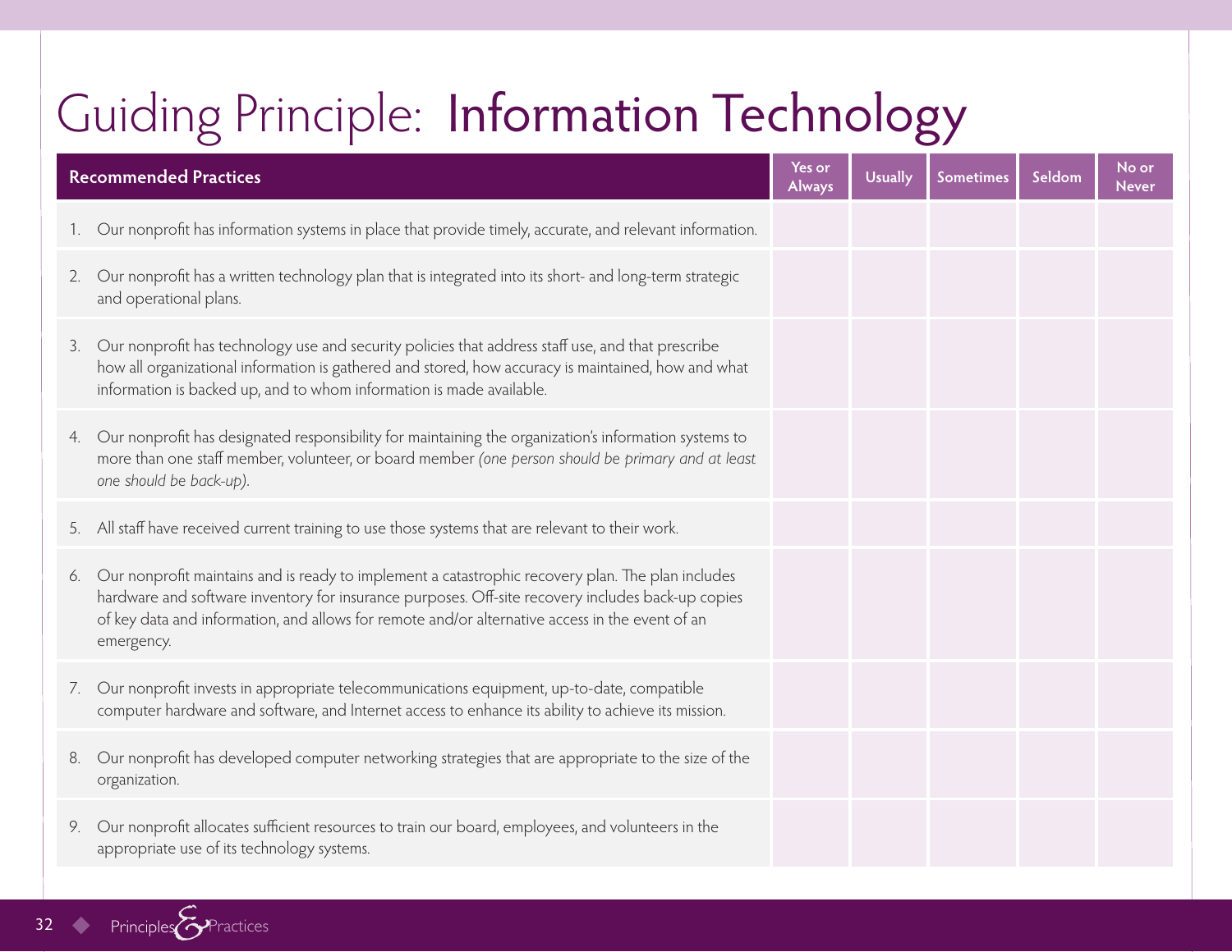# Guiding Principle: Information Technology

| Recommended Practices | Yes or Always | Usually | Sometimes | Seldom | No or Never |
|---|---|---|---|---|---|
| 1. Our nonprofit has information systems in place that provide timely, accurate, and relevant information. | | | | | |
| 2. Our nonprofit has a written technology plan that is integrated into its short- and long-term strategic and operational plans. | | | | | |
| 3. Our nonprofit has technology use and security policies that address staff use, and that prescribe how all organizational information is gathered and stored, how accuracy is maintained, how and what information is backed up, and to whom information is made available. | | | | | |
| 4. Our nonprofit has designated responsibility for maintaining the organization's information systems to more than one staff member, volunteer, or board member *(one person should be primary and at least one should be back-up)*. | | | | | |
| 5. All staff have received current training to use those systems that are relevant to their work. | | | | | |
| 6. Our nonprofit maintains and is ready to implement a catastrophic recovery plan. The plan includes hardware and software inventory for insurance purposes. Off-site recovery includes back-up copies of key data and information, and allows for remote and/or alternative access in the event of an emergency. | | | | | |
| 7. Our nonprofit invests in appropriate telecommunications equipment, up-to-date, compatible computer hardware and software, and Internet access to enhance its ability to achieve its mission. | | | | | |
| 8. Our nonprofit has developed computer networking strategies that are appropriate to the size of the organization. | | | | | |
| 9. Our nonprofit allocates sufficient resources to train our board, employees, and volunteers in the appropriate use of its technology systems. | | | | | |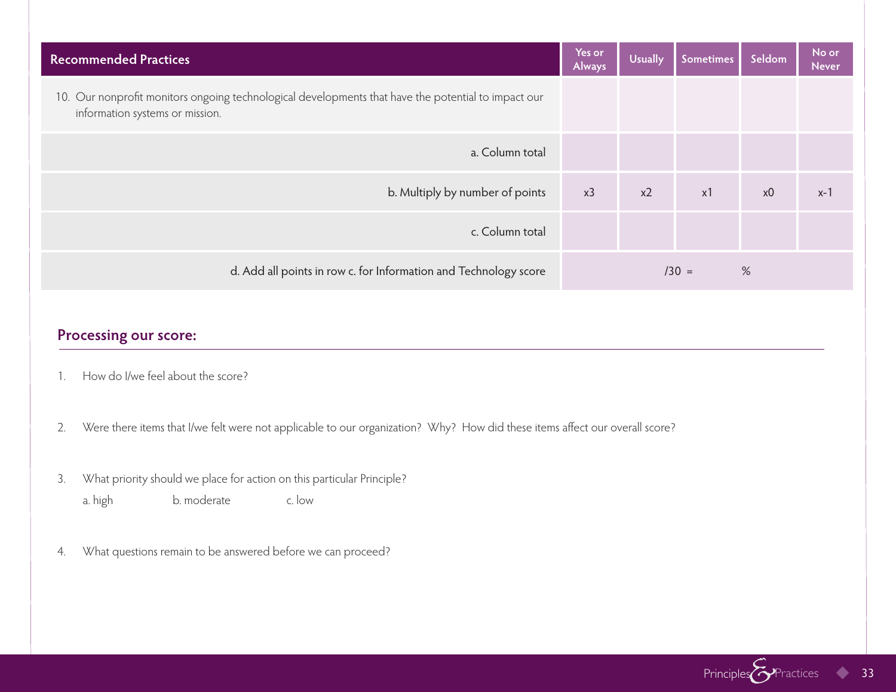| Recommended Practices | Yes or Always | Usually | Sometimes | Seldom | No or Never |
|---|---|---|---|---|---|
| 10. Our nonprofit monitors ongoing technological developments that have the potential to impact our information systems or mission. | | | | | |
| a. Column total | | | | | |
| b. Multiply by number of points | x3 | x2 | x1 | x0 | x-1 |
| c. Column total | | | | | |
| d. Add all points in row c. for Information and Technology score | /30 = | | % | | |

## Processing our score:

1. How do I/we feel about the score?

2. Were there items that I/we felt were not applicable to our organization? Why? How did these items affect our overall score?

3. What priority should we place for action on this particular Principle?

   a. high b. moderate c. low

4. What questions remain to be answered before we can proceed?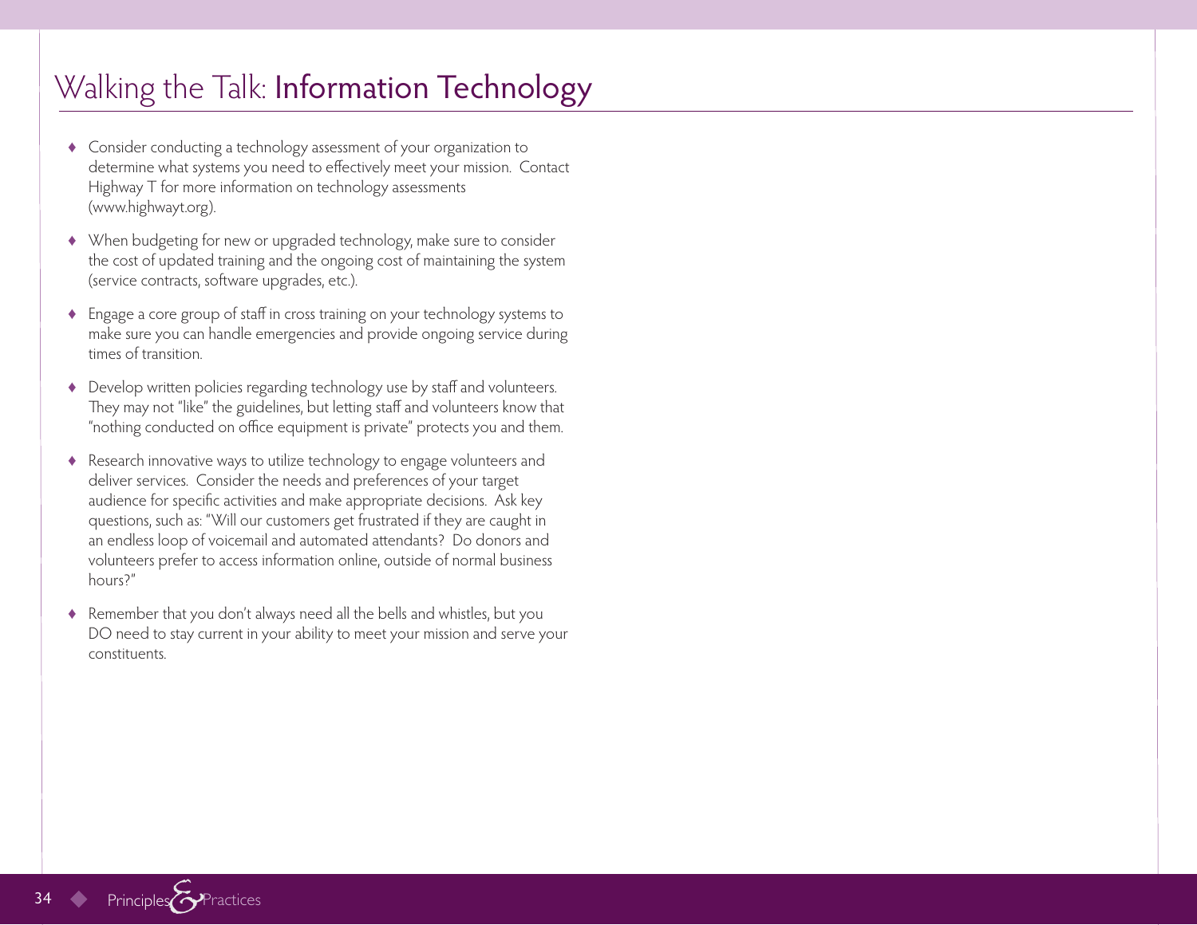# Walking the Talk: Information Technology

- Consider conducting a technology assessment of your organization to determine what systems you need to effectively meet your mission. Contact Highway T for more information on technology assessments (www.highwayt.org).
- When budgeting for new or upgraded technology, make sure to consider the cost of updated training and the ongoing cost of maintaining the system (service contracts, software upgrades, etc.).
- Engage a core group of staff in cross training on your technology systems to make sure you can handle emergencies and provide ongoing service during times of transition.
- Develop written policies regarding technology use by staff and volunteers. They may not "like" the guidelines, but letting staff and volunteers know that "nothing conducted on office equipment is private" protects you and them.
- Research innovative ways to utilize technology to engage volunteers and deliver services. Consider the needs and preferences of your target audience for specific activities and make appropriate decisions. Ask key questions, such as: "Will our customers get frustrated if they are caught in an endless loop of voicemail and automated attendants? Do donors and volunteers prefer to access information online, outside of normal business hours?"
- Remember that you don't always need all the bells and whistles, but you DO need to stay current in your ability to meet your mission and serve your constituents.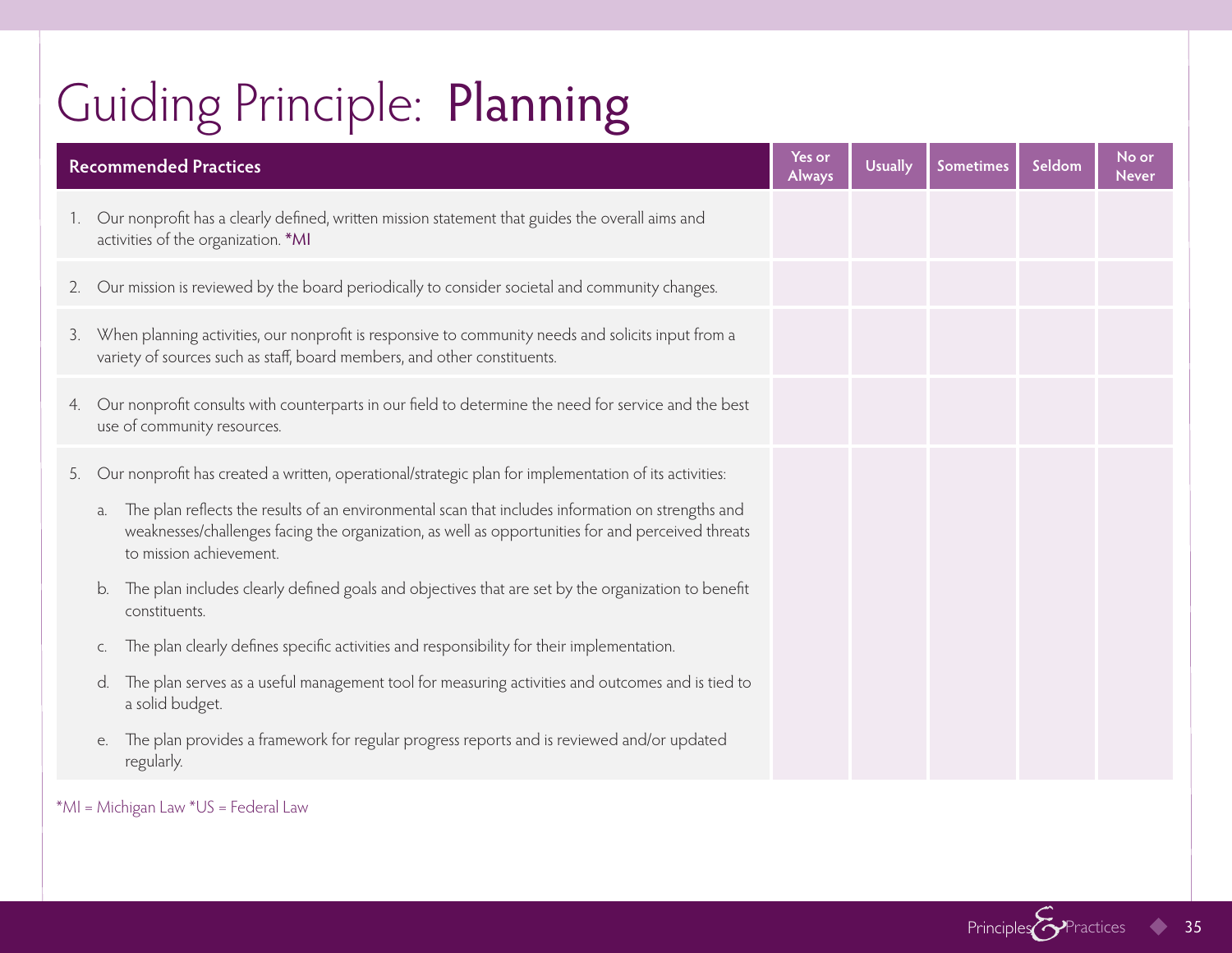# Guiding Principle: Planning

| Recommended Practices | Yes or Always | Usually | Sometimes | Seldom | No or Never |
|---|---|---|---|---|---|
| 1. Our nonprofit has a clearly defined, written mission statement that guides the overall aims and activities of the organization. *MI | | | | | |
| 2. Our mission is reviewed by the board periodically to consider societal and community changes. | | | | | |
| 3. When planning activities, our nonprofit is responsive to community needs and solicits input from a variety of sources such as staff, board members, and other constituents. | | | | | |
| 4. Our nonprofit consults with counterparts in our field to determine the need for service and the best use of community resources. | | | | | |
| 5. Our nonprofit has created a written, operational/strategic plan for implementation of its activities:<br>a. The plan reflects the results of an environmental scan that includes information on strengths and weaknesses/challenges facing the organization, as well as opportunities for and perceived threats to mission achievement.<br>b. The plan includes clearly defined goals and objectives that are set by the organization to benefit constituents.<br>c. The plan clearly defines specific activities and responsibility for their implementation.<br>d. The plan serves as a useful management tool for measuring activities and outcomes and is tied to a solid budget.<br>e. The plan provides a framework for regular progress reports and is reviewed and/or updated regularly. | | | | | |

*MI = Michigan Law *US = Federal Law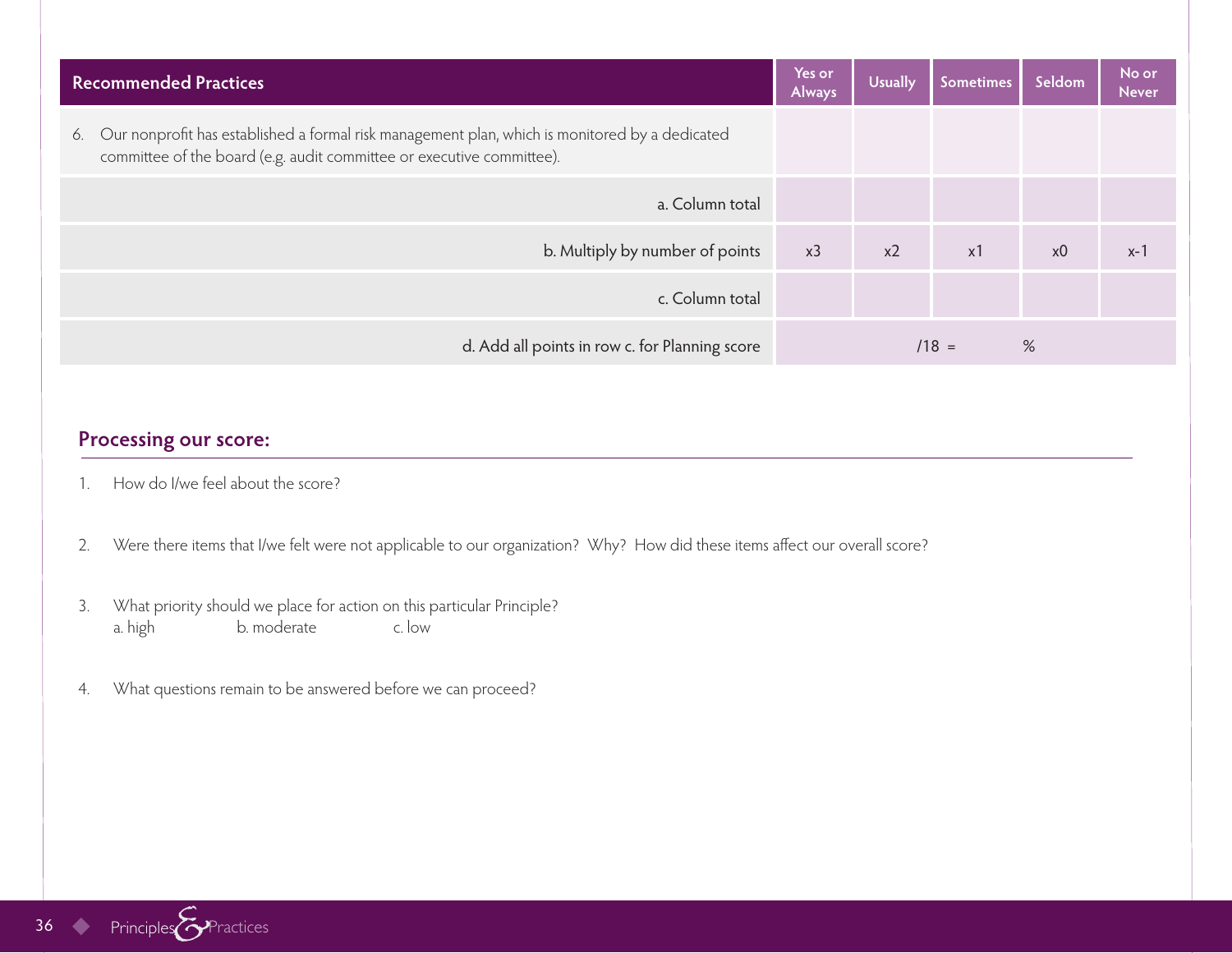| Recommended Practices | Yes or Always | Usually | Sometimes | Seldom | No or Never |
|---|---|---|---|---|---|
| 6. Our nonprofit has established a formal risk management plan, which is monitored by a dedicated committee of the board (e.g. audit committee or executive committee). | | | | | |
| a. Column total | | | | | |
| b. Multiply by number of points | x3 | x2 | x1 | x0 | x-1 |
| c. Column total | | | | | |
| d. Add all points in row c. for Planning score | /18 = % | | | | |

## Processing our score:

1. How do I/we feel about the score?

2. Were there items that I/we felt were not applicable to our organization? Why? How did these items affect our overall score?

3. What priority should we place for action on this particular Principle?
   a. high b. moderate c. low

4. What questions remain to be answered before we can proceed?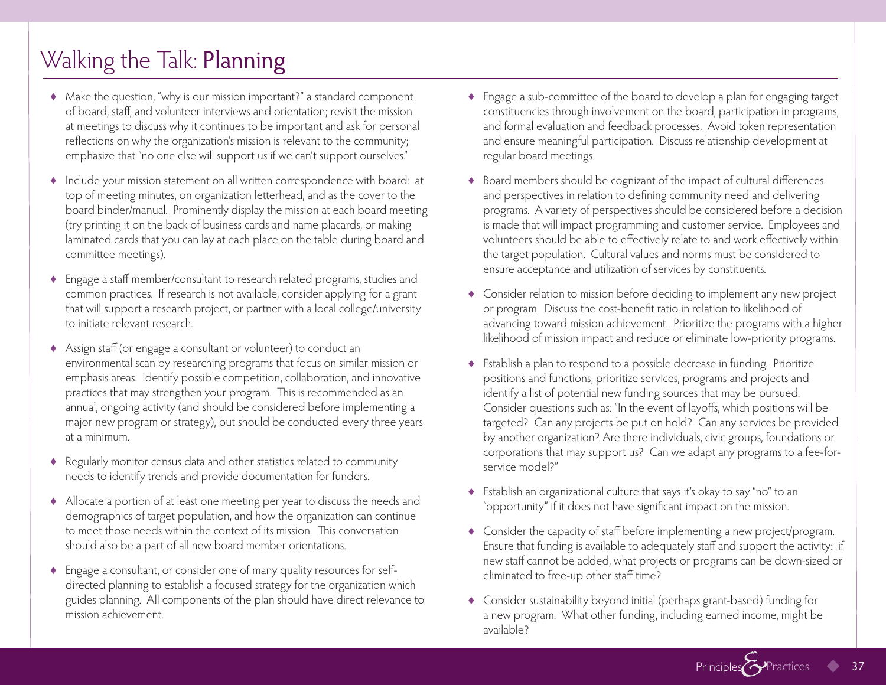# Walking the Talk: Planning

- Make the question, "why is our mission important?" a standard component of board, staff, and volunteer interviews and orientation; revisit the mission at meetings to discuss why it continues to be important and ask for personal reflections on why the organization's mission is relevant to the community; emphasize that "no one else will support us if we can't support ourselves."
- Include your mission statement on all written correspondence with board: at top of meeting minutes, on organization letterhead, and as the cover to the board binder/manual. Prominently display the mission at each board meeting (try printing it on the back of business cards and name placards, or making laminated cards that you can lay at each place on the table during board and committee meetings).
- Engage a staff member/consultant to research related programs, studies and common practices. If research is not available, consider applying for a grant that will support a research project, or partner with a local college/university to initiate relevant research.
- Assign staff (or engage a consultant or volunteer) to conduct an environmental scan by researching programs that focus on similar mission or emphasis areas. Identify possible competition, collaboration, and innovative practices that may strengthen your program. This is recommended as an annual, ongoing activity (and should be considered before implementing a major new program or strategy), but should be conducted every three years at a minimum.
- Regularly monitor census data and other statistics related to community needs to identify trends and provide documentation for funders.
- Allocate a portion of at least one meeting per year to discuss the needs and demographics of target population, and how the organization can continue to meet those needs within the context of its mission. This conversation should also be a part of all new board member orientations.
- Engage a consultant, or consider one of many quality resources for self-directed planning to establish a focused strategy for the organization which guides planning. All components of the plan should have direct relevance to mission achievement.
- Engage a sub-committee of the board to develop a plan for engaging target constituencies through involvement on the board, participation in programs, and formal evaluation and feedback processes. Avoid token representation and ensure meaningful participation. Discuss relationship development at regular board meetings.
- Board members should be cognizant of the impact of cultural differences and perspectives in relation to defining community need and delivering programs. A variety of perspectives should be considered before a decision is made that will impact programming and customer service. Employees and volunteers should be able to effectively relate to and work effectively within the target population. Cultural values and norms must be considered to ensure acceptance and utilization of services by constituents.
- Consider relation to mission before deciding to implement any new project or program. Discuss the cost-benefit ratio in relation to likelihood of advancing toward mission achievement. Prioritize the programs with a higher likelihood of mission impact and reduce or eliminate low-priority programs.
- Establish a plan to respond to a possible decrease in funding. Prioritize positions and functions, prioritize services, programs and projects and identify a list of potential new funding sources that may be pursued. Consider questions such as: "In the event of layoffs, which positions will be targeted? Can any projects be put on hold? Can any services be provided by another organization? Are there individuals, civic groups, foundations or corporations that may support us? Can we adapt any programs to a fee-for-service model?"
- Establish an organizational culture that says it's okay to say "no" to an "opportunity" if it does not have significant impact on the mission.
- Consider the capacity of staff before implementing a new project/program. Ensure that funding is available to adequately staff and support the activity: if new staff cannot be added, what projects or programs can be down-sized or eliminated to free-up other staff time?
- Consider sustainability beyond initial (perhaps grant-based) funding for a new program. What other funding, including earned income, might be available?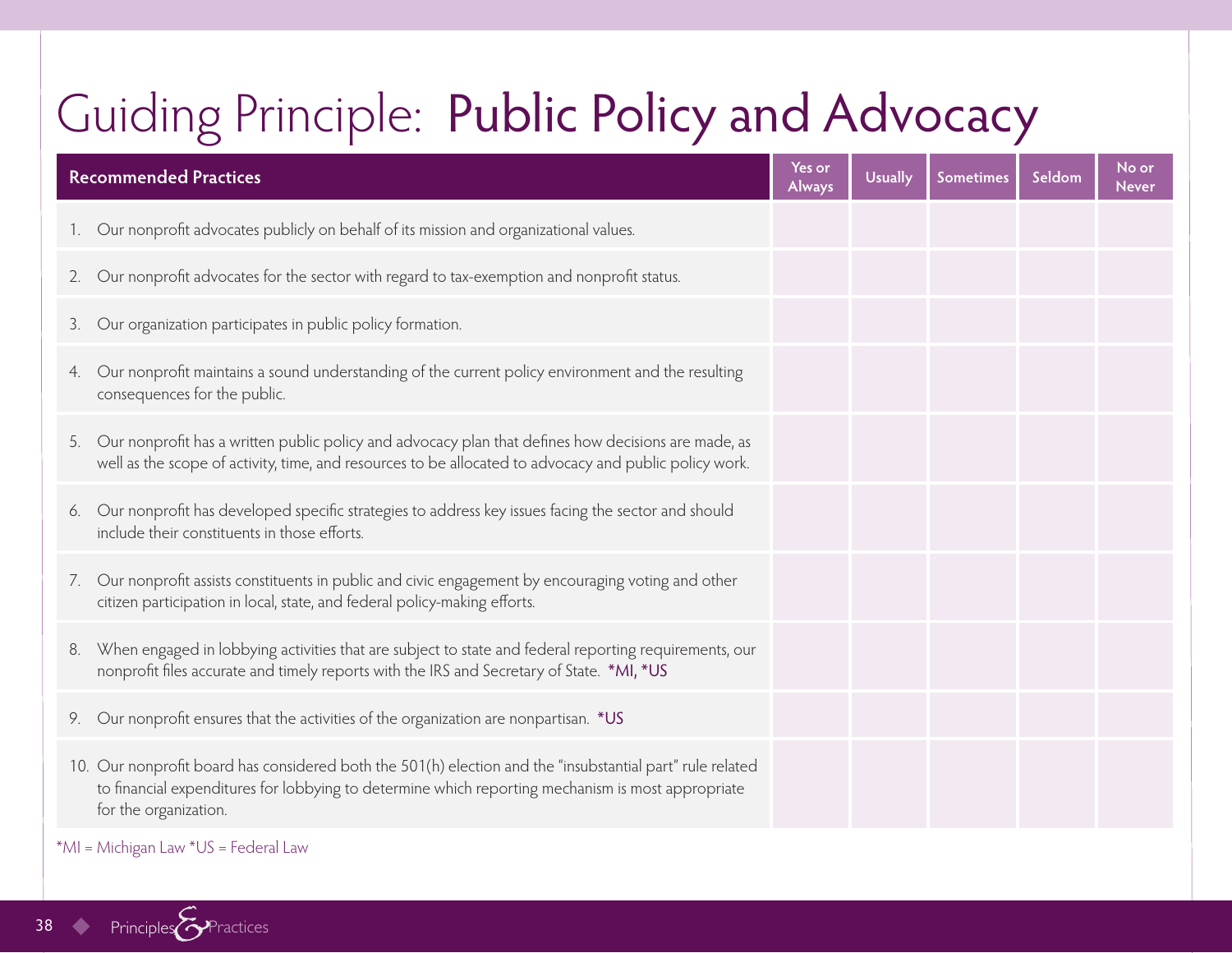# Guiding Principle: Public Policy and Advocacy

| Recommended Practices | Yes or Always | Usually | Sometimes | Seldom | No or Never |
|---|---|---|---|---|---|
| 1. Our nonprofit advocates publicly on behalf of its mission and organizational values. | | | | | |
| 2. Our nonprofit advocates for the sector with regard to tax-exemption and nonprofit status. | | | | | |
| 3. Our organization participates in public policy formation. | | | | | |
| 4. Our nonprofit maintains a sound understanding of the current policy environment and the resulting consequences for the public. | | | | | |
| 5. Our nonprofit has a written public policy and advocacy plan that defines how decisions are made, as well as the scope of activity, time, and resources to be allocated to advocacy and public policy work. | | | | | |
| 6. Our nonprofit has developed specific strategies to address key issues facing the sector and should include their constituents in those efforts. | | | | | |
| 7. Our nonprofit assists constituents in public and civic engagement by encouraging voting and other citizen participation in local, state, and federal policy-making efforts. | | | | | |
| 8. When engaged in lobbying activities that are subject to state and federal reporting requirements, our nonprofit files accurate and timely reports with the IRS and Secretary of State. *MI, *US | | | | | |
| 9. Our nonprofit ensures that the activities of the organization are nonpartisan. *US | | | | | |
| 10. Our nonprofit board has considered both the 501(h) election and the "insubstantial part" rule related to financial expenditures for lobbying to determine which reporting mechanism is most appropriate for the organization. | | | | | |

*MI = Michigan Law *US = Federal Law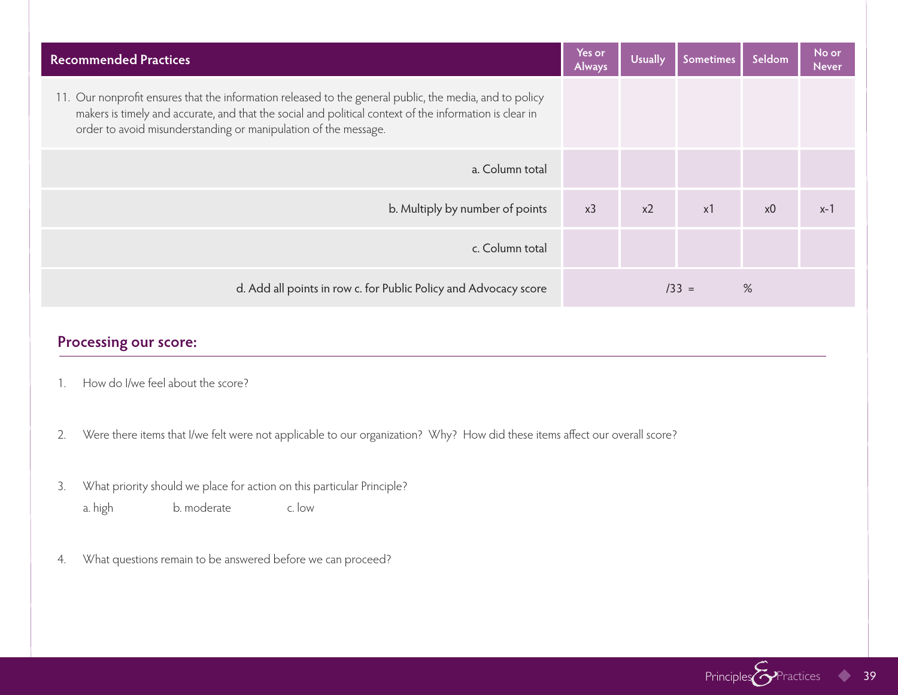| Recommended Practices | Yes or Always | Usually | Sometimes | Seldom | No or Never |
|---|---|---|---|---|---|
| 11. Our nonprofit ensures that the information released to the general public, the media, and to policy makers is timely and accurate, and that the social and political context of the information is clear in order to avoid misunderstanding or manipulation of the message. | | | | | |
| a. Column total | | | | | |
| b. Multiply by number of points | x3 | x2 | x1 | x0 | x-1 |
| c. Column total | | | | | |
| d. Add all points in row c. for Public Policy and Advocacy score | /33 = % | | | | |

## Processing our score:

1. How do I/we feel about the score?

2. Were there items that I/we felt were not applicable to our organization? Why? How did these items affect our overall score?

3. What priority should we place for action on this particular Principle?

   a. high  b. moderate  c. low

4. What questions remain to be answered before we can proceed?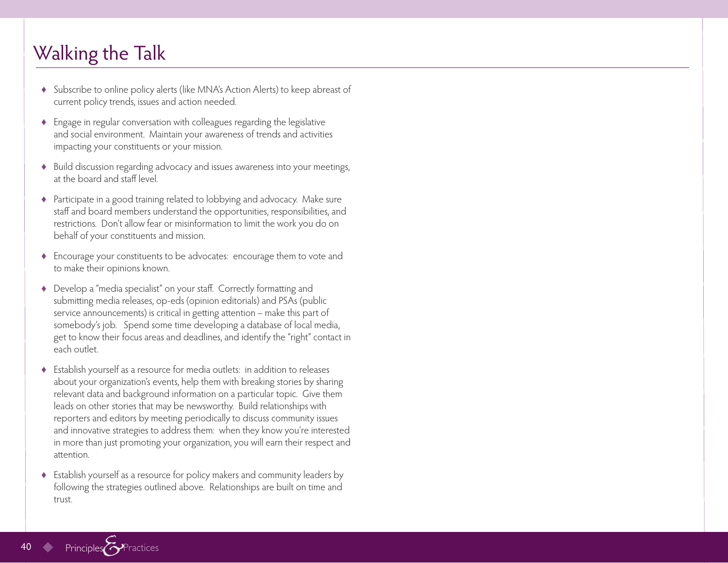# Walking the Talk

- Subscribe to online policy alerts (like MNA's Action Alerts) to keep abreast of current policy trends, issues and action needed.
- Engage in regular conversation with colleagues regarding the legislative and social environment. Maintain your awareness of trends and activities impacting your constituents or your mission.
- Build discussion regarding advocacy and issues awareness into your meetings, at the board and staff level.
- Participate in a good training related to lobbying and advocacy. Make sure staff and board members understand the opportunities, responsibilities, and restrictions. Don't allow fear or misinformation to limit the work you do on behalf of your constituents and mission.
- Encourage your constituents to be advocates: encourage them to vote and to make their opinions known.
- Develop a "media specialist" on your staff. Correctly formatting and submitting media releases, op-eds (opinion editorials) and PSAs (public service announcements) is critical in getting attention – make this part of somebody's job. Spend some time developing a database of local media, get to know their focus areas and deadlines, and identify the "right" contact in each outlet.
- Establish yourself as a resource for media outlets: in addition to releases about your organization's events, help them with breaking stories by sharing relevant data and background information on a particular topic. Give them leads on other stories that may be newsworthy. Build relationships with reporters and editors by meeting periodically to discuss community issues and innovative strategies to address them: when they know you're interested in more than just promoting your organization, you will earn their respect and attention.
- Establish yourself as a resource for policy makers and community leaders by following the strategies outlined above. Relationships are built on time and trust.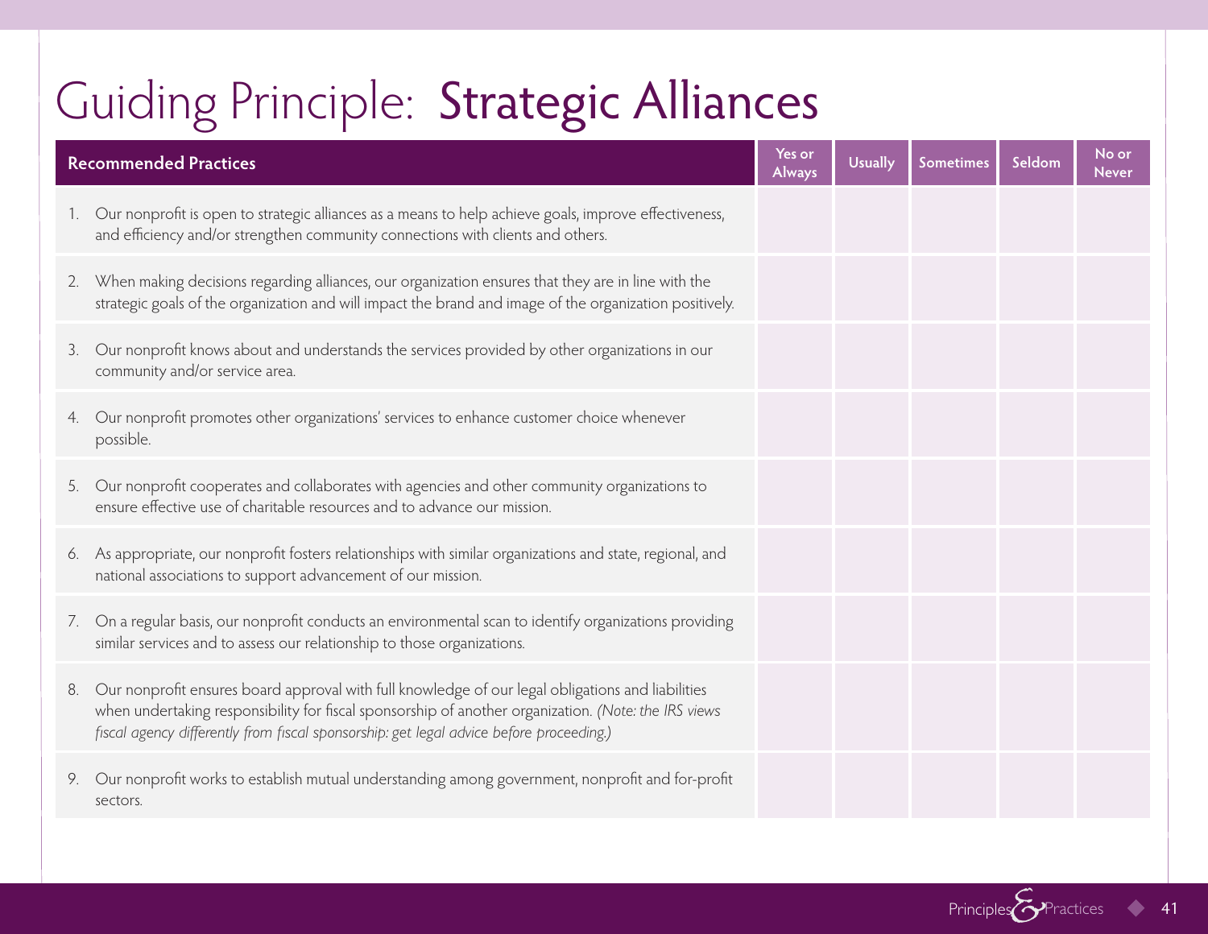# Guiding Principle: Strategic Alliances

| Recommended Practices | Yes or Always | Usually | Sometimes | Seldom | No or Never |
|---|---|---|---|---|---|
| 1. Our nonprofit is open to strategic alliances as a means to help achieve goals, improve effectiveness, and efficiency and/or strengthen community connections with clients and others. | | | | | |
| 2. When making decisions regarding alliances, our organization ensures that they are in line with the strategic goals of the organization and will impact the brand and image of the organization positively. | | | | | |
| 3. Our nonprofit knows about and understands the services provided by other organizations in our community and/or service area. | | | | | |
| 4. Our nonprofit promotes other organizations' services to enhance customer choice whenever possible. | | | | | |
| 5. Our nonprofit cooperates and collaborates with agencies and other community organizations to ensure effective use of charitable resources and to advance our mission. | | | | | |
| 6. As appropriate, our nonprofit fosters relationships with similar organizations and state, regional, and national associations to support advancement of our mission. | | | | | |
| 7. On a regular basis, our nonprofit conducts an environmental scan to identify organizations providing similar services and to assess our relationship to those organizations. | | | | | |
| 8. Our nonprofit ensures board approval with full knowledge of our legal obligations and liabilities when undertaking responsibility for fiscal sponsorship of another organization. *(Note: the IRS views fiscal agency differently from fiscal sponsorship: get legal advice before proceeding.)* | | | | | |
| 9. Our nonprofit works to establish mutual understanding among government, nonprofit and for-profit sectors. | | | | | |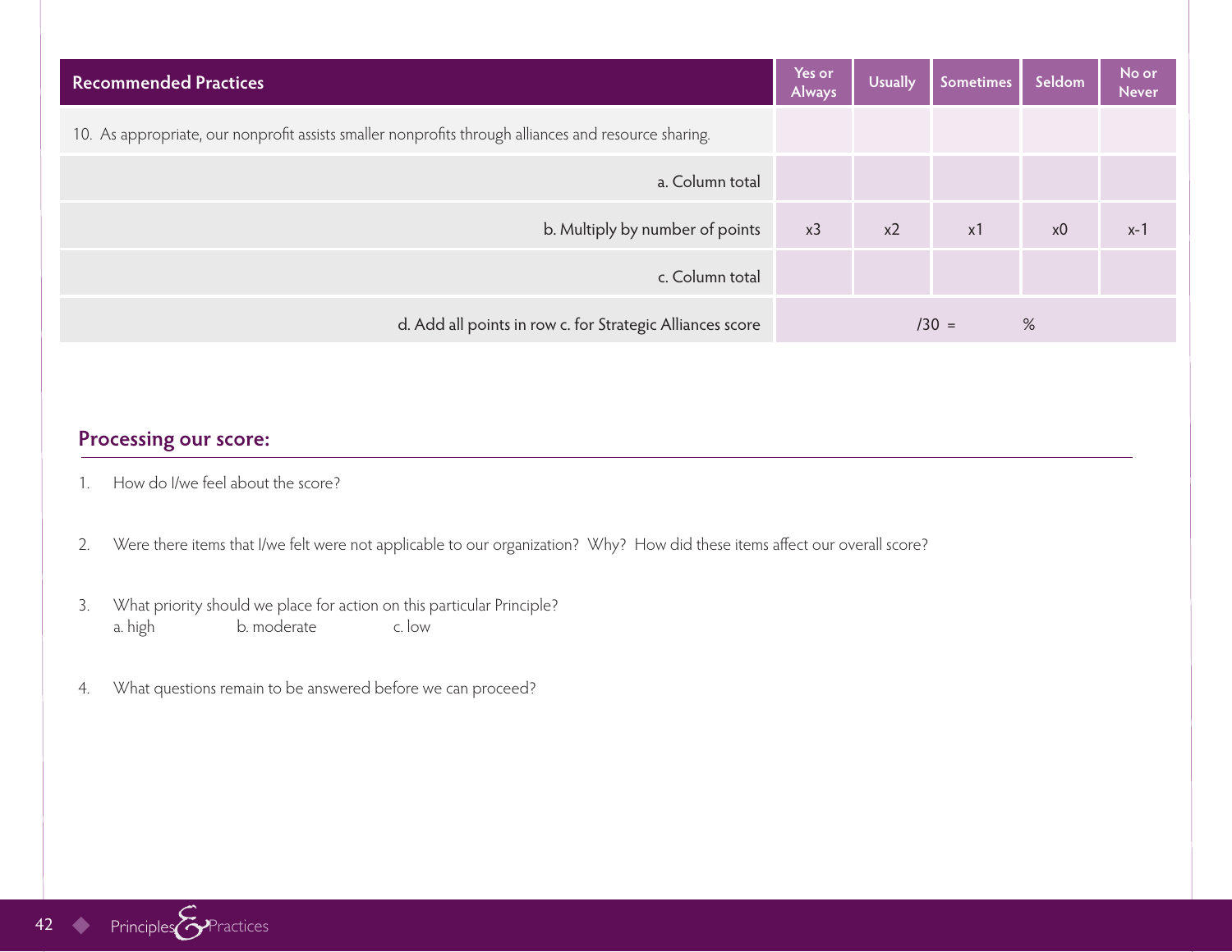| Recommended Practices | Yes or Always | Usually | Sometimes | Seldom | No or Never |
|---|---|---|---|---|---|
| 10. As appropriate, our nonprofit assists smaller nonprofits through alliances and resource sharing. | | | | | |
| a. Column total | | | | | |
| b. Multiply by number of points | x3 | x2 | x1 | x0 | x-1 |
| c. Column total | | | | | |
| d. Add all points in row c. for Strategic Alliances score | /30 = % | | | | |

## Processing our score:

1. How do I/we feel about the score?

2. Were there items that I/we felt were not applicable to our organization? Why? How did these items affect our overall score?

3. What priority should we place for action on this particular Principle?
   a. high b. moderate c. low

4. What questions remain to be answered before we can proceed?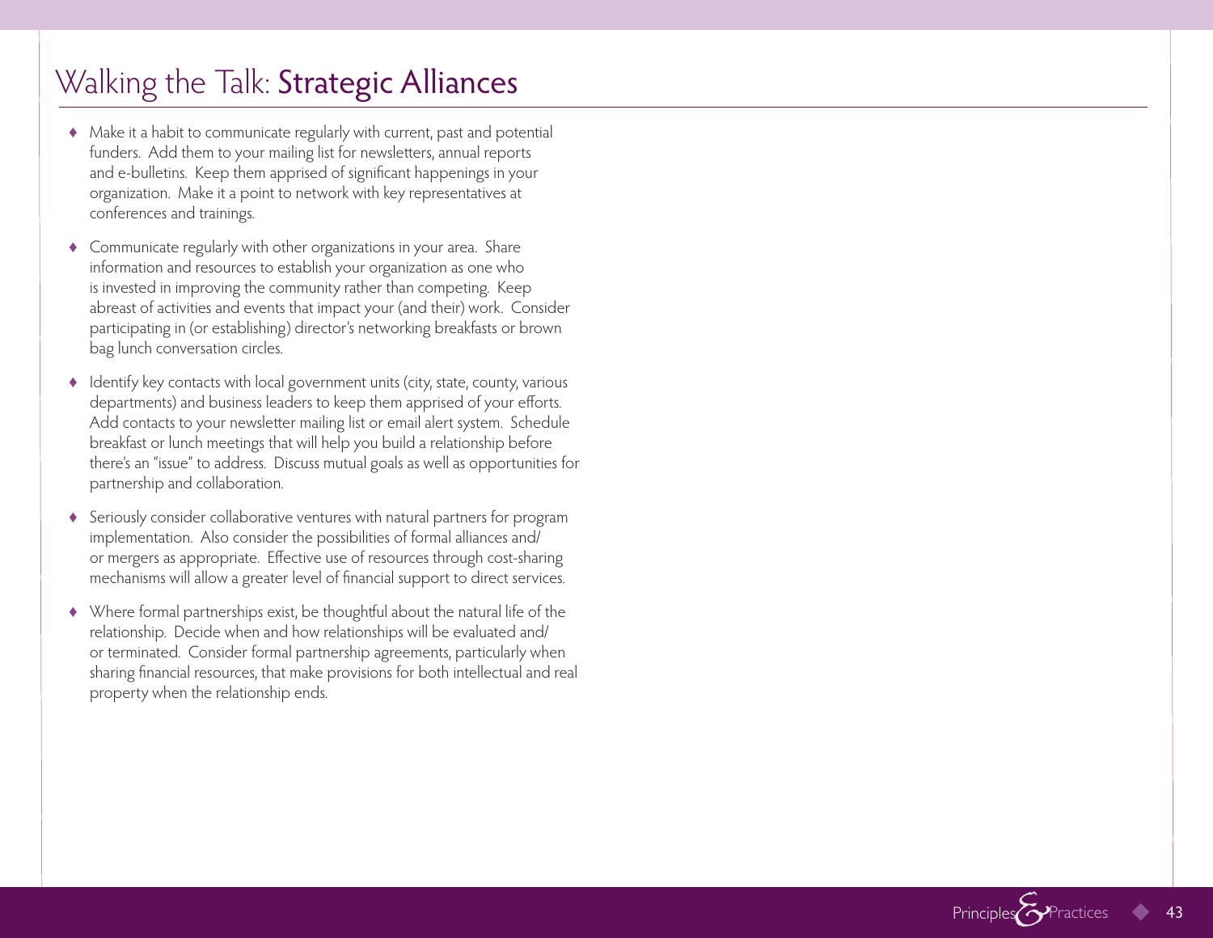# Walking the Talk: Strategic Alliances

- Make it a habit to communicate regularly with current, past and potential funders. Add them to your mailing list for newsletters, annual reports and e-bulletins. Keep them apprised of significant happenings in your organization. Make it a point to network with key representatives at conferences and trainings.

- Communicate regularly with other organizations in your area. Share information and resources to establish your organization as one who is invested in improving the community rather than competing. Keep abreast of activities and events that impact your (and their) work. Consider participating in (or establishing) director's networking breakfasts or brown bag lunch conversation circles.

- Identify key contacts with local government units (city, state, county, various departments) and business leaders to keep them apprised of your efforts. Add contacts to your newsletter mailing list or email alert system. Schedule breakfast or lunch meetings that will help you build a relationship before there's an "issue" to address. Discuss mutual goals as well as opportunities for partnership and collaboration.

- Seriously consider collaborative ventures with natural partners for program implementation. Also consider the possibilities of formal alliances and/or mergers as appropriate. Effective use of resources through cost-sharing mechanisms will allow a greater level of financial support to direct services.

- Where formal partnerships exist, be thoughtful about the natural life of the relationship. Decide when and how relationships will be evaluated and/or terminated. Consider formal partnership agreements, particularly when sharing financial resources, that make provisions for both intellectual and real property when the relationship ends.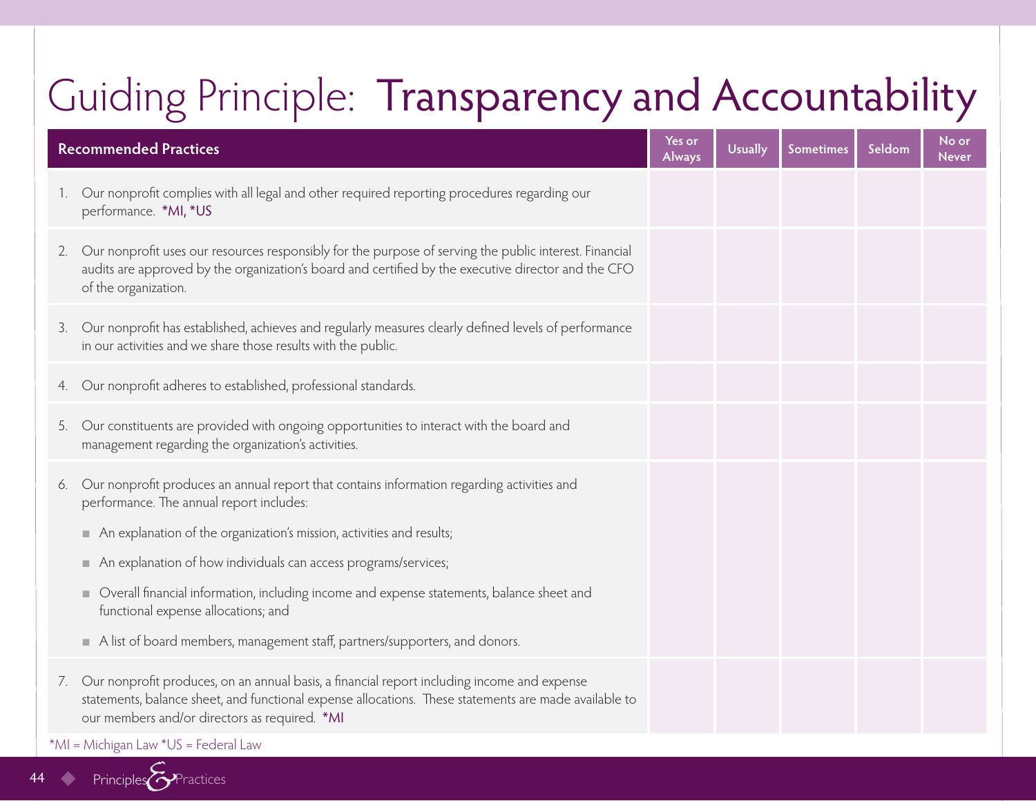# Guiding Principle: Transparency and Accountability

| Recommended Practices | Yes or Always | Usually | Sometimes | Seldom | No or Never |
|---|---|---|---|---|---|
| 1. Our nonprofit complies with all legal and other required reporting procedures regarding our performance. *MI, *US | | | | | |
| 2. Our nonprofit uses our resources responsibly for the purpose of serving the public interest. Financial audits are approved by the organization's board and certified by the executive director and the CFO of the organization. | | | | | |
| 3. Our nonprofit has established, achieves and regularly measures clearly defined levels of performance in our activities and we share those results with the public. | | | | | |
| 4. Our nonprofit adheres to established, professional standards. | | | | | |
| 5. Our constituents are provided with ongoing opportunities to interact with the board and management regarding the organization's activities. | | | | | |
| 6. Our nonprofit produces an annual report that contains information regarding activities and performance. The annual report includes: <br>■ An explanation of the organization's mission, activities and results; <br>■ An explanation of how individuals can access programs/services; <br>■ Overall financial information, including income and expense statements, balance sheet and functional expense allocations; and <br>■ A list of board members, management staff, partners/supporters, and donors. | | | | | |
| 7. Our nonprofit produces, on an annual basis, a financial report including income and expense statements, balance sheet, and functional expense allocations. These statements are made available to our members and/or directors as required. *MI | | | | | |

*MI = Michigan Law *US = Federal Law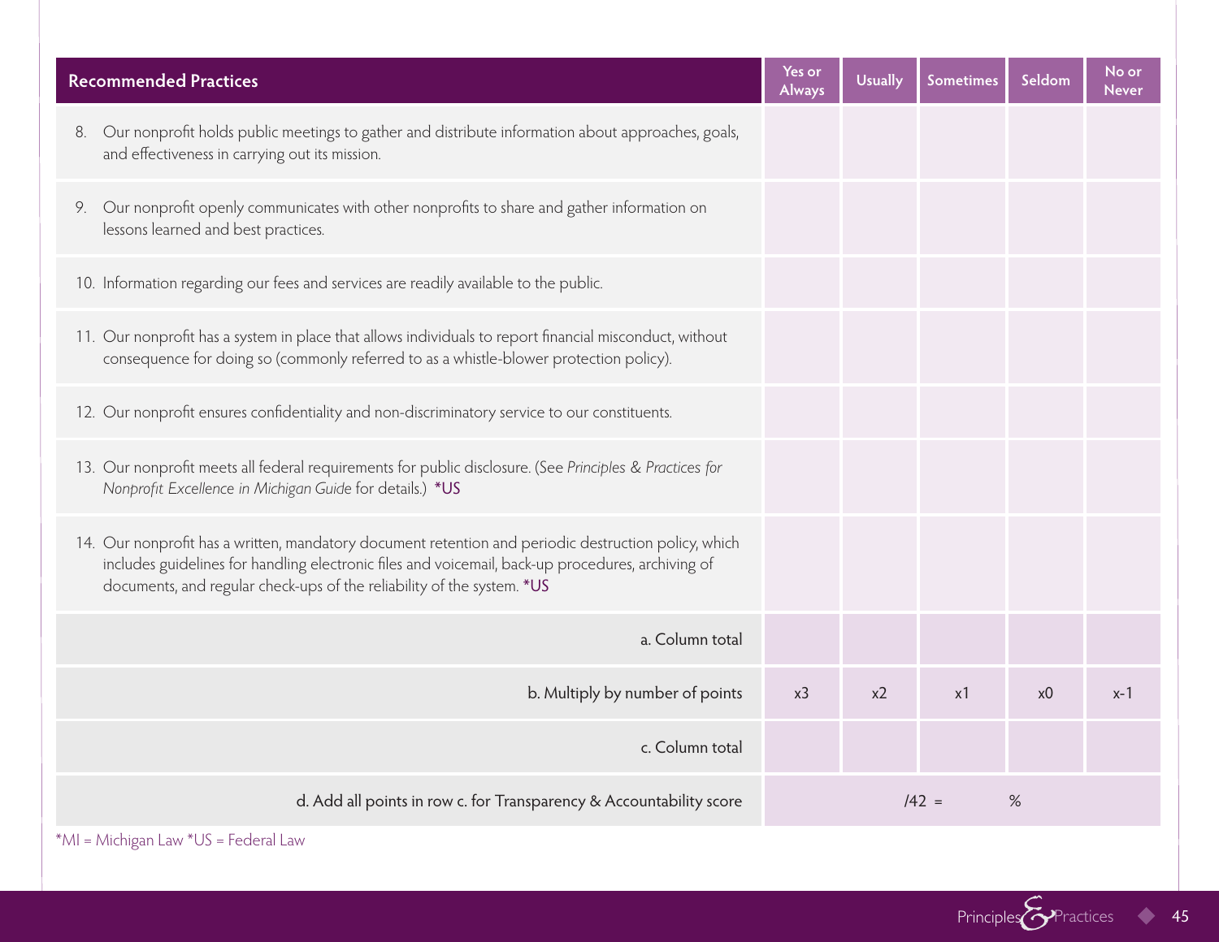| Recommended Practices | Yes or Always | Usually | Sometimes | Seldom | No or Never |
|---|---|---|---|---|---|
| 8. Our nonprofit holds public meetings to gather and distribute information about approaches, goals, and effectiveness in carrying out its mission. | | | | | |
| 9. Our nonprofit openly communicates with other nonprofits to share and gather information on lessons learned and best practices. | | | | | |
| 10. Information regarding our fees and services are readily available to the public. | | | | | |
| 11. Our nonprofit has a system in place that allows individuals to report financial misconduct, without consequence for doing so (commonly referred to as a whistle-blower protection policy). | | | | | |
| 12. Our nonprofit ensures confidentiality and non-discriminatory service to our constituents. | | | | | |
| 13. Our nonprofit meets all federal requirements for public disclosure. (See *Principles & Practices for Nonprofit Excellence in Michigan Guide* for details.) *US | | | | | |
| 14. Our nonprofit has a written, mandatory document retention and periodic destruction policy, which includes guidelines for handling electronic files and voicemail, back-up procedures, archiving of documents, and regular check-ups of the reliability of the system. *US | | | | | |
| a. Column total | | | | | |
| b. Multiply by number of points | x3 | x2 | x1 | x0 | x-1 |
| c. Column total | | | | | |
| d. Add all points in row c. for Transparency & Accountability score | /42 = % | | | | |

*MI = Michigan Law *US = Federal Law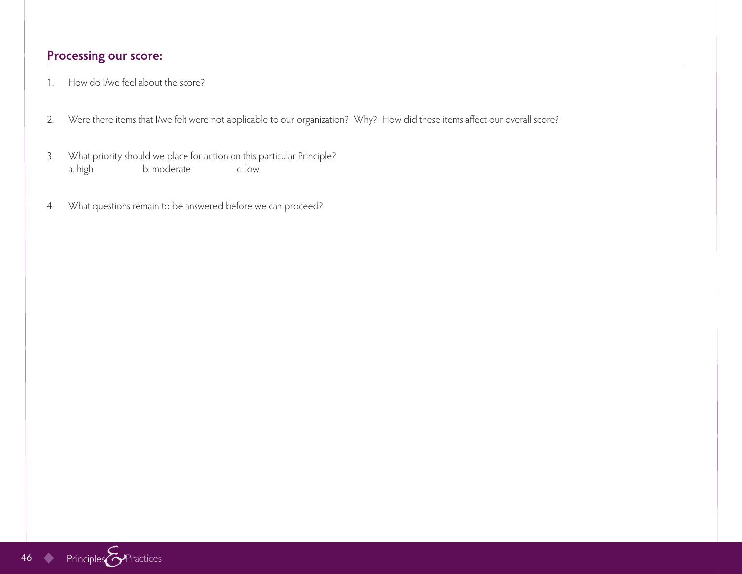## Processing our score:

1. How do I/we feel about the score?

2. Were there items that I/we felt were not applicable to our organization? Why? How did these items affect our overall score?

3. What priority should we place for action on this particular Principle?
   a. high b. moderate c. low

4. What questions remain to be answered before we can proceed?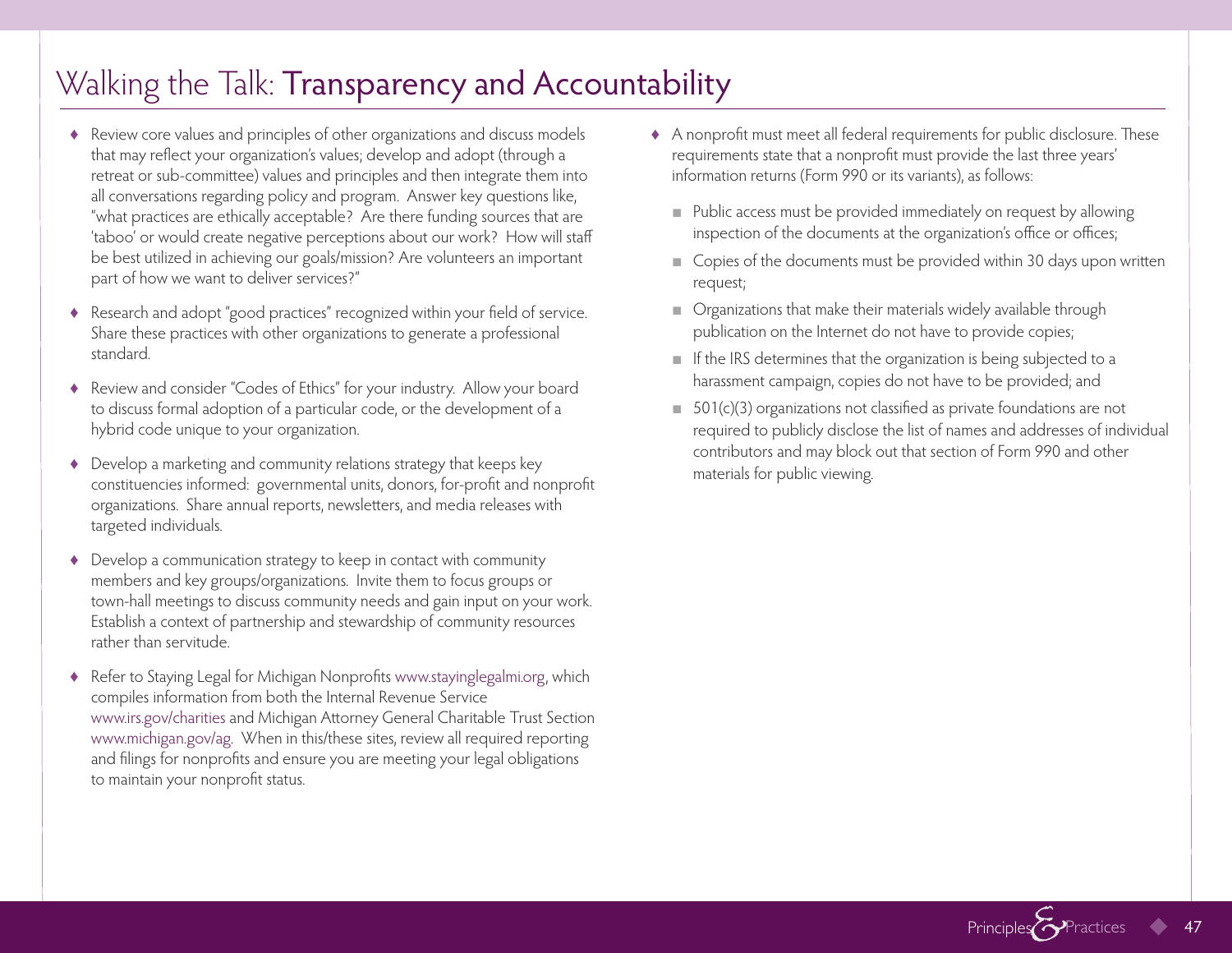# Walking the Talk: Transparency and Accountability

- Review core values and principles of other organizations and discuss models that may reflect your organization's values; develop and adopt (through a retreat or sub-committee) values and principles and then integrate them into all conversations regarding policy and program. Answer key questions like, "what practices are ethically acceptable? Are there funding sources that are 'taboo' or would create negative perceptions about our work? How will staff be best utilized in achieving our goals/mission? Are volunteers an important part of how we want to deliver services?"
- Research and adopt "good practices" recognized within your field of service. Share these practices with other organizations to generate a professional standard.
- Review and consider "Codes of Ethics" for your industry. Allow your board to discuss formal adoption of a particular code, or the development of a hybrid code unique to your organization.
- Develop a marketing and community relations strategy that keeps key constituencies informed: governmental units, donors, for-profit and nonprofit organizations. Share annual reports, newsletters, and media releases with targeted individuals.
- Develop a communication strategy to keep in contact with community members and key groups/organizations. Invite them to focus groups or town-hall meetings to discuss community needs and gain input on your work. Establish a context of partnership and stewardship of community resources rather than servitude.
- Refer to Staying Legal for Michigan Nonprofits www.stayinglegalmi.org, which compiles information from both the Internal Revenue Service www.irs.gov/charities and Michigan Attorney General Charitable Trust Section www.michigan.gov/ag. When in this/these sites, review all required reporting and filings for nonprofits and ensure you are meeting your legal obligations to maintain your nonprofit status.
- A nonprofit must meet all federal requirements for public disclosure. These requirements state that a nonprofit must provide the last three years' information returns (Form 990 or its variants), as follows:
  - Public access must be provided immediately on request by allowing inspection of the documents at the organization's office or offices;
  - Copies of the documents must be provided within 30 days upon written request;
  - Organizations that make their materials widely available through publication on the Internet do not have to provide copies;
  - If the IRS determines that the organization is being subjected to a harassment campaign, copies do not have to be provided; and
  - 501(c)(3) organizations not classified as private foundations are not required to publicly disclose the list of names and addresses of individual contributors and may block out that section of Form 990 and other materials for public viewing.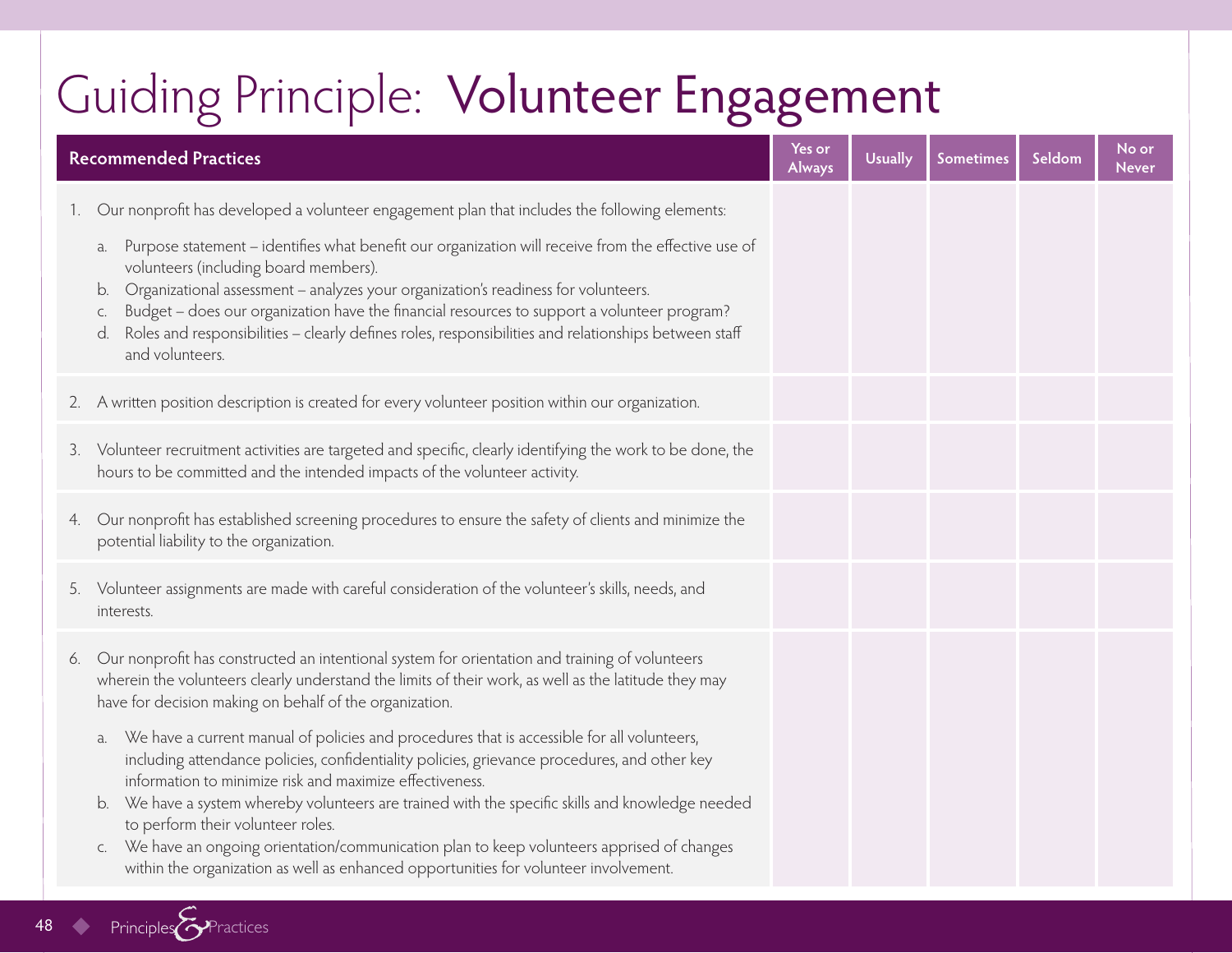# Guiding Principle: Volunteer Engagement

| Recommended Practices | Yes or Always | Usually | Sometimes | Seldom | No or Never |
|---|---|---|---|---|---|
| 1. Our nonprofit has developed a volunteer engagement plan that includes the following elements:<br>a. Purpose statement – identifies what benefit our organization will receive from the effective use of volunteers (including board members).<br>b. Organizational assessment – analyzes your organization's readiness for volunteers.<br>c. Budget – does our organization have the financial resources to support a volunteer program?<br>d. Roles and responsibilities – clearly defines roles, responsibilities and relationships between staff and volunteers. | | | | | |
| 2. A written position description is created for every volunteer position within our organization. | | | | | |
| 3. Volunteer recruitment activities are targeted and specific, clearly identifying the work to be done, the hours to be committed and the intended impacts of the volunteer activity. | | | | | |
| 4. Our nonprofit has established screening procedures to ensure the safety of clients and minimize the potential liability to the organization. | | | | | |
| 5. Volunteer assignments are made with careful consideration of the volunteer's skills, needs, and interests. | | | | | |
| 6. Our nonprofit has constructed an intentional system for orientation and training of volunteers wherein the volunteers clearly understand the limits of their work, as well as the latitude they may have for decision making on behalf of the organization.<br>a. We have a current manual of policies and procedures that is accessible for all volunteers, including attendance policies, confidentiality policies, grievance procedures, and other key information to minimize risk and maximize effectiveness.<br>b. We have a system whereby volunteers are trained with the specific skills and knowledge needed to perform their volunteer roles.<br>c. We have an ongoing orientation/communication plan to keep volunteers apprised of changes within the organization as well as enhanced opportunities for volunteer involvement. | | | | | |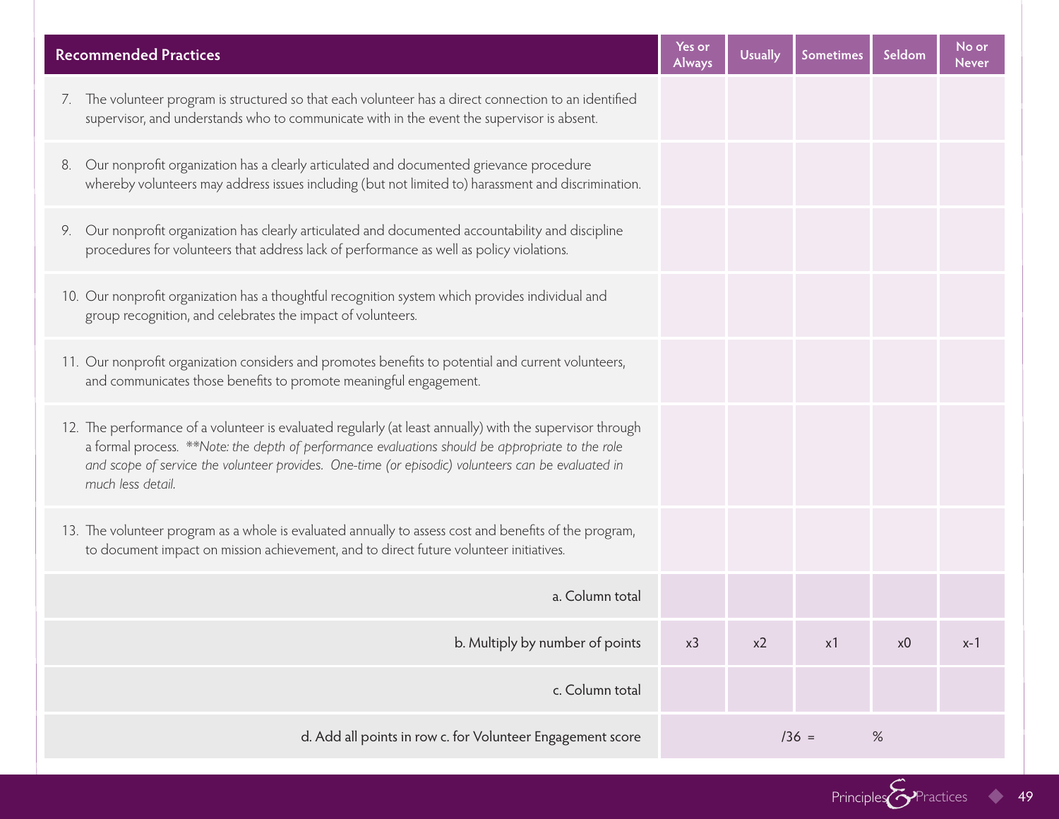| Recommended Practices | Yes or Always | Usually | Sometimes | Seldom | No or Never |
|---|---|---|---|---|---|
| 7. The volunteer program is structured so that each volunteer has a direct connection to an identified supervisor, and understands who to communicate with in the event the supervisor is absent. | | | | | |
| 8. Our nonprofit organization has a clearly articulated and documented grievance procedure whereby volunteers may address issues including (but not limited to) harassment and discrimination. | | | | | |
| 9. Our nonprofit organization has clearly articulated and documented accountability and discipline procedures for volunteers that address lack of performance as well as policy violations. | | | | | |
| 10. Our nonprofit organization has a thoughtful recognition system which provides individual and group recognition, and celebrates the impact of volunteers. | | | | | |
| 11. Our nonprofit organization considers and promotes benefits to potential and current volunteers, and communicates those benefits to promote meaningful engagement. | | | | | |
| 12. The performance of a volunteer is evaluated regularly (at least annually) with the supervisor through a formal process. ***Note: the depth of performance evaluations should be appropriate to the role and scope of service the volunteer provides. One-time (or episodic) volunteers can be evaluated in much less detail.* | | | | | |
| 13. The volunteer program as a whole is evaluated annually to assess cost and benefits of the program, to document impact on mission achievement, and to direct future volunteer initiatives. | | | | | |
| a. Column total | | | | | |
| b. Multiply by number of points | x3 | x2 | x1 | x0 | x-1 |
| c. Column total | | | | | |
| d. Add all points in row c. for Volunteer Engagement score | /36 = | | % | | |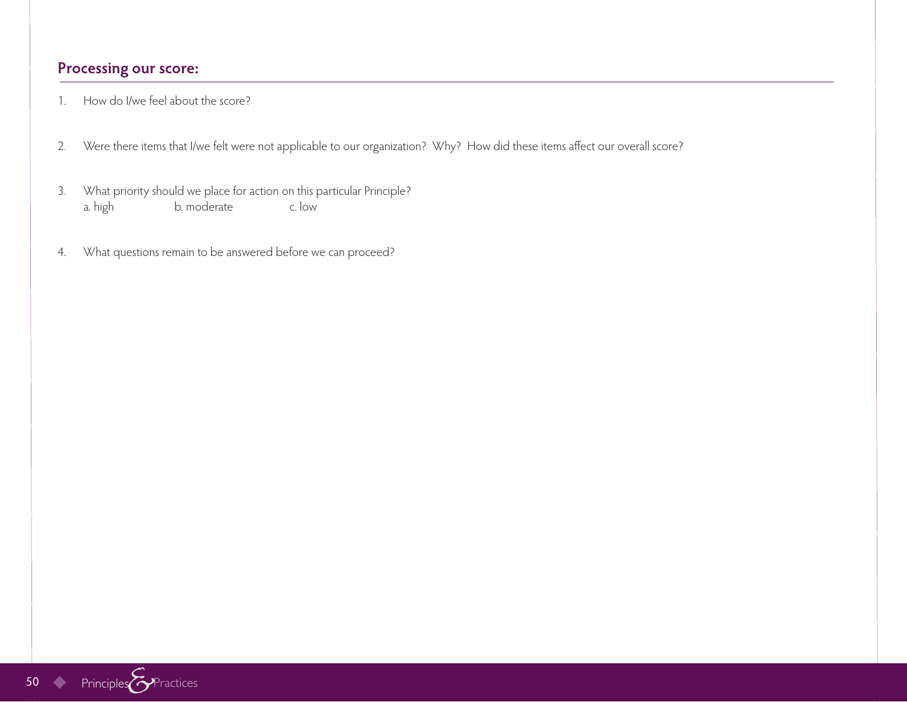## Processing our score:

1. How do I/we feel about the score?

2. Were there items that I/we felt were not applicable to our organization? Why? How did these items affect our overall score?

3. What priority should we place for action on this particular Principle?
   a. high b. moderate c. low

4. What questions remain to be answered before we can proceed?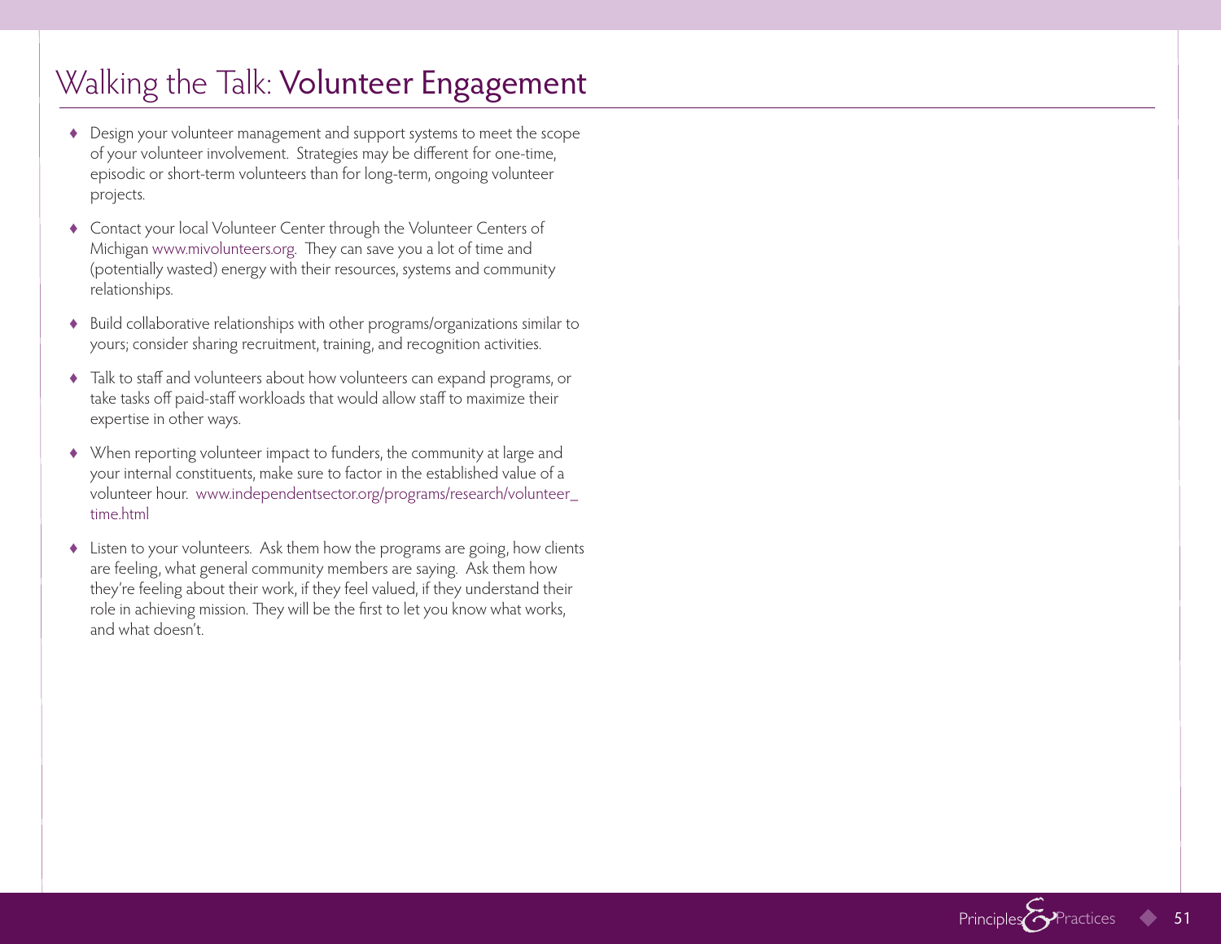# Walking the Talk: Volunteer Engagement

- Design your volunteer management and support systems to meet the scope of your volunteer involvement. Strategies may be different for one-time, episodic or short-term volunteers than for long-term, ongoing volunteer projects.

- Contact your local Volunteer Center through the Volunteer Centers of Michigan www.mivolunteers.org. They can save you a lot of time and (potentially wasted) energy with their resources, systems and community relationships.

- Build collaborative relationships with other programs/organizations similar to yours; consider sharing recruitment, training, and recognition activities.

- Talk to staff and volunteers about how volunteers can expand programs, or take tasks off paid-staff workloads that would allow staff to maximize their expertise in other ways.

- When reporting volunteer impact to funders, the community at large and your internal constituents, make sure to factor in the established value of a volunteer hour. www.independentsector.org/programs/research/volunteer_time.html

- Listen to your volunteers. Ask them how the programs are going, how clients are feeling, what general community members are saying. Ask them how they're feeling about their work, if they feel valued, if they understand their role in achieving mission. They will be the first to let you know what works, and what doesn't.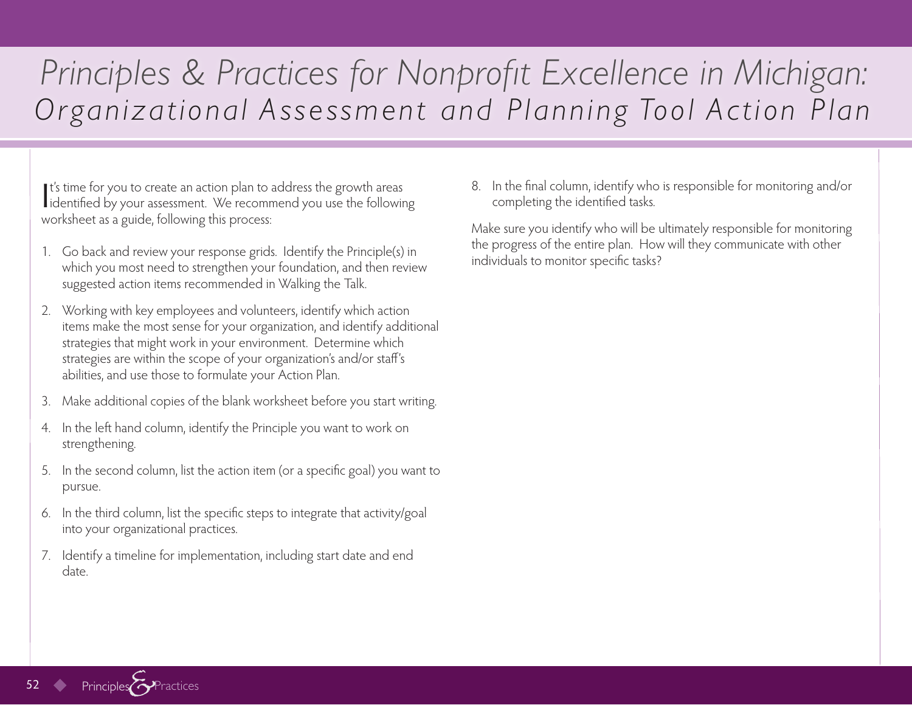# *Principles & Practices for Nonprofit Excellence in Michigan:*
## *Organizational Assessment and Planning Tool Action Plan*

It's time for you to create an action plan to address the growth areas identified by your assessment. We recommend you use the following worksheet as a guide, following this process:

1. Go back and review your response grids. Identify the Principle(s) in which you most need to strengthen your foundation, and then review suggested action items recommended in Walking the Talk.
2. Working with key employees and volunteers, identify which action items make the most sense for your organization, and identify additional strategies that might work in your environment. Determine which strategies are within the scope of your organization's and/or staff's abilities, and use those to formulate your Action Plan.
3. Make additional copies of the blank worksheet before you start writing.
4. In the left hand column, identify the Principle you want to work on strengthening.
5. In the second column, list the action item (or a specific goal) you want to pursue.
6. In the third column, list the specific steps to integrate that activity/goal into your organizational practices.
7. Identify a timeline for implementation, including start date and end date.
8. In the final column, identify who is responsible for monitoring and/or completing the identified tasks.

Make sure you identify who will be ultimately responsible for monitoring the progress of the entire plan. How will they communicate with other individuals to monitor specific tasks?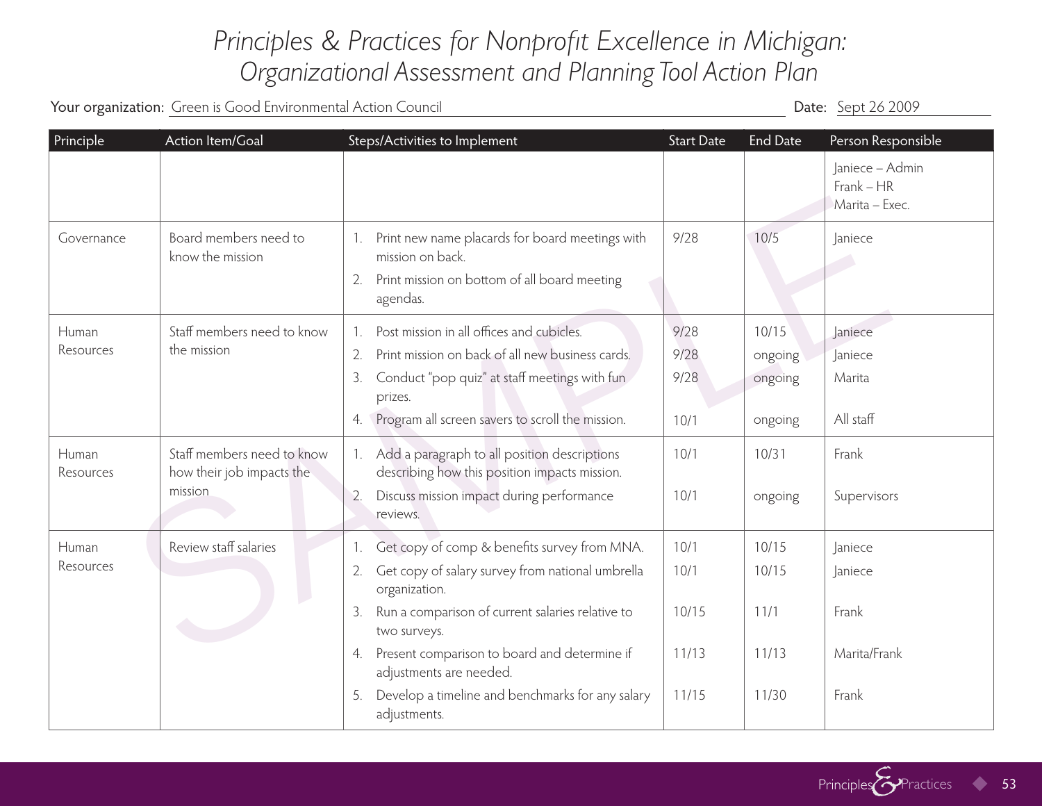# Principles & Practices for Nonprofit Excellence in Michigan: Organizational Assessment and Planning Tool Action Plan

Your organization: Green is Good Environmental Action Council

Date: Sept 26 2009

| Principle | Action Item/Goal | Steps/Activities to Implement | Start Date | End Date | Person Responsible |
|---|---|---|---|---|---|
| | | | | | Janiece – Admin<br>Frank – HR<br>Marita – Exec. |
| Governance | Board members need to know the mission | 1. Print new name placards for board meetings with mission on back.<br>2. Print mission on bottom of all board meeting agendas. | 9/28 | 10/5 | Janiece |
| Human Resources | Staff members need to know the mission | 1. Post mission in all offices and cubicles.<br>2. Print mission on back of all new business cards.<br>3. Conduct "pop quiz" at staff meetings with fun prizes.<br>4. Program all screen savers to scroll the mission. | 9/28<br>9/28<br>9/28<br>10/1 | 10/15<br>ongoing<br>ongoing<br>ongoing | Janiece<br>Janiece<br>Marita<br>All staff |
| Human Resources | Staff members need to know how their job impacts the mission | 1. Add a paragraph to all position descriptions describing how this position impacts mission.<br>2. Discuss mission impact during performance reviews. | 10/1<br>10/1 | 10/31<br>ongoing | Frank<br>Supervisors |
| Human Resources | Review staff salaries | 1. Get copy of comp & benefits survey from MNA.<br>2. Get copy of salary survey from national umbrella organization.<br>3. Run a comparison of current salaries relative to two surveys.<br>4. Present comparison to board and determine if adjustments are needed.<br>5. Develop a timeline and benchmarks for any salary adjustments. | 10/1<br>10/1<br>10/15<br>11/13<br>11/15 | 10/15<br>10/15<br>11/1<br>11/13<br>11/30 | Janiece<br>Janiece<br>Frank<br>Marita/Frank<br>Frank |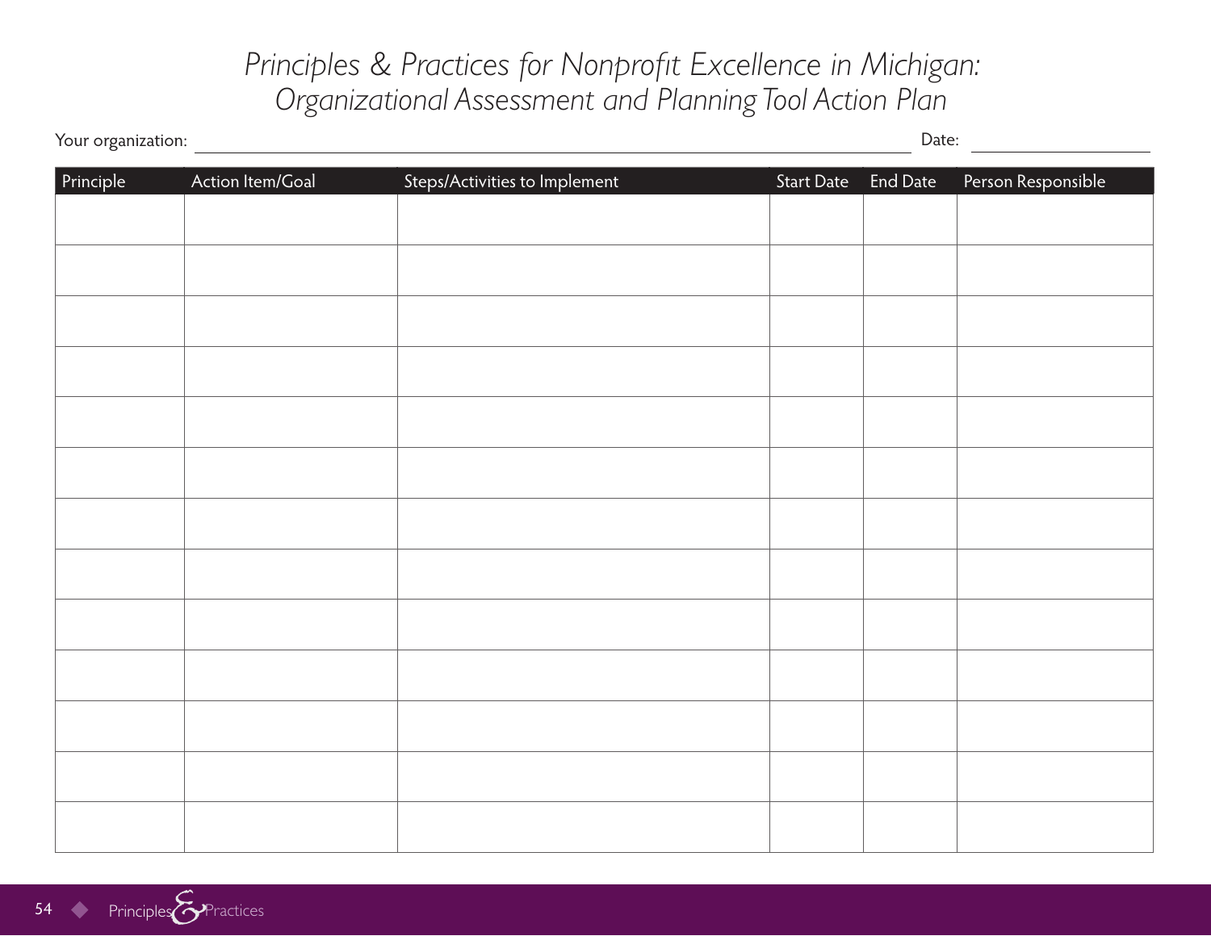# *Principles & Practices for Nonprofit Excellence in Michigan: Organizational Assessment and Planning Tool Action Plan*

Your organization: ______________________________ Date: ______________

| Principle | Action Item/Goal | Steps/Activities to Implement | Start Date | End Date | Person Responsible |
|---|---|---|---|---|---|
| | | | | | |
| | | | | | |
| | | | | | |
| | | | | | |
| | | | | | |
| | | | | | |
| | | | | | |
| | | | | | |
| | | | | | |
| | | | | | |
| | | | | | |
| | | | | | |
| | | | | | |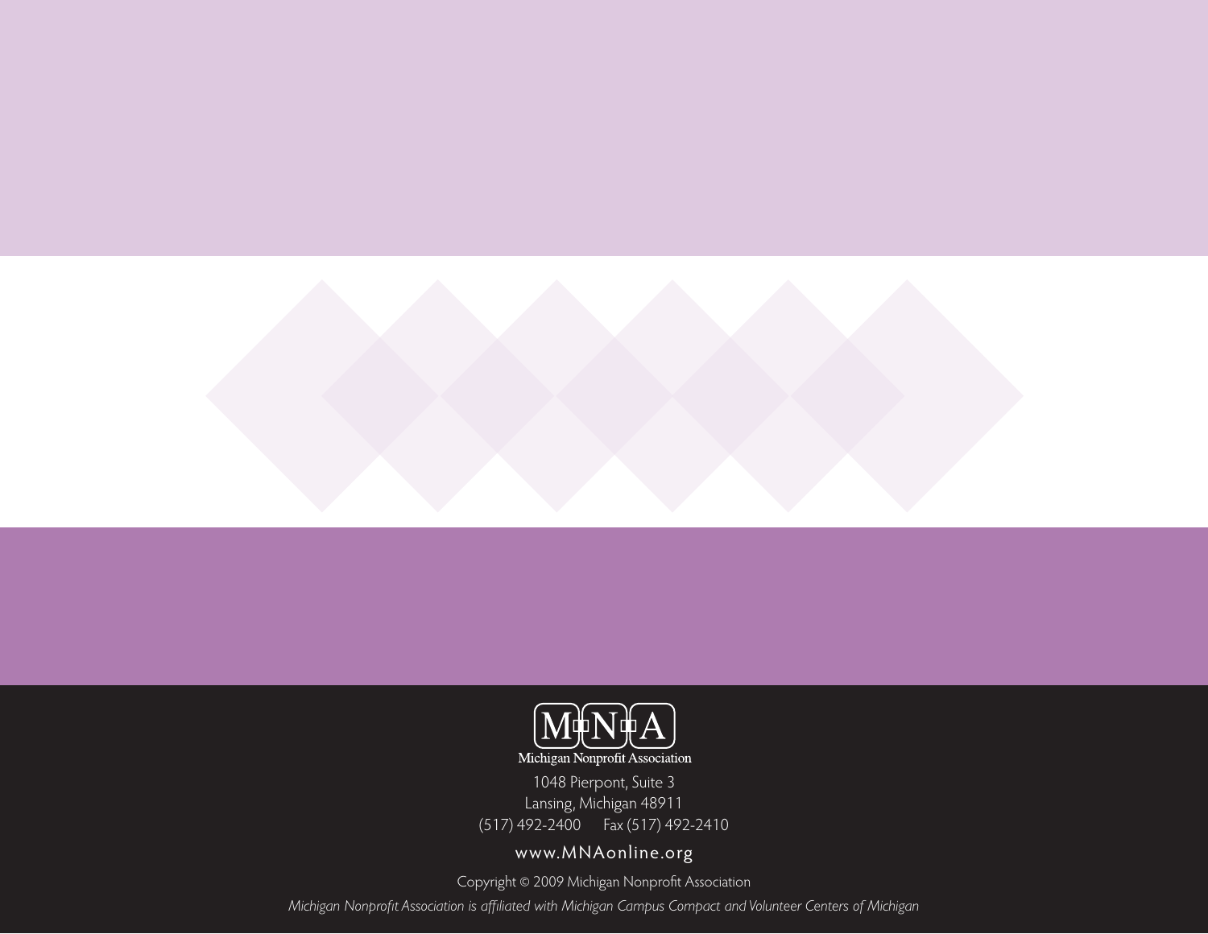M N A

Michigan Nonprofit Association

1048 Pierpont, Suite 3
Lansing, Michigan 48911
(517) 492-2400 Fax (517) 492-2410

www.MNAonline.org

Copyright © 2009 Michigan Nonprofit Association

*Michigan Nonprofit Association is affiliated with Michigan Campus Compact and Volunteer Centers of Michigan*